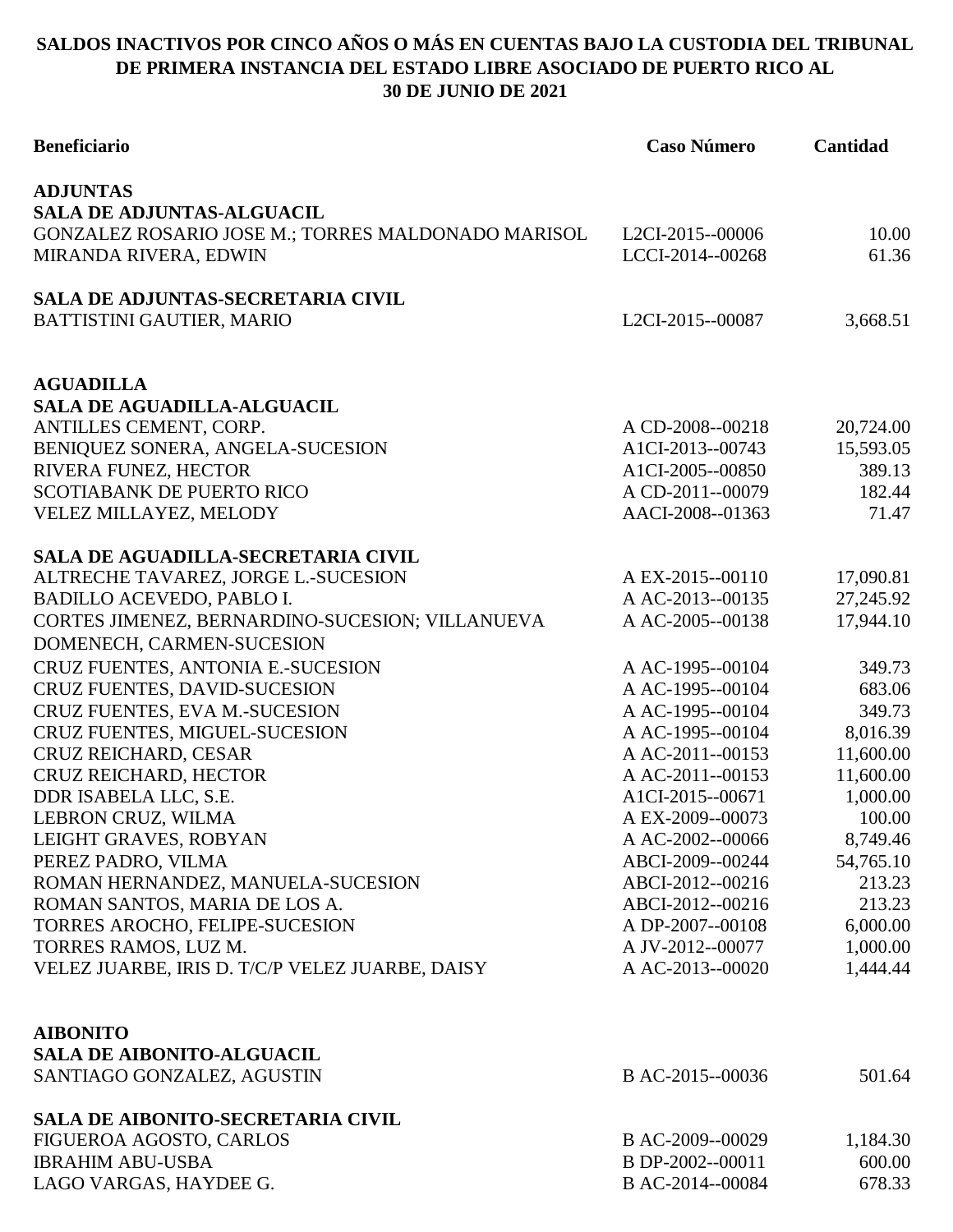**SALDOS INACTIVOS POR CINCO AÑOS O MÁS EN CUENTAS BAJO LA CUSTODIA DEL TRIBUNAL DE PRIMERA INSTANCIA DEL ESTADO LIBRE ASOCIADO DE PUERTO RICO AL 30 DE JUNIO DE 2021**

| Beneficiario | Caso Número | Cantidad |
|---|---|---|
| **ADJUNTAS** | | |
| **SALA DE ADJUNTAS-ALGUACIL** | | |
| GONZALEZ ROSARIO JOSE M.; TORRES MALDONADO MARISOL | L2CI-2015--00006 | 10.00 |
| MIRANDA RIVERA, EDWIN | LCCI-2014--00268 | 61.36 |
| **SALA DE ADJUNTAS-SECRETARIA CIVIL** | | |
| BATTISTINI GAUTIER, MARIO | L2CI-2015--00087 | 3,668.51 |
| **AGUADILLA** | | |
| **SALA DE AGUADILLA-ALGUACIL** | | |
| ANTILLES CEMENT, CORP. | A CD-2008--00218 | 20,724.00 |
| BENIQUEZ SONERA, ANGELA-SUCESION | A1CI-2013--00743 | 15,593.05 |
| RIVERA FUNEZ, HECTOR | A1CI-2005--00850 | 389.13 |
| SCOTIABANK DE PUERTO RICO | A CD-2011--00079 | 182.44 |
| VELEZ MILLAYEZ, MELODY | AACI-2008--01363 | 71.47 |
| **SALA DE AGUADILLA-SECRETARIA CIVIL** | | |
| ALTRECHE TAVAREZ, JORGE L.-SUCESION | A EX-2015--00110 | 17,090.81 |
| BADILLO ACEVEDO, PABLO I. | A AC-2013--00135 | 27,245.92 |
| CORTES JIMENEZ, BERNARDINO-SUCESION; VILLANUEVA DOMENECH, CARMEN-SUCESION | A AC-2005--00138 | 17,944.10 |
| CRUZ FUENTES, ANTONIA E.-SUCESION | A AC-1995--00104 | 349.73 |
| CRUZ FUENTES, DAVID-SUCESION | A AC-1995--00104 | 683.06 |
| CRUZ FUENTES, EVA M.-SUCESION | A AC-1995--00104 | 349.73 |
| CRUZ FUENTES, MIGUEL-SUCESION | A AC-1995--00104 | 8,016.39 |
| CRUZ REICHARD, CESAR | A AC-2011--00153 | 11,600.00 |
| CRUZ REICHARD, HECTOR | A AC-2011--00153 | 11,600.00 |
| DDR ISABELA LLC, S.E. | A1CI-2015--00671 | 1,000.00 |
| LEBRON CRUZ, WILMA | A EX-2009--00073 | 100.00 |
| LEIGHT GRAVES, ROBYAN | A AC-2002--00066 | 8,749.46 |
| PEREZ PADRO, VILMA | ABCI-2009--00244 | 54,765.10 |
| ROMAN HERNANDEZ, MANUELA-SUCESION | ABCI-2012--00216 | 213.23 |
| ROMAN SANTOS, MARIA DE LOS A. | ABCI-2012--00216 | 213.23 |
| TORRES AROCHO, FELIPE-SUCESION | A DP-2007--00108 | 6,000.00 |
| TORRES RAMOS, LUZ M. | A JV-2012--00077 | 1,000.00 |
| VELEZ JUARBE, IRIS D. T/C/P VELEZ JUARBE, DAISY | A AC-2013--00020 | 1,444.44 |
| **AIBONITO** | | |
| **SALA DE AIBONITO-ALGUACIL** | | |
| SANTIAGO GONZALEZ, AGUSTIN | B AC-2015--00036 | 501.64 |
| **SALA DE AIBONITO-SECRETARIA CIVIL** | | |
| FIGUEROA AGOSTO, CARLOS | B AC-2009--00029 | 1,184.30 |
| IBRAHIM ABU-USBA | B DP-2002--00011 | 600.00 |
| LAGO VARGAS, HAYDEE G. | B AC-2014--00084 | 678.33 |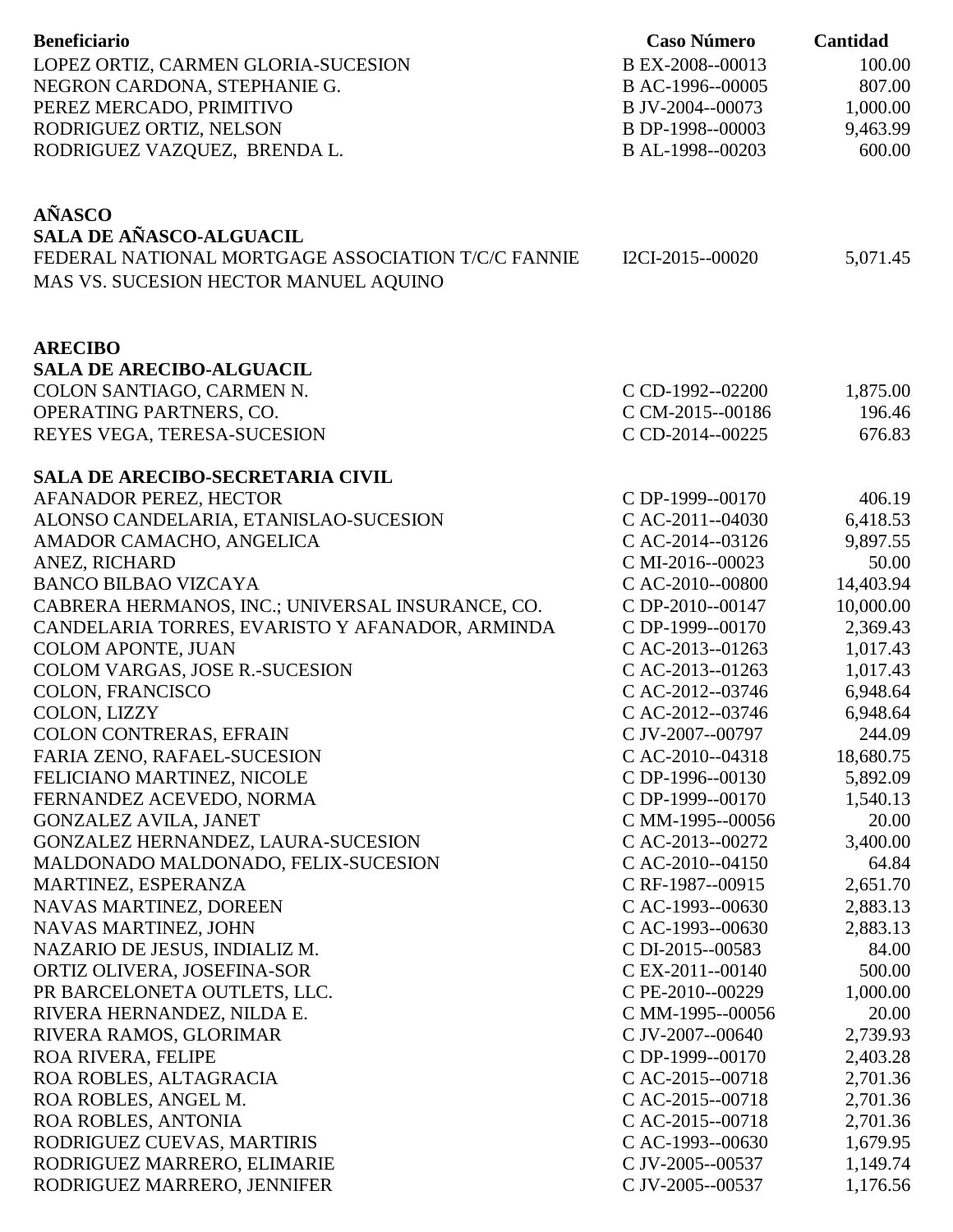| Beneficiario | Caso Número | Cantidad |
|---|---|---|
| LOPEZ ORTIZ, CARMEN GLORIA-SUCESION | B EX-2008--00013 | 100.00 |
| NEGRON CARDONA, STEPHANIE G. | B AC-1996--00005 | 807.00 |
| PEREZ MERCADO, PRIMITIVO | B JV-2004--00073 | 1,000.00 |
| RODRIGUEZ ORTIZ, NELSON | B DP-1998--00003 | 9,463.99 |
| RODRIGUEZ VAZQUEZ, BRENDA L. | B AL-1998--00203 | 600.00 |

**AÑASCO**

**SALA DE AÑASCO-ALGUACIL**

| Beneficiario | Caso Número | Cantidad |
|---|---|---|
| FEDERAL NATIONAL MORTGAGE ASSOCIATION T/C/C FANNIE MAS VS. SUCESION HECTOR MANUEL AQUINO | I2CI-2015--00020 | 5,071.45 |

**ARECIBO**

**SALA DE ARECIBO-ALGUACIL**

| Beneficiario | Caso Número | Cantidad |
|---|---|---|
| COLON SANTIAGO, CARMEN N. | C CD-1992--02200 | 1,875.00 |
| OPERATING PARTNERS, CO. | C CM-2015--00186 | 196.46 |
| REYES VEGA, TERESA-SUCESION | C CD-2014--00225 | 676.83 |

**SALA DE ARECIBO-SECRETARIA CIVIL**

| Beneficiario | Caso Número | Cantidad |
|---|---|---|
| AFANADOR PEREZ, HECTOR | C DP-1999--00170 | 406.19 |
| ALONSO CANDELARIA, ETANISLAO-SUCESION | C AC-2011--04030 | 6,418.53 |
| AMADOR CAMACHO, ANGELICA | C AC-2014--03126 | 9,897.55 |
| ANEZ, RICHARD | C MI-2016--00023 | 50.00 |
| BANCO BILBAO VIZCAYA | C AC-2010--00800 | 14,403.94 |
| CABRERA HERMANOS, INC.; UNIVERSAL INSURANCE, CO. | C DP-2010--00147 | 10,000.00 |
| CANDELARIA TORRES, EVARISTO Y AFANADOR, ARMINDA | C DP-1999--00170 | 2,369.43 |
| COLOM APONTE, JUAN | C AC-2013--01263 | 1,017.43 |
| COLOM VARGAS, JOSE R.-SUCESION | C AC-2013--01263 | 1,017.43 |
| COLON, FRANCISCO | C AC-2012--03746 | 6,948.64 |
| COLON, LIZZY | C AC-2012--03746 | 6,948.64 |
| COLON CONTRERAS, EFRAIN | C JV-2007--00797 | 244.09 |
| FARIA ZENO, RAFAEL-SUCESION | C AC-2010--04318 | 18,680.75 |
| FELICIANO MARTINEZ, NICOLE | C DP-1996--00130 | 5,892.09 |
| FERNANDEZ ACEVEDO, NORMA | C DP-1999--00170 | 1,540.13 |
| GONZALEZ AVILA, JANET | C MM-1995--00056 | 20.00 |
| GONZALEZ HERNANDEZ, LAURA-SUCESION | C AC-2013--00272 | 3,400.00 |
| MALDONADO MALDONADO, FELIX-SUCESION | C AC-2010--04150 | 64.84 |
| MARTINEZ, ESPERANZA | C RF-1987--00915 | 2,651.70 |
| NAVAS MARTINEZ, DOREEN | C AC-1993--00630 | 2,883.13 |
| NAVAS MARTINEZ, JOHN | C AC-1993--00630 | 2,883.13 |
| NAZARIO DE JESUS, INDIALIZ M. | C DI-2015--00583 | 84.00 |
| ORTIZ OLIVERA, JOSEFINA-SOR | C EX-2011--00140 | 500.00 |
| PR BARCELONETA OUTLETS, LLC. | C PE-2010--00229 | 1,000.00 |
| RIVERA HERNANDEZ, NILDA E. | C MM-1995--00056 | 20.00 |
| RIVERA RAMOS, GLORIMAR | C JV-2007--00640 | 2,739.93 |
| ROA RIVERA, FELIPE | C DP-1999--00170 | 2,403.28 |
| ROA ROBLES, ALTAGRACIA | C AC-2015--00718 | 2,701.36 |
| ROA ROBLES, ANGEL M. | C AC-2015--00718 | 2,701.36 |
| ROA ROBLES, ANTONIA | C AC-2015--00718 | 2,701.36 |
| RODRIGUEZ CUEVAS, MARTIRIS | C AC-1993--00630 | 1,679.95 |
| RODRIGUEZ MARRERO, ELIMARIE | C JV-2005--00537 | 1,149.74 |
| RODRIGUEZ MARRERO, JENNIFER | C JV-2005--00537 | 1,176.56 |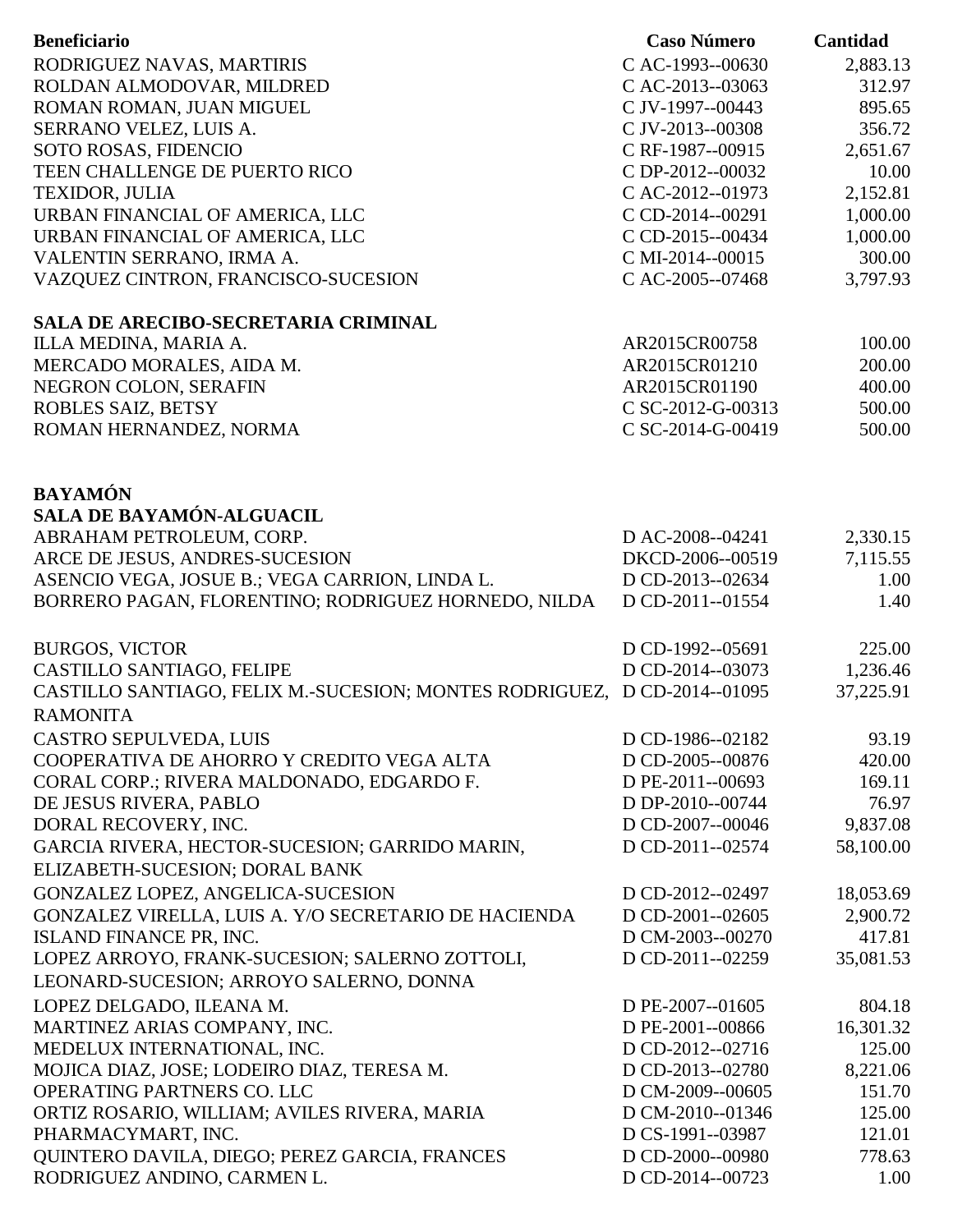| Beneficiario | Caso Número | Cantidad |
|---|---|---|
| RODRIGUEZ NAVAS, MARTIRIS | C AC-1993--00630 | 2,883.13 |
| ROLDAN ALMODOVAR, MILDRED | C AC-2013--03063 | 312.97 |
| ROMAN ROMAN, JUAN MIGUEL | C JV-1997--00443 | 895.65 |
| SERRANO VELEZ, LUIS A. | C JV-2013--00308 | 356.72 |
| SOTO ROSAS, FIDENCIO | C RF-1987--00915 | 2,651.67 |
| TEEN CHALLENGE DE PUERTO RICO | C DP-2012--00032 | 10.00 |
| TEXIDOR, JULIA | C AC-2012--01973 | 2,152.81 |
| URBAN FINANCIAL OF AMERICA, LLC | C CD-2014--00291 | 1,000.00 |
| URBAN FINANCIAL OF AMERICA, LLC | C CD-2015--00434 | 1,000.00 |
| VALENTIN SERRANO, IRMA A. | C MI-2014--00015 | 300.00 |
| VAZQUEZ CINTRON, FRANCISCO-SUCESION | C AC-2005--07468 | 3,797.93 |

**SALA DE ARECIBO-SECRETARIA CRIMINAL**

| Beneficiario | Caso Número | Cantidad |
|---|---|---|
| ILLA MEDINA, MARIA A. | AR2015CR00758 | 100.00 |
| MERCADO MORALES, AIDA M. | AR2015CR01210 | 200.00 |
| NEGRON COLON, SERAFIN | AR2015CR01190 | 400.00 |
| ROBLES SAIZ, BETSY | C SC-2012-G-00313 | 500.00 |
| ROMAN HERNANDEZ, NORMA | C SC-2014-G-00419 | 500.00 |

**BAYAMÓN**

**SALA DE BAYAMÓN-ALGUACIL**

| Beneficiario | Caso Número | Cantidad |
|---|---|---|
| ABRAHAM PETROLEUM, CORP. | D AC-2008--04241 | 2,330.15 |
| ARCE DE JESUS, ANDRES-SUCESION | DKCD-2006--00519 | 7,115.55 |
| ASENCIO VEGA, JOSUE B.; VEGA CARRION, LINDA L. | D CD-2013--02634 | 1.00 |
| BORRERO PAGAN, FLORENTINO; RODRIGUEZ HORNEDO, NILDA | D CD-2011--01554 | 1.40 |
| BURGOS, VICTOR | D CD-1992--05691 | 225.00 |
| CASTILLO SANTIAGO, FELIPE | D CD-2014--03073 | 1,236.46 |
| CASTILLO SANTIAGO, FELIX M.-SUCESION; MONTES RODRIGUEZ, RAMONITA | D CD-2014--01095 | 37,225.91 |
| CASTRO SEPULVEDA, LUIS | D CD-1986--02182 | 93.19 |
| COOPERATIVA DE AHORRO Y CREDITO VEGA ALTA | D CD-2005--00876 | 420.00 |
| CORAL CORP.; RIVERA MALDONADO, EDGARDO F. | D PE-2011--00693 | 169.11 |
| DE JESUS RIVERA, PABLO | D DP-2010--00744 | 76.97 |
| DORAL RECOVERY, INC. | D CD-2007--00046 | 9,837.08 |
| GARCIA RIVERA, HECTOR-SUCESION; GARRIDO MARIN, ELIZABETH-SUCESION; DORAL BANK | D CD-2011--02574 | 58,100.00 |
| GONZALEZ LOPEZ, ANGELICA-SUCESION | D CD-2012--02497 | 18,053.69 |
| GONZALEZ VIRELLA, LUIS A. Y/O SECRETARIO DE HACIENDA | D CD-2001--02605 | 2,900.72 |
| ISLAND FINANCE PR, INC. | D CM-2003--00270 | 417.81 |
| LOPEZ ARROYO, FRANK-SUCESION; SALERNO ZOTTOLI, LEONARD-SUCESION; ARROYO SALERNO, DONNA | D CD-2011--02259 | 35,081.53 |
| LOPEZ DELGADO, ILEANA M. | D PE-2007--01605 | 804.18 |
| MARTINEZ ARIAS COMPANY, INC. | D PE-2001--00866 | 16,301.32 |
| MEDELUX INTERNATIONAL, INC. | D CD-2012--02716 | 125.00 |
| MOJICA DIAZ, JOSE; LODEIRO DIAZ, TERESA M. | D CD-2013--02780 | 8,221.06 |
| OPERATING PARTNERS CO. LLC | D CM-2009--00605 | 151.70 |
| ORTIZ ROSARIO, WILLIAM; AVILES RIVERA, MARIA | D CM-2010--01346 | 125.00 |
| PHARMACYMART, INC. | D CS-1991--03987 | 121.01 |
| QUINTERO DAVILA, DIEGO; PEREZ GARCIA, FRANCES | D CD-2000--00980 | 778.63 |
| RODRIGUEZ ANDINO, CARMEN L. | D CD-2014--00723 | 1.00 |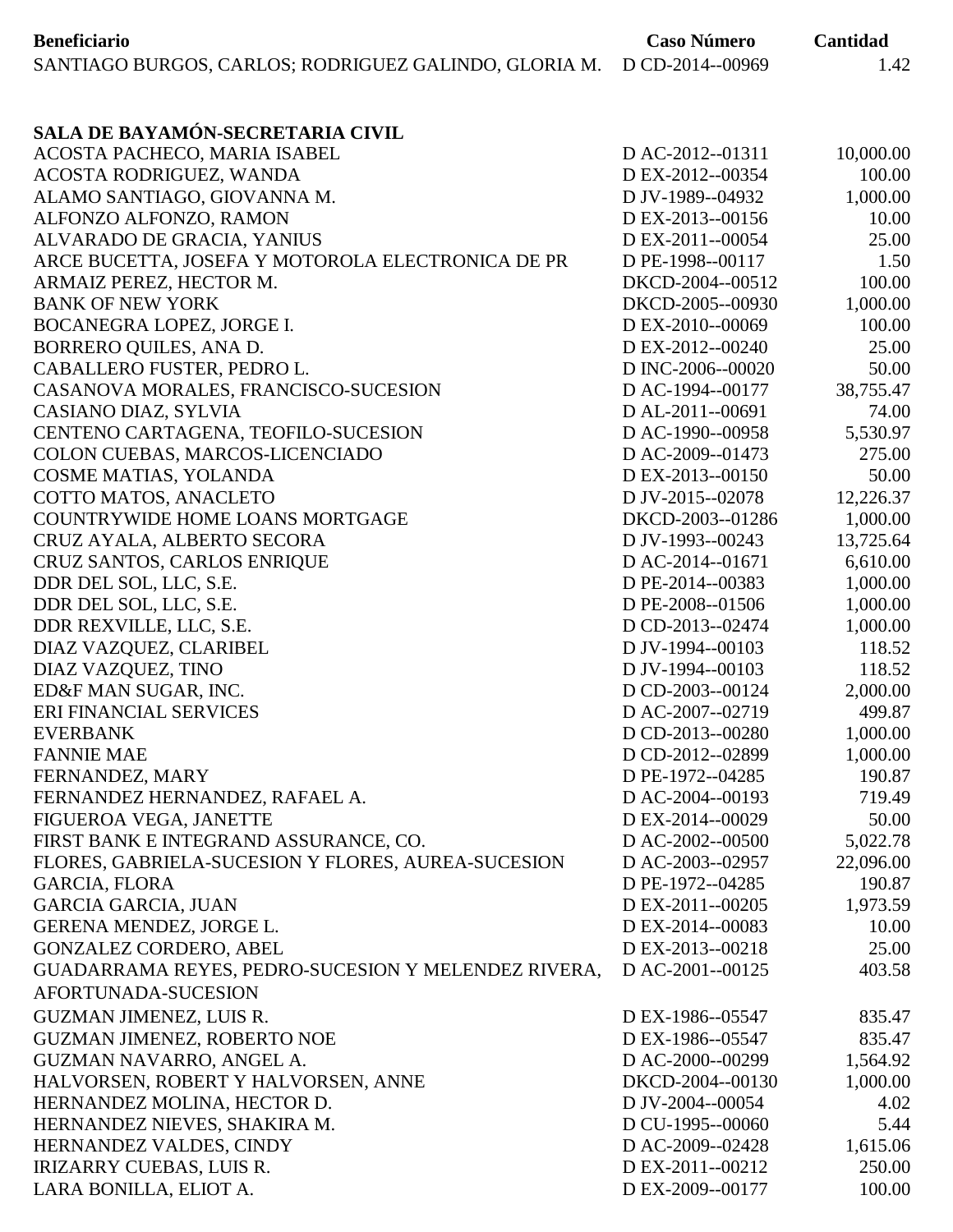| Beneficiario | Caso Número | Cantidad |
|---|---|---|
| SANTIAGO BURGOS, CARLOS; RODRIGUEZ GALINDO, GLORIA M. | D CD-2014--00969 | 1.42 |

**SALA DE BAYAMÓN-SECRETARIA CIVIL**

| Beneficiario | Caso Número | Cantidad |
|---|---|---|
| ACOSTA PACHECO, MARIA ISABEL | D AC-2012--01311 | 10,000.00 |
| ACOSTA RODRIGUEZ, WANDA | D EX-2012--00354 | 100.00 |
| ALAMO SANTIAGO, GIOVANNA M. | D JV-1989--04932 | 1,000.00 |
| ALFONZO ALFONZO, RAMON | D EX-2013--00156 | 10.00 |
| ALVARADO DE GRACIA, YANIUS | D EX-2011--00054 | 25.00 |
| ARCE BUCETTA, JOSEFA Y MOTOROLA ELECTRONICA DE PR | D PE-1998--00117 | 1.50 |
| ARMAIZ PEREZ, HECTOR M. | DKCD-2004--00512 | 100.00 |
| BANK OF NEW YORK | DKCD-2005--00930 | 1,000.00 |
| BOCANEGRA LOPEZ, JORGE I. | D EX-2010--00069 | 100.00 |
| BORRERO QUILES, ANA D. | D EX-2012--00240 | 25.00 |
| CABALLERO FUSTER, PEDRO L. | D INC-2006--00020 | 50.00 |
| CASANOVA MORALES, FRANCISCO-SUCESION | D AC-1994--00177 | 38,755.47 |
| CASIANO DIAZ, SYLVIA | D AL-2011--00691 | 74.00 |
| CENTENO CARTAGENA, TEOFILO-SUCESION | D AC-1990--00958 | 5,530.97 |
| COLON CUEBAS, MARCOS-LICENCIADO | D AC-2009--01473 | 275.00 |
| COSME MATIAS, YOLANDA | D EX-2013--00150 | 50.00 |
| COTTO MATOS, ANACLETO | D JV-2015--02078 | 12,226.37 |
| COUNTRYWIDE HOME LOANS MORTGAGE | DKCD-2003--01286 | 1,000.00 |
| CRUZ AYALA, ALBERTO SECORA | D JV-1993--00243 | 13,725.64 |
| CRUZ SANTOS, CARLOS ENRIQUE | D AC-2014--01671 | 6,610.00 |
| DDR DEL SOL, LLC, S.E. | D PE-2014--00383 | 1,000.00 |
| DDR DEL SOL, LLC, S.E. | D PE-2008--01506 | 1,000.00 |
| DDR REXVILLE, LLC, S.E. | D CD-2013--02474 | 1,000.00 |
| DIAZ VAZQUEZ, CLARIBEL | D JV-1994--00103 | 118.52 |
| DIAZ VAZQUEZ, TINO | D JV-1994--00103 | 118.52 |
| ED&F MAN SUGAR, INC. | D CD-2003--00124 | 2,000.00 |
| ERI FINANCIAL SERVICES | D AC-2007--02719 | 499.87 |
| EVERBANK | D CD-2013--00280 | 1,000.00 |
| FANNIE MAE | D CD-2012--02899 | 1,000.00 |
| FERNANDEZ, MARY | D PE-1972--04285 | 190.87 |
| FERNANDEZ HERNANDEZ, RAFAEL A. | D AC-2004--00193 | 719.49 |
| FIGUEROA VEGA, JANETTE | D EX-2014--00029 | 50.00 |
| FIRST BANK E INTEGRAND ASSURANCE, CO. | D AC-2002--00500 | 5,022.78 |
| FLORES, GABRIELA-SUCESION Y FLORES, AUREA-SUCESION | D AC-2003--02957 | 22,096.00 |
| GARCIA, FLORA | D PE-1972--04285 | 190.87 |
| GARCIA GARCIA, JUAN | D EX-2011--00205 | 1,973.59 |
| GERENA MENDEZ, JORGE L. | D EX-2014--00083 | 10.00 |
| GONZALEZ CORDERO, ABEL | D EX-2013--00218 | 25.00 |
| GUADARRAMA REYES, PEDRO-SUCESION Y MELENDEZ RIVERA, AFORTUNADA-SUCESION | D AC-2001--00125 | 403.58 |
| GUZMAN JIMENEZ, LUIS R. | D EX-1986--05547 | 835.47 |
| GUZMAN JIMENEZ, ROBERTO NOE | D EX-1986--05547 | 835.47 |
| GUZMAN NAVARRO, ANGEL A. | D AC-2000--00299 | 1,564.92 |
| HALVORSEN, ROBERT Y HALVORSEN, ANNE | DKCD-2004--00130 | 1,000.00 |
| HERNANDEZ MOLINA, HECTOR D. | D JV-2004--00054 | 4.02 |
| HERNANDEZ NIEVES, SHAKIRA M. | D CU-1995--00060 | 5.44 |
| HERNANDEZ VALDES, CINDY | D AC-2009--02428 | 1,615.06 |
| IRIZARRY CUEBAS, LUIS R. | D EX-2011--00212 | 250.00 |
| LARA BONILLA, ELIOT A. | D EX-2009--00177 | 100.00 |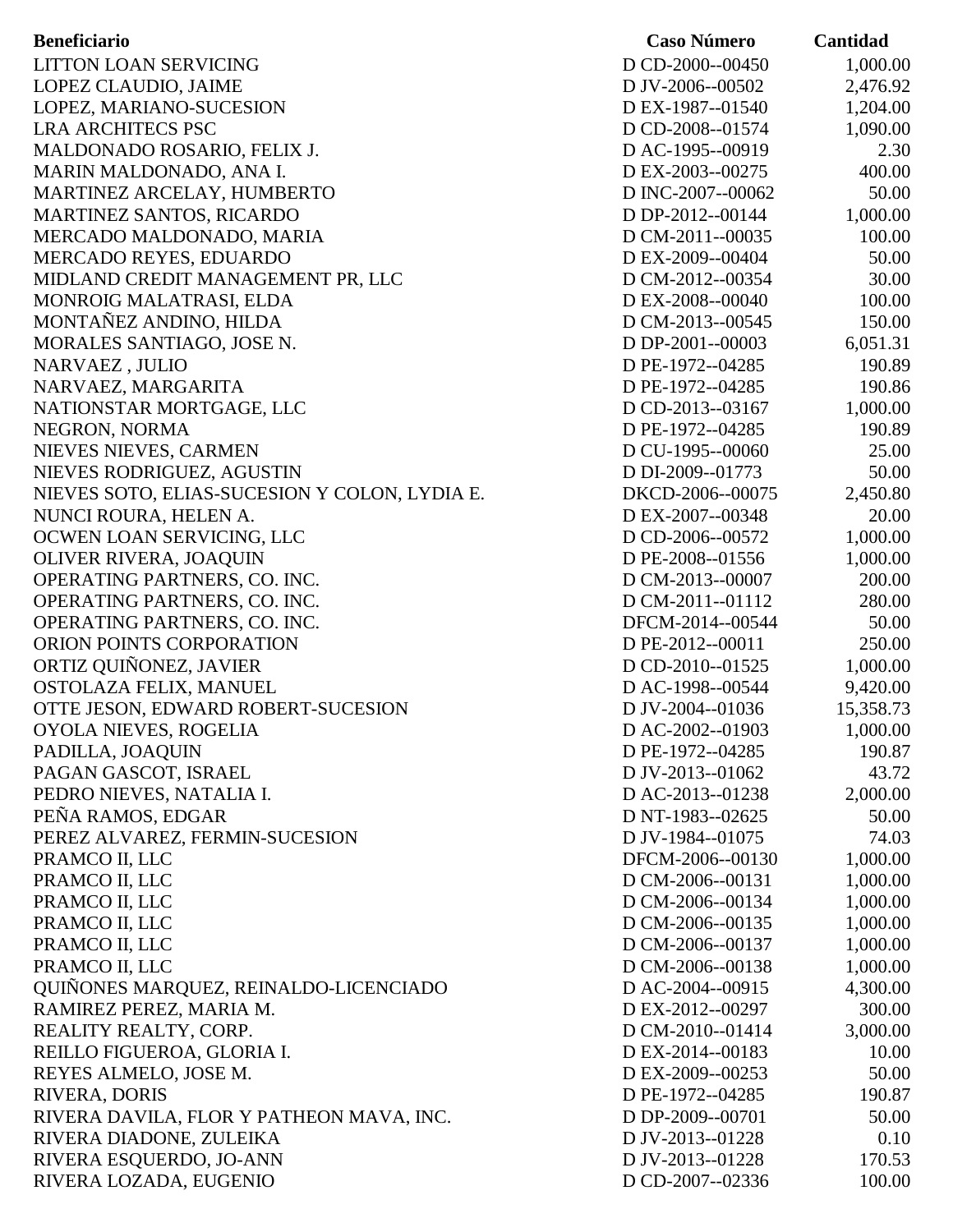| Beneficiario | Caso Número | Cantidad |
| --- | --- | --- |
| LITTON LOAN SERVICING | D CD-2000--00450 | 1,000.00 |
| LOPEZ CLAUDIO, JAIME | D JV-2006--00502 | 2,476.92 |
| LOPEZ, MARIANO-SUCESION | D EX-1987--01540 | 1,204.00 |
| LRA ARCHITECS PSC | D CD-2008--01574 | 1,090.00 |
| MALDONADO ROSARIO, FELIX J. | D AC-1995--00919 | 2.30 |
| MARIN MALDONADO, ANA I. | D EX-2003--00275 | 400.00 |
| MARTINEZ ARCELAY, HUMBERTO | D INC-2007--00062 | 50.00 |
| MARTINEZ SANTOS, RICARDO | D DP-2012--00144 | 1,000.00 |
| MERCADO MALDONADO, MARIA | D CM-2011--00035 | 100.00 |
| MERCADO REYES, EDUARDO | D EX-2009--00404 | 50.00 |
| MIDLAND CREDIT MANAGEMENT PR, LLC | D CM-2012--00354 | 30.00 |
| MONROIG MALATRASI, ELDA | D EX-2008--00040 | 100.00 |
| MONTAÑEZ ANDINO, HILDA | D CM-2013--00545 | 150.00 |
| MORALES SANTIAGO, JOSE N. | D DP-2001--00003 | 6,051.31 |
| NARVAEZ , JULIO | D PE-1972--04285 | 190.89 |
| NARVAEZ, MARGARITA | D PE-1972--04285 | 190.86 |
| NATIONSTAR MORTGAGE, LLC | D CD-2013--03167 | 1,000.00 |
| NEGRON, NORMA | D PE-1972--04285 | 190.89 |
| NIEVES NIEVES, CARMEN | D CU-1995--00060 | 25.00 |
| NIEVES RODRIGUEZ, AGUSTIN | D DI-2009--01773 | 50.00 |
| NIEVES SOTO, ELIAS-SUCESION Y COLON, LYDIA E. | DKCD-2006--00075 | 2,450.80 |
| NUNCI ROURA, HELEN A. | D EX-2007--00348 | 20.00 |
| OCWEN LOAN SERVICING, LLC | D CD-2006--00572 | 1,000.00 |
| OLIVER RIVERA, JOAQUIN | D PE-2008--01556 | 1,000.00 |
| OPERATING PARTNERS, CO. INC. | D CM-2013--00007 | 200.00 |
| OPERATING PARTNERS, CO. INC. | D CM-2011--01112 | 280.00 |
| OPERATING PARTNERS, CO. INC. | DFCM-2014--00544 | 50.00 |
| ORION POINTS CORPORATION | D PE-2012--00011 | 250.00 |
| ORTIZ QUIÑONEZ, JAVIER | D CD-2010--01525 | 1,000.00 |
| OSTOLAZA FELIX, MANUEL | D AC-1998--00544 | 9,420.00 |
| OTTE JESON, EDWARD ROBERT-SUCESION | D JV-2004--01036 | 15,358.73 |
| OYOLA NIEVES, ROGELIA | D AC-2002--01903 | 1,000.00 |
| PADILLA, JOAQUIN | D PE-1972--04285 | 190.87 |
| PAGAN GASCOT, ISRAEL | D JV-2013--01062 | 43.72 |
| PEDRO NIEVES, NATALIA I. | D AC-2013--01238 | 2,000.00 |
| PEÑA RAMOS, EDGAR | D NT-1983--02625 | 50.00 |
| PEREZ ALVAREZ, FERMIN-SUCESION | D JV-1984--01075 | 74.03 |
| PRAMCO II, LLC | DFCM-2006--00130 | 1,000.00 |
| PRAMCO II, LLC | D CM-2006--00131 | 1,000.00 |
| PRAMCO II, LLC | D CM-2006--00134 | 1,000.00 |
| PRAMCO II, LLC | D CM-2006--00135 | 1,000.00 |
| PRAMCO II, LLC | D CM-2006--00137 | 1,000.00 |
| PRAMCO II, LLC | D CM-2006--00138 | 1,000.00 |
| QUIÑONES MARQUEZ, REINALDO-LICENCIADO | D AC-2004--00915 | 4,300.00 |
| RAMIREZ PEREZ, MARIA M. | D EX-2012--00297 | 300.00 |
| REALITY REALTY, CORP. | D CM-2010--01414 | 3,000.00 |
| REILLO FIGUEROA, GLORIA I. | D EX-2014--00183 | 10.00 |
| REYES ALMELO, JOSE M. | D EX-2009--00253 | 50.00 |
| RIVERA, DORIS | D PE-1972--04285 | 190.87 |
| RIVERA DAVILA, FLOR Y PATHEON MAVA, INC. | D DP-2009--00701 | 50.00 |
| RIVERA DIADONE, ZULEIKA | D JV-2013--01228 | 0.10 |
| RIVERA ESQUERDO, JO-ANN | D JV-2013--01228 | 170.53 |
| RIVERA LOZADA, EUGENIO | D CD-2007--02336 | 100.00 |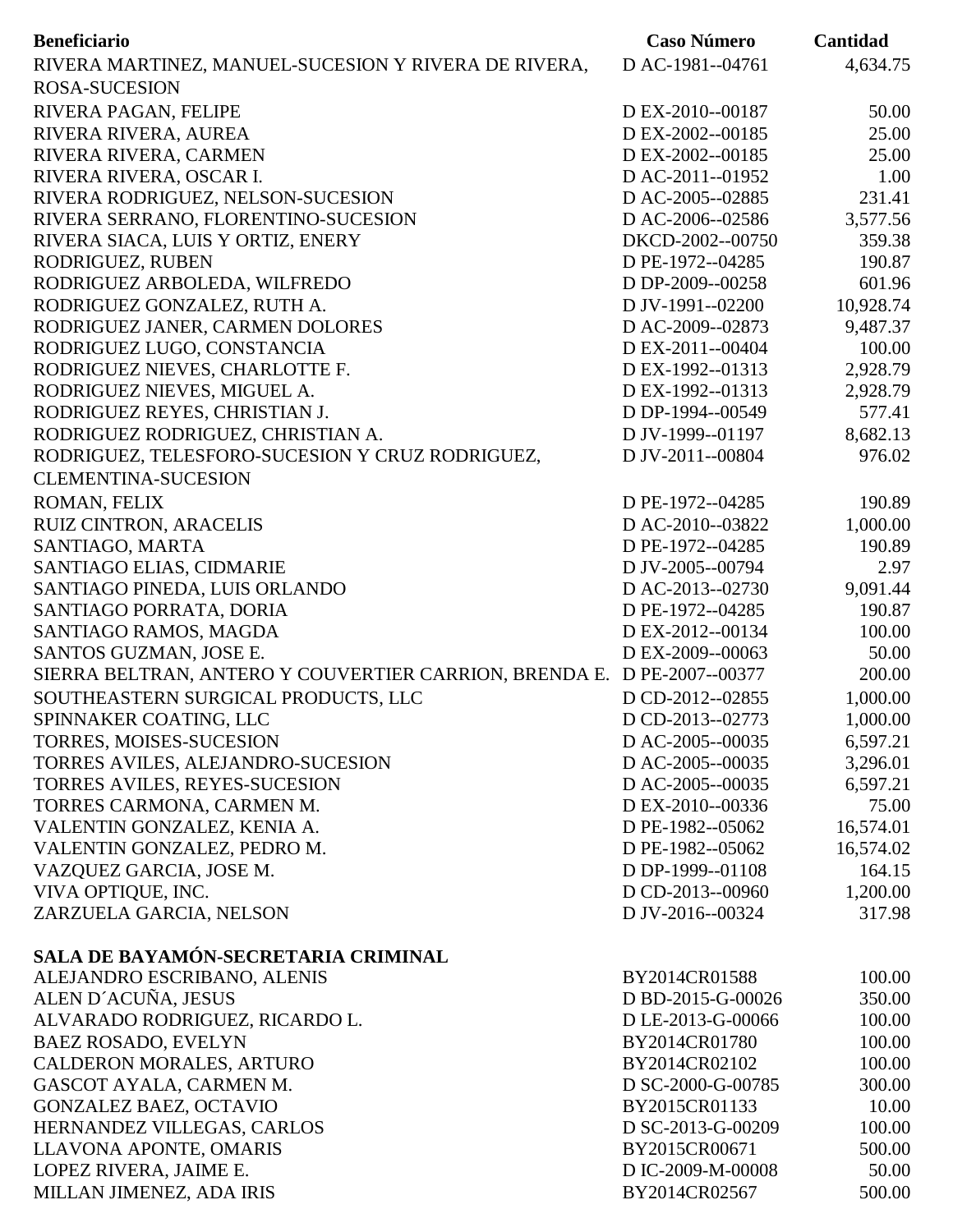| Beneficiario | Caso Número | Cantidad |
|---|---|---|
| RIVERA MARTINEZ, MANUEL-SUCESION Y RIVERA DE RIVERA, ROSA-SUCESION | D AC-1981--04761 | 4,634.75 |
| RIVERA PAGAN, FELIPE | D EX-2010--00187 | 50.00 |
| RIVERA RIVERA, AUREA | D EX-2002--00185 | 25.00 |
| RIVERA RIVERA, CARMEN | D EX-2002--00185 | 25.00 |
| RIVERA RIVERA, OSCAR I. | D AC-2011--01952 | 1.00 |
| RIVERA RODRIGUEZ, NELSON-SUCESION | D AC-2005--02885 | 231.41 |
| RIVERA SERRANO, FLORENTINO-SUCESION | D AC-2006--02586 | 3,577.56 |
| RIVERA SIACA, LUIS Y ORTIZ, ENERY | DKCD-2002--00750 | 359.38 |
| RODRIGUEZ, RUBEN | D PE-1972--04285 | 190.87 |
| RODRIGUEZ ARBOLEDA, WILFREDO | D DP-2009--00258 | 601.96 |
| RODRIGUEZ GONZALEZ, RUTH A. | D JV-1991--02200 | 10,928.74 |
| RODRIGUEZ JANER, CARMEN DOLORES | D AC-2009--02873 | 9,487.37 |
| RODRIGUEZ LUGO, CONSTANCIA | D EX-2011--00404 | 100.00 |
| RODRIGUEZ NIEVES, CHARLOTTE F. | D EX-1992--01313 | 2,928.79 |
| RODRIGUEZ NIEVES, MIGUEL A. | D EX-1992--01313 | 2,928.79 |
| RODRIGUEZ REYES, CHRISTIAN J. | D DP-1994--00549 | 577.41 |
| RODRIGUEZ RODRIGUEZ, CHRISTIAN A. | D JV-1999--01197 | 8,682.13 |
| RODRIGUEZ, TELESFORO-SUCESION Y CRUZ RODRIGUEZ, CLEMENTINA-SUCESION | D JV-2011--00804 | 976.02 |
| ROMAN, FELIX | D PE-1972--04285 | 190.89 |
| RUIZ CINTRON, ARACELIS | D AC-2010--03822 | 1,000.00 |
| SANTIAGO, MARTA | D PE-1972--04285 | 190.89 |
| SANTIAGO ELIAS, CIDMARIE | D JV-2005--00794 | 2.97 |
| SANTIAGO PINEDA, LUIS ORLANDO | D AC-2013--02730 | 9,091.44 |
| SANTIAGO PORRATA, DORIA | D PE-1972--04285 | 190.87 |
| SANTIAGO RAMOS, MAGDA | D EX-2012--00134 | 100.00 |
| SANTOS GUZMAN, JOSE E. | D EX-2009--00063 | 50.00 |
| SIERRA BELTRAN, ANTERO Y COUVERTIER CARRION, BRENDA E. | D PE-2007--00377 | 200.00 |
| SOUTHEASTERN SURGICAL PRODUCTS, LLC | D CD-2012--02855 | 1,000.00 |
| SPINNAKER COATING, LLC | D CD-2013--02773 | 1,000.00 |
| TORRES, MOISES-SUCESION | D AC-2005--00035 | 6,597.21 |
| TORRES AVILES, ALEJANDRO-SUCESION | D AC-2005--00035 | 3,296.01 |
| TORRES AVILES, REYES-SUCESION | D AC-2005--00035 | 6,597.21 |
| TORRES CARMONA, CARMEN M. | D EX-2010--00336 | 75.00 |
| VALENTIN GONZALEZ, KENIA A. | D PE-1982--05062 | 16,574.01 |
| VALENTIN GONZALEZ, PEDRO M. | D PE-1982--05062 | 16,574.02 |
| VAZQUEZ GARCIA, JOSE M. | D DP-1999--01108 | 164.15 |
| VIVA OPTIQUE, INC. | D CD-2013--00960 | 1,200.00 |
| ZARZUELA GARCIA, NELSON | D JV-2016--00324 | 317.98 |

**SALA DE BAYAMÓN-SECRETARIA CRIMINAL**

| Beneficiario | Caso Número | Cantidad |
|---|---|---|
| ALEJANDRO ESCRIBANO, ALENIS | BY2014CR01588 | 100.00 |
| ALEN D´ACUÑA, JESUS | D BD-2015-G-00026 | 350.00 |
| ALVARADO RODRIGUEZ, RICARDO L. | D LE-2013-G-00066 | 100.00 |
| BAEZ ROSADO, EVELYN | BY2014CR01780 | 100.00 |
| CALDERON MORALES, ARTURO | BY2014CR02102 | 100.00 |
| GASCOT AYALA, CARMEN M. | D SC-2000-G-00785 | 300.00 |
| GONZALEZ BAEZ, OCTAVIO | BY2015CR01133 | 10.00 |
| HERNANDEZ VILLEGAS, CARLOS | D SC-2013-G-00209 | 100.00 |
| LLAVONA APONTE, OMARIS | BY2015CR00671 | 500.00 |
| LOPEZ RIVERA, JAIME E. | D IC-2009-M-00008 | 50.00 |
| MILLAN JIMENEZ, ADA IRIS | BY2014CR02567 | 500.00 |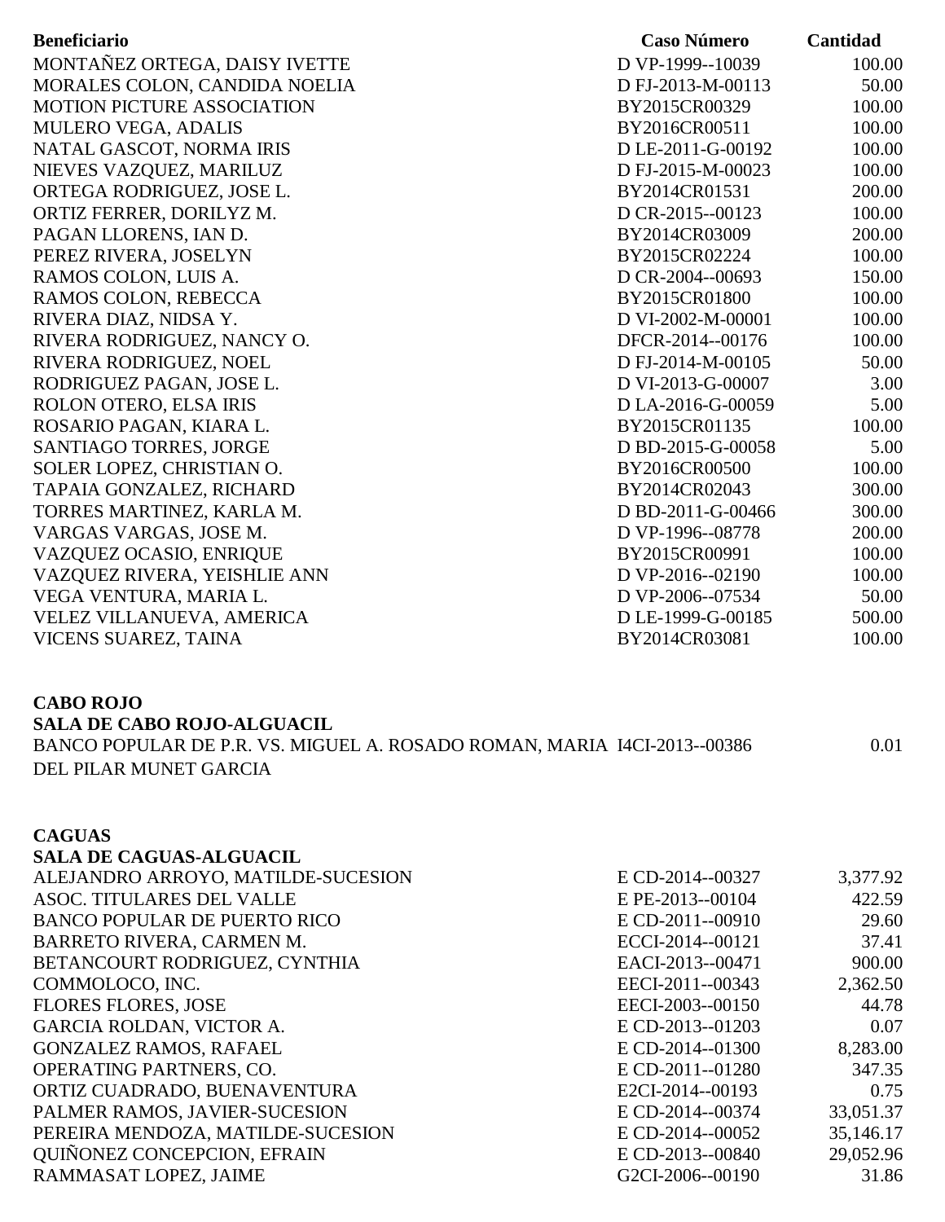| Beneficiario | Caso Número | Cantidad |
|---|---|---|
| MONTAÑEZ ORTEGA, DAISY IVETTE | D VP-1999--10039 | 100.00 |
| MORALES COLON, CANDIDA NOELIA | D FJ-2013-M-00113 | 50.00 |
| MOTION PICTURE ASSOCIATION | BY2015CR00329 | 100.00 |
| MULERO VEGA, ADALIS | BY2016CR00511 | 100.00 |
| NATAL GASCOT, NORMA IRIS | D LE-2011-G-00192 | 100.00 |
| NIEVES VAZQUEZ, MARILUZ | D FJ-2015-M-00023 | 100.00 |
| ORTEGA RODRIGUEZ, JOSE L. | BY2014CR01531 | 200.00 |
| ORTIZ FERRER, DORILYZ M. | D CR-2015--00123 | 100.00 |
| PAGAN LLORENS, IAN D. | BY2014CR03009 | 200.00 |
| PEREZ RIVERA, JOSELYN | BY2015CR02224 | 100.00 |
| RAMOS COLON, LUIS A. | D CR-2004--00693 | 150.00 |
| RAMOS COLON, REBECCA | BY2015CR01800 | 100.00 |
| RIVERA DIAZ, NIDSA Y. | D VI-2002-M-00001 | 100.00 |
| RIVERA RODRIGUEZ, NANCY O. | DFCR-2014--00176 | 100.00 |
| RIVERA RODRIGUEZ, NOEL | D FJ-2014-M-00105 | 50.00 |
| RODRIGUEZ PAGAN, JOSE L. | D VI-2013-G-00007 | 3.00 |
| ROLON OTERO, ELSA IRIS | D LA-2016-G-00059 | 5.00 |
| ROSARIO PAGAN, KIARA L. | BY2015CR01135 | 100.00 |
| SANTIAGO TORRES, JORGE | D BD-2015-G-00058 | 5.00 |
| SOLER LOPEZ, CHRISTIAN O. | BY2016CR00500 | 100.00 |
| TAPAIA GONZALEZ, RICHARD | BY2014CR02043 | 300.00 |
| TORRES MARTINEZ, KARLA M. | D BD-2011-G-00466 | 300.00 |
| VARGAS VARGAS, JOSE M. | D VP-1996--08778 | 200.00 |
| VAZQUEZ OCASIO, ENRIQUE | BY2015CR00991 | 100.00 |
| VAZQUEZ RIVERA, YEISHLIE ANN | D VP-2016--02190 | 100.00 |
| VEGA VENTURA, MARIA L. | D VP-2006--07534 | 50.00 |
| VELEZ VILLANUEVA, AMERICA | D LE-1999-G-00185 | 500.00 |
| VICENS SUAREZ, TAINA | BY2014CR03081 | 100.00 |

**CABO ROJO**

**SALA DE CABO ROJO-ALGUACIL**

| Beneficiario | Caso Número | Cantidad |
|---|---|---|
| BANCO POPULAR DE P.R. VS. MIGUEL A. ROSADO ROMAN, MARIA DEL PILAR MUNET GARCIA | I4CI-2013--00386 | 0.01 |

**CAGUAS**

**SALA DE CAGUAS-ALGUACIL**

| Beneficiario | Caso Número | Cantidad |
|---|---|---|
| ALEJANDRO ARROYO, MATILDE-SUCESION | E CD-2014--00327 | 3,377.92 |
| ASOC. TITULARES DEL VALLE | E PE-2013--00104 | 422.59 |
| BANCO POPULAR DE PUERTO RICO | E CD-2011--00910 | 29.60 |
| BARRETO RIVERA, CARMEN M. | ECCI-2014--00121 | 37.41 |
| BETANCOURT RODRIGUEZ, CYNTHIA | EACI-2013--00471 | 900.00 |
| COMMOLOCO, INC. | EECI-2011--00343 | 2,362.50 |
| FLORES FLORES, JOSE | EECI-2003--00150 | 44.78 |
| GARCIA ROLDAN, VICTOR A. | E CD-2013--01203 | 0.07 |
| GONZALEZ RAMOS, RAFAEL | E CD-2014--01300 | 8,283.00 |
| OPERATING PARTNERS, CO. | E CD-2011--01280 | 347.35 |
| ORTIZ CUADRADO, BUENAVENTURA | E2CI-2014--00193 | 0.75 |
| PALMER RAMOS, JAVIER-SUCESION | E CD-2014--00374 | 33,051.37 |
| PEREIRA MENDOZA, MATILDE-SUCESION | E CD-2014--00052 | 35,146.17 |
| QUIÑONEZ CONCEPCION, EFRAIN | E CD-2013--00840 | 29,052.96 |
| RAMMASAT LOPEZ, JAIME | G2CI-2006--00190 | 31.86 |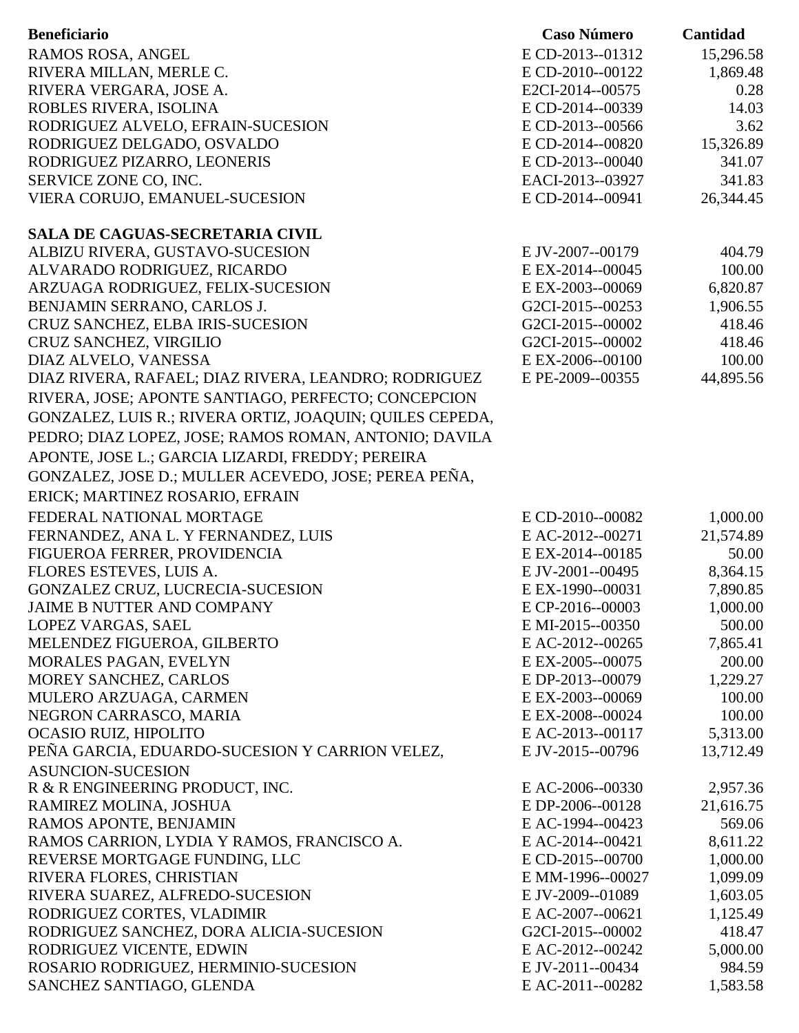| Beneficiario | Caso Número | Cantidad |
|---|---|---|
| RAMOS ROSA, ANGEL | E CD-2013--01312 | 15,296.58 |
| RIVERA MILLAN, MERLE C. | E CD-2010--00122 | 1,869.48 |
| RIVERA VERGARA, JOSE A. | E2CI-2014--00575 | 0.28 |
| ROBLES RIVERA, ISOLINA | E CD-2014--00339 | 14.03 |
| RODRIGUEZ ALVELO, EFRAIN-SUCESION | E CD-2013--00566 | 3.62 |
| RODRIGUEZ DELGADO, OSVALDO | E CD-2014--00820 | 15,326.89 |
| RODRIGUEZ PIZARRO, LEONERIS | E CD-2013--00040 | 341.07 |
| SERVICE ZONE CO, INC. | EACI-2013--03927 | 341.83 |
| VIERA CORUJO, EMANUEL-SUCESION | E CD-2014--00941 | 26,344.45 |
| **SALA DE CAGUAS-SECRETARIA CIVIL** | | |
| ALBIZU RIVERA, GUSTAVO-SUCESION | E JV-2007--00179 | 404.79 |
| ALVARADO RODRIGUEZ, RICARDO | E EX-2014--00045 | 100.00 |
| ARZUAGA RODRIGUEZ, FELIX-SUCESION | E EX-2003--00069 | 6,820.87 |
| BENJAMIN SERRANO, CARLOS J. | G2CI-2015--00253 | 1,906.55 |
| CRUZ SANCHEZ, ELBA IRIS-SUCESION | G2CI-2015--00002 | 418.46 |
| CRUZ SANCHEZ, VIRGILIO | G2CI-2015--00002 | 418.46 |
| DIAZ ALVELO, VANESSA | E EX-2006--00100 | 100.00 |
| DIAZ RIVERA, RAFAEL; DIAZ RIVERA, LEANDRO; RODRIGUEZ RIVERA, JOSE; APONTE SANTIAGO, PERFECTO; CONCEPCION GONZALEZ, LUIS R.; RIVERA ORTIZ, JOAQUIN; QUILES CEPEDA, PEDRO; DIAZ LOPEZ, JOSE; RAMOS ROMAN, ANTONIO; DAVILA APONTE, JOSE L.; GARCIA LIZARDI, FREDDY; PEREIRA GONZALEZ, JOSE D.; MULLER ACEVEDO, JOSE; PEREA PEÑA, ERICK; MARTINEZ ROSARIO, EFRAIN | E PE-2009--00355 | 44,895.56 |
| FEDERAL NATIONAL MORTAGE | E CD-2010--00082 | 1,000.00 |
| FERNANDEZ, ANA L. Y FERNANDEZ, LUIS | E AC-2012--00271 | 21,574.89 |
| FIGUEROA FERRER, PROVIDENCIA | E EX-2014--00185 | 50.00 |
| FLORES ESTEVES, LUIS A. | E JV-2001--00495 | 8,364.15 |
| GONZALEZ CRUZ, LUCRECIA-SUCESION | E EX-1990--00031 | 7,890.85 |
| JAIME B NUTTER AND COMPANY | E CP-2016--00003 | 1,000.00 |
| LOPEZ VARGAS, SAEL | E MI-2015--00350 | 500.00 |
| MELENDEZ FIGUEROA, GILBERTO | E AC-2012--00265 | 7,865.41 |
| MORALES PAGAN, EVELYN | E EX-2005--00075 | 200.00 |
| MOREY SANCHEZ, CARLOS | E DP-2013--00079 | 1,229.27 |
| MULERO ARZUAGA, CARMEN | E EX-2003--00069 | 100.00 |
| NEGRON CARRASCO, MARIA | E EX-2008--00024 | 100.00 |
| OCASIO RUIZ, HIPOLITO | E AC-2013--00117 | 5,313.00 |
| PEÑA GARCIA, EDUARDO-SUCESION Y CARRION VELEZ, ASUNCION-SUCESION | E JV-2015--00796 | 13,712.49 |
| R & R ENGINEERING PRODUCT, INC. | E AC-2006--00330 | 2,957.36 |
| RAMIREZ MOLINA, JOSHUA | E DP-2006--00128 | 21,616.75 |
| RAMOS APONTE, BENJAMIN | E AC-1994--00423 | 569.06 |
| RAMOS CARRION, LYDIA Y RAMOS, FRANCISCO A. | E AC-2014--00421 | 8,611.22 |
| REVERSE MORTGAGE FUNDING, LLC | E CD-2015--00700 | 1,000.00 |
| RIVERA FLORES, CHRISTIAN | E MM-1996--00027 | 1,099.09 |
| RIVERA SUAREZ, ALFREDO-SUCESION | E JV-2009--01089 | 1,603.05 |
| RODRIGUEZ CORTES, VLADIMIR | E AC-2007--00621 | 1,125.49 |
| RODRIGUEZ SANCHEZ, DORA ALICIA-SUCESION | G2CI-2015--00002 | 418.47 |
| RODRIGUEZ VICENTE, EDWIN | E AC-2012--00242 | 5,000.00 |
| ROSARIO RODRIGUEZ, HERMINIO-SUCESION | E JV-2011--00434 | 984.59 |
| SANCHEZ SANTIAGO, GLENDA | E AC-2011--00282 | 1,583.58 |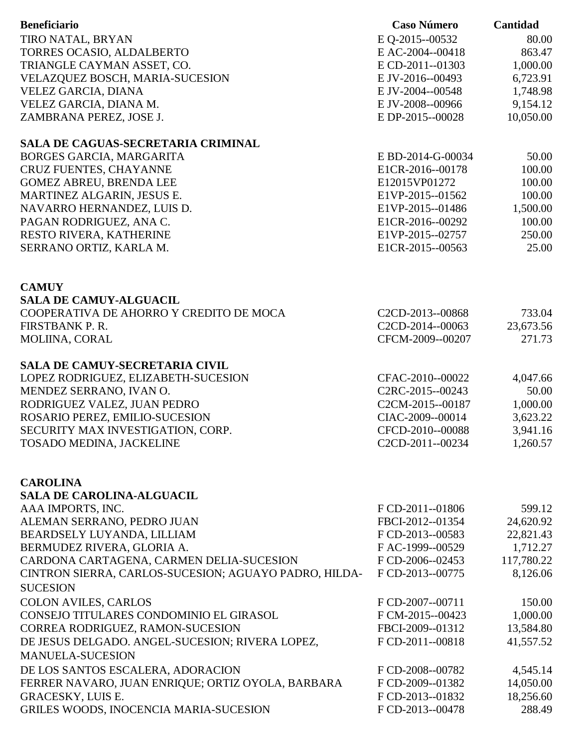| Beneficiario | Caso Número | Cantidad |
|---|---|---|
| TIRO NATAL, BRYAN | E Q-2015--00532 | 80.00 |
| TORRES OCASIO, ALDALBERTO | E AC-2004--00418 | 863.47 |
| TRIANGLE CAYMAN ASSET, CO. | E CD-2011--01303 | 1,000.00 |
| VELAZQUEZ BOSCH, MARIA-SUCESION | E JV-2016--00493 | 6,723.91 |
| VELEZ GARCIA, DIANA | E JV-2004--00548 | 1,748.98 |
| VELEZ GARCIA, DIANA M. | E JV-2008--00966 | 9,154.12 |
| ZAMBRANA PEREZ, JOSE J. | E DP-2015--00028 | 10,050.00 |
| **SALA DE CAGUAS-SECRETARIA CRIMINAL** | | |
| BORGES GARCIA, MARGARITA | E BD-2014-G-00034 | 50.00 |
| CRUZ FUENTES, CHAYANNE | E1CR-2016--00178 | 100.00 |
| GOMEZ ABREU, BRENDA LEE | E12015VP01272 | 100.00 |
| MARTINEZ ALGARIN, JESUS E. | E1VP-2015--01562 | 100.00 |
| NAVARRO HERNANDEZ, LUIS D. | E1VP-2015--01486 | 1,500.00 |
| PAGAN RODRIGUEZ, ANA C. | E1CR-2016--00292 | 100.00 |
| RESTO RIVERA, KATHERINE | E1VP-2015--02757 | 250.00 |
| SERRANO ORTIZ, KARLA M. | E1CR-2015--00563 | 25.00 |
| **CAMUY** | | |
| **SALA DE CAMUY-ALGUACIL** | | |
| COOPERATIVA DE AHORRO Y CREDITO DE MOCA | C2CD-2013--00868 | 733.04 |
| FIRSTBANK P. R. | C2CD-2014--00063 | 23,673.56 |
| MOLIINA, CORAL | CFCM-2009--00207 | 271.73 |
| **SALA DE CAMUY-SECRETARIA CIVIL** | | |
| LOPEZ RODRIGUEZ, ELIZABETH-SUCESION | CFAC-2010--00022 | 4,047.66 |
| MENDEZ SERRANO, IVAN O. | C2RC-2015--00243 | 50.00 |
| RODRIGUEZ VALEZ, JUAN PEDRO | C2CM-2015--00187 | 1,000.00 |
| ROSARIO PEREZ, EMILIO-SUCESION | CIAC-2009--00014 | 3,623.22 |
| SECURITY MAX INVESTIGATION, CORP. | CFCD-2010--00088 | 3,941.16 |
| TOSADO MEDINA, JACKELINE | C2CD-2011--00234 | 1,260.57 |
| **CAROLINA** | | |
| **SALA DE CAROLINA-ALGUACIL** | | |
| AAA IMPORTS, INC. | F CD-2011--01806 | 599.12 |
| ALEMAN SERRANO, PEDRO JUAN | FBCI-2012--01354 | 24,620.92 |
| BEARDSELY LUYANDA, LILLIAM | F CD-2013--00583 | 22,821.43 |
| BERMUDEZ RIVERA, GLORIA A. | F AC-1999--00529 | 1,712.27 |
| CARDONA CARTAGENA, CARMEN DELIA-SUCESION | F CD-2006--02453 | 117,780.22 |
| CINTRON SIERRA, CARLOS-SUCESION; AGUAYO PADRO, HILDA-SUCESION | F CD-2013--00775 | 8,126.06 |
| COLON AVILES, CARLOS | F CD-2007--00711 | 150.00 |
| CONSEJO TITULARES CONDOMINIO EL GIRASOL | F CM-2015--00423 | 1,000.00 |
| CORREA RODRIGUEZ, RAMON-SUCESION | FBCI-2009--01312 | 13,584.80 |
| DE JESUS DELGADO. ANGEL-SUCESION; RIVERA LOPEZ, MANUELA-SUCESION | F CD-2011--00818 | 41,557.52 |
| DE LOS SANTOS ESCALERA, ADORACION | F CD-2008--00782 | 4,545.14 |
| FERRER NAVARO, JUAN ENRIQUE; ORTIZ OYOLA, BARBARA | F CD-2009--01382 | 14,050.00 |
| GRACESKY, LUIS E. | F CD-2013--01832 | 18,256.60 |
| GRILES WOODS, INOCENCIA MARIA-SUCESION | F CD-2013--00478 | 288.49 |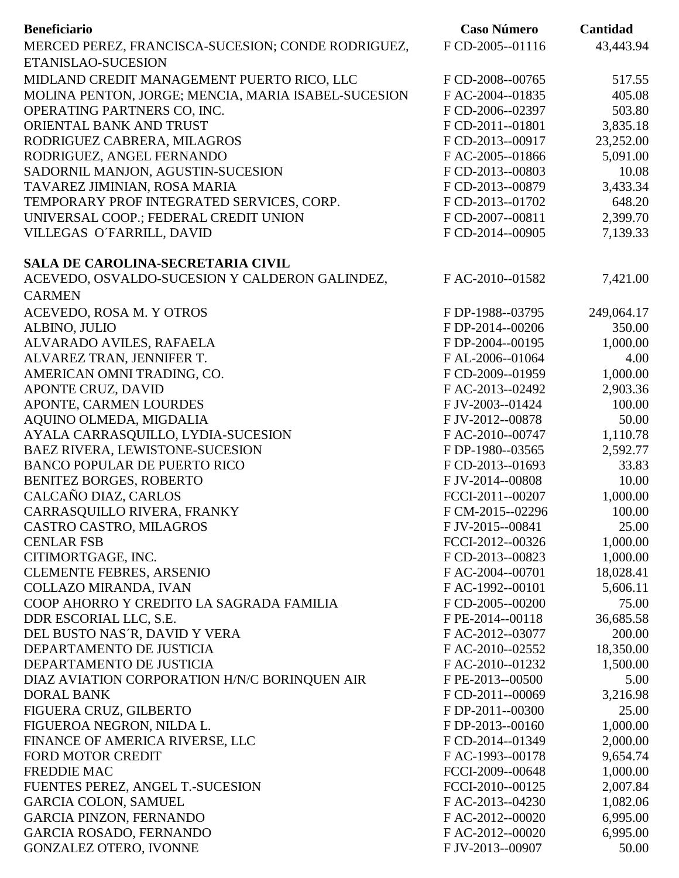| Beneficiario | Caso Número | Cantidad |
| --- | --- | --- |
| MERCED PEREZ, FRANCISCA-SUCESION; CONDE RODRIGUEZ, ETANISLAO-SUCESION | F CD-2005--01116 | 43,443.94 |
| MIDLAND CREDIT MANAGEMENT PUERTO RICO, LLC | F CD-2008--00765 | 517.55 |
| MOLINA PENTON, JORGE; MENCIA, MARIA ISABEL-SUCESION | F AC-2004--01835 | 405.08 |
| OPERATING PARTNERS CO, INC. | F CD-2006--02397 | 503.80 |
| ORIENTAL BANK AND TRUST | F CD-2011--01801 | 3,835.18 |
| RODRIGUEZ CABRERA, MILAGROS | F CD-2013--00917 | 23,252.00 |
| RODRIGUEZ, ANGEL FERNANDO | F AC-2005--01866 | 5,091.00 |
| SADORNIL MANJON, AGUSTIN-SUCESION | F CD-2013--00803 | 10.08 |
| TAVAREZ JIMINIAN, ROSA MARIA | F CD-2013--00879 | 3,433.34 |
| TEMPORARY PROF INTEGRATED SERVICES, CORP. | F CD-2013--01702 | 648.20 |
| UNIVERSAL COOP.; FEDERAL CREDIT UNION | F CD-2007--00811 | 2,399.70 |
| VILLEGAS O´FARRILL, DAVID | F CD-2014--00905 | 7,139.33 |
| **SALA DE CAROLINA-SECRETARIA CIVIL** | | |
| ACEVEDO, OSVALDO-SUCESION Y CALDERON GALINDEZ, CARMEN | F AC-2010--01582 | 7,421.00 |
| ACEVEDO, ROSA M. Y OTROS | F DP-1988--03795 | 249,064.17 |
| ALBINO, JULIO | F DP-2014--00206 | 350.00 |
| ALVARADO AVILES, RAFAELA | F DP-2004--00195 | 1,000.00 |
| ALVAREZ TRAN, JENNIFER T. | F AL-2006--01064 | 4.00 |
| AMERICAN OMNI TRADING, CO. | F CD-2009--01959 | 1,000.00 |
| APONTE CRUZ, DAVID | F AC-2013--02492 | 2,903.36 |
| APONTE, CARMEN LOURDES | F JV-2003--01424 | 100.00 |
| AQUINO OLMEDA, MIGDALIA | F JV-2012--00878 | 50.00 |
| AYALA CARRASQUILLO, LYDIA-SUCESION | F AC-2010--00747 | 1,110.78 |
| BAEZ RIVERA, LEWISTONE-SUCESION | F DP-1980--03565 | 2,592.77 |
| BANCO POPULAR DE PUERTO RICO | F CD-2013--01693 | 33.83 |
| BENITEZ BORGES, ROBERTO | F JV-2014--00808 | 10.00 |
| CALCAÑO DIAZ, CARLOS | FCCI-2011--00207 | 1,000.00 |
| CARRASQUILLO RIVERA, FRANKY | F CM-2015--02296 | 100.00 |
| CASTRO CASTRO, MILAGROS | F JV-2015--00841 | 25.00 |
| CENLAR FSB | FCCI-2012--00326 | 1,000.00 |
| CITIMORTGAGE, INC. | F CD-2013--00823 | 1,000.00 |
| CLEMENTE FEBRES, ARSENIO | F AC-2004--00701 | 18,028.41 |
| COLLAZO MIRANDA, IVAN | F AC-1992--00101 | 5,606.11 |
| COOP AHORRO Y CREDITO LA SAGRADA FAMILIA | F CD-2005--00200 | 75.00 |
| DDR ESCORIAL LLC, S.E. | F PE-2014--00118 | 36,685.58 |
| DEL BUSTO NAS´R, DAVID Y VERA | F AC-2012--03077 | 200.00 |
| DEPARTAMENTO DE JUSTICIA | F AC-2010--02552 | 18,350.00 |
| DEPARTAMENTO DE JUSTICIA | F AC-2010--01232 | 1,500.00 |
| DIAZ AVIATION CORPORATION H/N/C BORINQUEN AIR | F PE-2013--00500 | 5.00 |
| DORAL BANK | F CD-2011--00069 | 3,216.98 |
| FIGUERA CRUZ, GILBERTO | F DP-2011--00300 | 25.00 |
| FIGUEROA NEGRON, NILDA L. | F DP-2013--00160 | 1,000.00 |
| FINANCE OF AMERICA RIVERSE, LLC | F CD-2014--01349 | 2,000.00 |
| FORD MOTOR CREDIT | F AC-1993--00178 | 9,654.74 |
| FREDDIE MAC | FCCI-2009--00648 | 1,000.00 |
| FUENTES PEREZ, ANGEL T.-SUCESION | FCCI-2010--00125 | 2,007.84 |
| GARCIA COLON, SAMUEL | F AC-2013--04230 | 1,082.06 |
| GARCIA PINZON, FERNANDO | F AC-2012--00020 | 6,995.00 |
| GARCIA ROSADO, FERNANDO | F AC-2012--00020 | 6,995.00 |
| GONZALEZ OTERO, IVONNE | F JV-2013--00907 | 50.00 |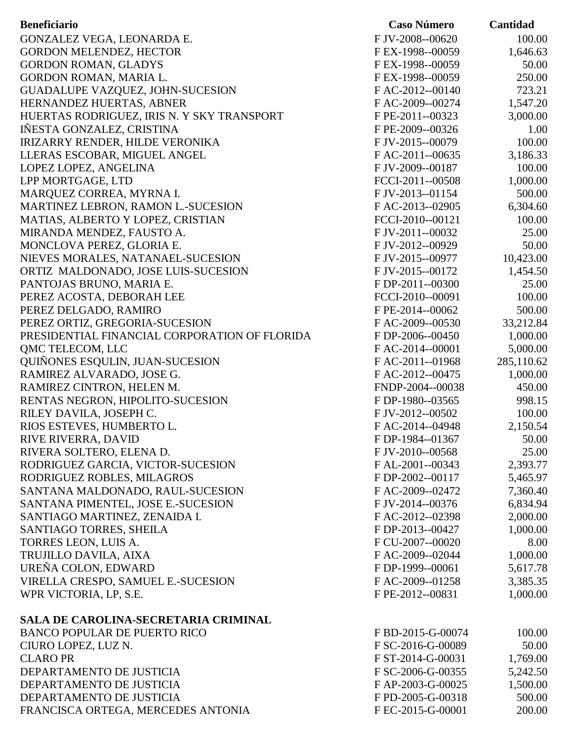| Beneficiario | Caso Número | Cantidad |
|---|---|---|
| GONZALEZ VEGA, LEONARDA E. | F JV-2008--00620 | 100.00 |
| GORDON MELENDEZ, HECTOR | F EX-1998--00059 | 1,646.63 |
| GORDON ROMAN, GLADYS | F EX-1998--00059 | 50.00 |
| GORDON ROMAN, MARIA L. | F EX-1998--00059 | 250.00 |
| GUADALUPE VAZQUEZ, JOHN-SUCESION | F AC-2012--00140 | 723.21 |
| HERNANDEZ HUERTAS, ABNER | F AC-2009--00274 | 1,547.20 |
| HUERTAS RODRIGUEZ, IRIS N. Y SKY TRANSPORT | F PE-2011--00323 | 3,000.00 |
| IÑESTA GONZALEZ, CRISTINA | F PE-2009--00326 | 1.00 |
| IRIZARRY RENDER, HILDE VERONIKA | F JV-2015--00079 | 100.00 |
| LLERAS ESCOBAR, MIGUEL ANGEL | F AC-2011--00635 | 3,186.33 |
| LOPEZ LOPEZ, ANGELINA | F JV-2009--00187 | 100.00 |
| LPP MORTGAGE, LTD | FCCI-2011--00508 | 1,000.00 |
| MARQUEZ CORREA, MYRNA I. | F JV-2013--01154 | 500.00 |
| MARTINEZ LEBRON, RAMON L.-SUCESION | F AC-2013--02905 | 6,304.60 |
| MATIAS, ALBERTO Y LOPEZ, CRISTIAN | FCCI-2010--00121 | 100.00 |
| MIRANDA MENDEZ, FAUSTO A. | F JV-2011--00032 | 25.00 |
| MONCLOVA PEREZ, GLORIA E. | F JV-2012--00929 | 50.00 |
| NIEVES MORALES, NATANAEL-SUCESION | F JV-2015--00977 | 10,423.00 |
| ORTIZ MALDONADO, JOSE LUIS-SUCESION | F JV-2015--00172 | 1,454.50 |
| PANTOJAS BRUNO, MARIA E. | F DP-2011--00300 | 25.00 |
| PEREZ ACOSTA, DEBORAH LEE | FCCI-2010--00091 | 100.00 |
| PEREZ DELGADO, RAMIRO | F PE-2014--00062 | 500.00 |
| PEREZ ORTIZ, GREGORIA-SUCESION | F AC-2009--00530 | 33,212.84 |
| PRESIDENTIAL FINANCIAL CORPORATION OF FLORIDA | F DP-2006--00450 | 1,000.00 |
| QMC TELECOM, LLC | F AC-2014--00001 | 5,000.00 |
| QUIÑONES ESQULIN, JUAN-SUCESION | F AC-2011--01968 | 285,110.62 |
| RAMIREZ ALVARADO, JOSE G. | F AC-2012--00475 | 1,000.00 |
| RAMIREZ CINTRON, HELEN M. | FNDP-2004--00038 | 450.00 |
| RENTAS NEGRON, HIPOLITO-SUCESION | F DP-1980--03565 | 998.15 |
| RILEY DAVILA, JOSEPH C. | F JV-2012--00502 | 100.00 |
| RIOS ESTEVES, HUMBERTO L. | F AC-2014--04948 | 2,150.54 |
| RIVE RIVERRA, DAVID | F DP-1984--01367 | 50.00 |
| RIVERA SOLTERO, ELENA D. | F JV-2010--00568 | 25.00 |
| RODRIGUEZ GARCIA, VICTOR-SUCESION | F AL-2001--00343 | 2,393.77 |
| RODRIGUEZ ROBLES, MILAGROS | F DP-2002--00117 | 5,465.97 |
| SANTANA MALDONADO, RAUL-SUCESION | F AC-2009--02472 | 7,360.40 |
| SANTANA PIMENTEL, JOSE E.-SUCESION | F JV-2014--00376 | 6,834.94 |
| SANTIAGO MARTINEZ, ZENAIDA I. | F AC-2012--02398 | 2,000.00 |
| SANTIAGO TORRES, SHEILA | F DP-2013--00427 | 1,000.00 |
| TORRES LEON, LUIS A. | F CU-2007--00020 | 8.00 |
| TRUJILLO DAVILA, AIXA | F AC-2009--02044 | 1,000.00 |
| UREÑA COLON, EDWARD | F DP-1999--00061 | 5,617.78 |
| VIRELLA CRESPO, SAMUEL E.-SUCESION | F AC-2009--01258 | 3,385.35 |
| WPR VICTORIA, LP, S.E. | F PE-2012--00831 | 1,000.00 |
| **SALA DE CAROLINA-SECRETARIA CRIMINAL** | | |
| BANCO POPULAR DE PUERTO RICO | F BD-2015-G-00074 | 100.00 |
| CIURO LOPEZ, LUZ N. | F SC-2016-G-00089 | 50.00 |
| CLARO PR | F ST-2014-G-00031 | 1,769.00 |
| DEPARTAMENTO DE JUSTICIA | F SC-2006-G-00355 | 5,242.50 |
| DEPARTAMENTO DE JUSTICIA | F AP-2003-G-00025 | 1,500.00 |
| DEPARTAMENTO DE JUSTICIA | F PD-2005-G-00318 | 500.00 |
| FRANCISCA ORTEGA, MERCEDES ANTONIA | F EC-2015-G-00001 | 200.00 |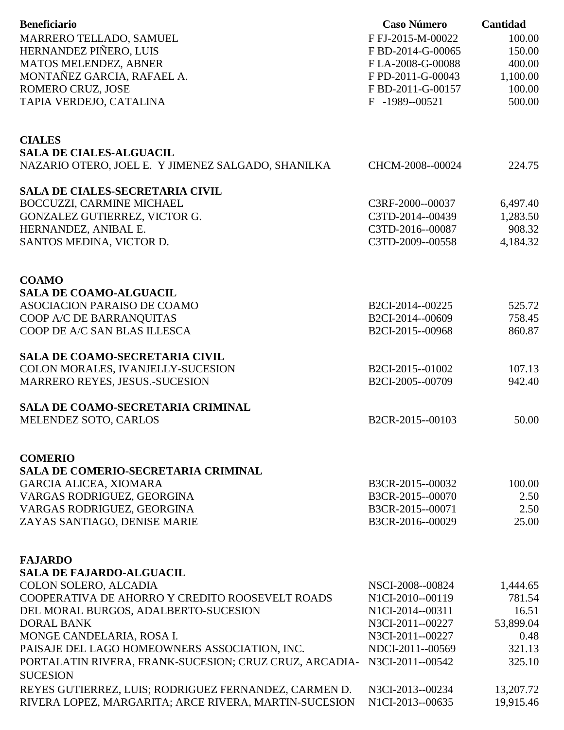| Beneficiario | Caso Número | Cantidad |
|---|---|---|
| MARRERO TELLADO, SAMUEL | F FJ-2015-M-00022 | 100.00 |
| HERNANDEZ PIÑERO, LUIS | F BD-2014-G-00065 | 150.00 |
| MATOS MELENDEZ, ABNER | F LA-2008-G-00088 | 400.00 |
| MONTAÑEZ GARCIA, RAFAEL A. | F PD-2011-G-00043 | 1,100.00 |
| ROMERO CRUZ, JOSE | F BD-2011-G-00157 | 100.00 |
| TAPIA VERDEJO, CATALINA | F -1989--00521 | 500.00 |
| | | |
| **CIALES** | | |
| **SALA DE CIALES-ALGUACIL** | | |
| NAZARIO OTERO, JOEL E. Y JIMENEZ SALGADO, SHANILKA | CHCM-2008--00024 | 224.75 |
| | | |
| **SALA DE CIALES-SECRETARIA CIVIL** | | |
| BOCCUZZI, CARMINE MICHAEL | C3RF-2000--00037 | 6,497.40 |
| GONZALEZ GUTIERREZ, VICTOR G. | C3TD-2014--00439 | 1,283.50 |
| HERNANDEZ, ANIBAL E. | C3TD-2016--00087 | 908.32 |
| SANTOS MEDINA, VICTOR D. | C3TD-2009--00558 | 4,184.32 |
| | | |
| **COAMO** | | |
| **SALA DE COAMO-ALGUACIL** | | |
| ASOCIACION PARAISO DE COAMO | B2CI-2014--00225 | 525.72 |
| COOP A/C DE BARRANQUITAS | B2CI-2014--00609 | 758.45 |
| COOP DE A/C SAN BLAS ILLESCA | B2CI-2015--00968 | 860.87 |
| | | |
| **SALA DE COAMO-SECRETARIA CIVIL** | | |
| COLON MORALES, IVANJELLY-SUCESION | B2CI-2015--01002 | 107.13 |
| MARRERO REYES, JESUS.-SUCESION | B2CI-2005--00709 | 942.40 |
| | | |
| **SALA DE COAMO-SECRETARIA CRIMINAL** | | |
| MELENDEZ SOTO, CARLOS | B2CR-2015--00103 | 50.00 |
| | | |
| **COMERIO** | | |
| **SALA DE COMERIO-SECRETARIA CRIMINAL** | | |
| GARCIA ALICEA, XIOMARA | B3CR-2015--00032 | 100.00 |
| VARGAS RODRIGUEZ, GEORGINA | B3CR-2015--00070 | 2.50 |
| VARGAS RODRIGUEZ, GEORGINA | B3CR-2015--00071 | 2.50 |
| ZAYAS SANTIAGO, DENISE MARIE | B3CR-2016--00029 | 25.00 |
| | | |
| **FAJARDO** | | |
| **SALA DE FAJARDO-ALGUACIL** | | |
| COLON SOLERO, ALCADIA | NSCI-2008--00824 | 1,444.65 |
| COOPERATIVA DE AHORRO Y CREDITO ROOSEVELT ROADS | N1CI-2010--00119 | 781.54 |
| DEL MORAL BURGOS, ADALBERTO-SUCESION | N1CI-2014--00311 | 16.51 |
| DORAL BANK | N3CI-2011--00227 | 53,899.04 |
| MONGE CANDELARIA, ROSA I. | N3CI-2011--00227 | 0.48 |
| PAISAJE DEL LAGO HOMEOWNERS ASSOCIATION, INC. | NDCI-2011--00569 | 321.13 |
| PORTALATIN RIVERA, FRANK-SUCESION; CRUZ CRUZ, ARCADIA-SUCESION | N3CI-2011--00542 | 325.10 |
| REYES GUTIERREZ, LUIS; RODRIGUEZ FERNANDEZ, CARMEN D. | N3CI-2013--00234 | 13,207.72 |
| RIVERA LOPEZ, MARGARITA; ARCE RIVERA, MARTIN-SUCESION | N1CI-2013--00635 | 19,915.46 |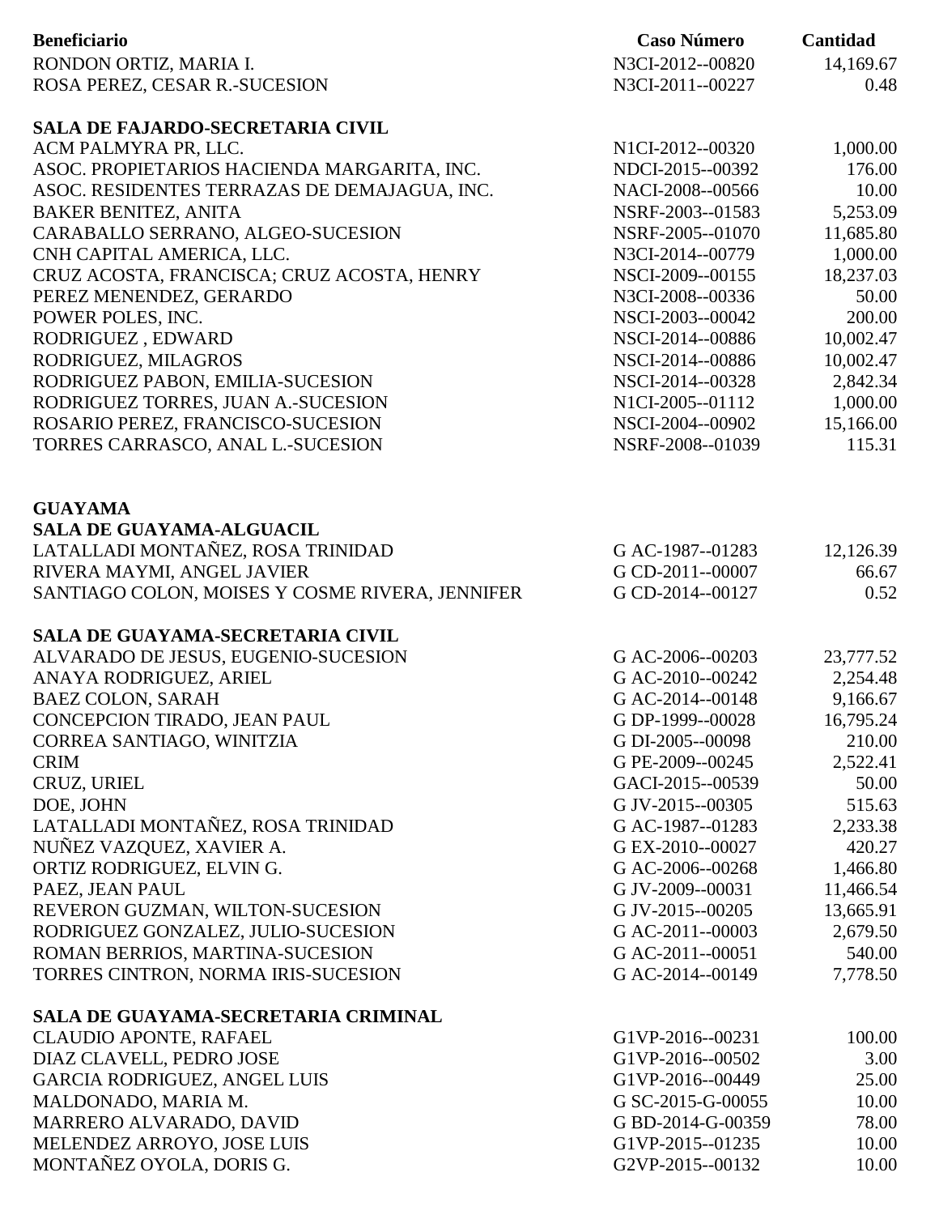| Beneficiario | Caso Número | Cantidad |
|---|---|---|
| RONDON ORTIZ, MARIA I. | N3CI-2012--00820 | 14,169.67 |
| ROSA PEREZ, CESAR R.-SUCESION | N3CI-2011--00227 | 0.48 |
| | | |
| **SALA DE FAJARDO-SECRETARIA CIVIL** | | |
| ACM PALMYRA PR, LLC. | N1CI-2012--00320 | 1,000.00 |
| ASOC. PROPIETARIOS HACIENDA MARGARITA, INC. | NDCI-2015--00392 | 176.00 |
| ASOC. RESIDENTES TERRAZAS DE DEMAJAGUA, INC. | NACI-2008--00566 | 10.00 |
| BAKER BENITEZ, ANITA | NSRF-2003--01583 | 5,253.09 |
| CARABALLO SERRANO, ALGEO-SUCESION | NSRF-2005--01070 | 11,685.80 |
| CNH CAPITAL AMERICA, LLC. | N3CI-2014--00779 | 1,000.00 |
| CRUZ ACOSTA, FRANCISCA; CRUZ ACOSTA, HENRY | NSCI-2009--00155 | 18,237.03 |
| PEREZ MENENDEZ, GERARDO | N3CI-2008--00336 | 50.00 |
| POWER POLES, INC. | NSCI-2003--00042 | 200.00 |
| RODRIGUEZ , EDWARD | NSCI-2014--00886 | 10,002.47 |
| RODRIGUEZ, MILAGROS | NSCI-2014--00886 | 10,002.47 |
| RODRIGUEZ PABON, EMILIA-SUCESION | NSCI-2014--00328 | 2,842.34 |
| RODRIGUEZ TORRES, JUAN A.-SUCESION | N1CI-2005--01112 | 1,000.00 |
| ROSARIO PEREZ, FRANCISCO-SUCESION | NSCI-2004--00902 | 15,166.00 |
| TORRES CARRASCO, ANAL L.-SUCESION | NSRF-2008--01039 | 115.31 |
| | | |
| **GUAYAMA** | | |
| **SALA DE GUAYAMA-ALGUACIL** | | |
| LATALLADI MONTAÑEZ, ROSA TRINIDAD | G AC-1987--01283 | 12,126.39 |
| RIVERA MAYMI, ANGEL JAVIER | G CD-2011--00007 | 66.67 |
| SANTIAGO COLON, MOISES Y COSME RIVERA, JENNIFER | G CD-2014--00127 | 0.52 |
| | | |
| **SALA DE GUAYAMA-SECRETARIA CIVIL** | | |
| ALVARADO DE JESUS, EUGENIO-SUCESION | G AC-2006--00203 | 23,777.52 |
| ANAYA RODRIGUEZ, ARIEL | G AC-2010--00242 | 2,254.48 |
| BAEZ COLON, SARAH | G AC-2014--00148 | 9,166.67 |
| CONCEPCION TIRADO, JEAN PAUL | G DP-1999--00028 | 16,795.24 |
| CORREA SANTIAGO, WINITZIA | G DI-2005--00098 | 210.00 |
| CRIM | G PE-2009--00245 | 2,522.41 |
| CRUZ, URIEL | GACI-2015--00539 | 50.00 |
| DOE, JOHN | G JV-2015--00305 | 515.63 |
| LATALLADI MONTAÑEZ, ROSA TRINIDAD | G AC-1987--01283 | 2,233.38 |
| NUÑEZ VAZQUEZ, XAVIER A. | G EX-2010--00027 | 420.27 |
| ORTIZ RODRIGUEZ, ELVIN G. | G AC-2006--00268 | 1,466.80 |
| PAEZ, JEAN PAUL | G JV-2009--00031 | 11,466.54 |
| REVERON GUZMAN, WILTON-SUCESION | G JV-2015--00205 | 13,665.91 |
| RODRIGUEZ GONZALEZ, JULIO-SUCESION | G AC-2011--00003 | 2,679.50 |
| ROMAN BERRIOS, MARTINA-SUCESION | G AC-2011--00051 | 540.00 |
| TORRES CINTRON, NORMA IRIS-SUCESION | G AC-2014--00149 | 7,778.50 |
| | | |
| **SALA DE GUAYAMA-SECRETARIA CRIMINAL** | | |
| CLAUDIO APONTE, RAFAEL | G1VP-2016--00231 | 100.00 |
| DIAZ CLAVELL, PEDRO JOSE | G1VP-2016--00502 | 3.00 |
| GARCIA RODRIGUEZ, ANGEL LUIS | G1VP-2016--00449 | 25.00 |
| MALDONADO, MARIA M. | G SC-2015-G-00055 | 10.00 |
| MARRERO ALVARADO, DAVID | G BD-2014-G-00359 | 78.00 |
| MELENDEZ ARROYO, JOSE LUIS | G1VP-2015--01235 | 10.00 |
| MONTAÑEZ OYOLA, DORIS G. | G2VP-2015--00132 | 10.00 |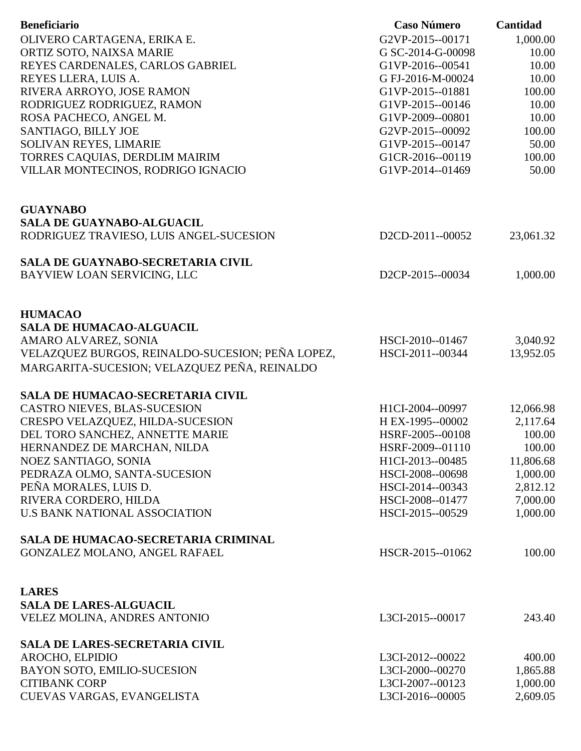| Beneficiario | Caso Número | Cantidad |
|---|---|---|
| OLIVERO CARTAGENA, ERIKA E. | G2VP-2015--00171 | 1,000.00 |
| ORTIZ SOTO, NAIXSA MARIE | G SC-2014-G-00098 | 10.00 |
| REYES CARDENALES, CARLOS GABRIEL | G1VP-2016--00541 | 10.00 |
| REYES LLERA, LUIS A. | G FJ-2016-M-00024 | 10.00 |
| RIVERA ARROYO, JOSE RAMON | G1VP-2015--01881 | 100.00 |
| RODRIGUEZ RODRIGUEZ, RAMON | G1VP-2015--00146 | 10.00 |
| ROSA PACHECO, ANGEL M. | G1VP-2009--00801 | 10.00 |
| SANTIAGO, BILLY JOE | G2VP-2015--00092 | 100.00 |
| SOLIVAN REYES, LIMARIE | G1VP-2015--00147 | 50.00 |
| TORRES CAQUIAS, DERDLIM MAIRIM | G1CR-2016--00119 | 100.00 |
| VILLAR MONTECINOS, RODRIGO IGNACIO | G1VP-2014--01469 | 50.00 |

**GUAYNABO**

**SALA DE GUAYNABO-ALGUACIL**

| Beneficiario | Caso Número | Cantidad |
|---|---|---|
| RODRIGUEZ TRAVIESO, LUIS ANGEL-SUCESION | D2CD-2011--00052 | 23,061.32 |

**SALA DE GUAYNABO-SECRETARIA CIVIL**

| Beneficiario | Caso Número | Cantidad |
|---|---|---|
| BAYVIEW LOAN SERVICING, LLC | D2CP-2015--00034 | 1,000.00 |

**HUMACAO**

**SALA DE HUMACAO-ALGUACIL**

| Beneficiario | Caso Número | Cantidad |
|---|---|---|
| AMARO ALVAREZ, SONIA | HSCI-2010--01467 | 3,040.92 |
| VELAZQUEZ BURGOS, REINALDO-SUCESION; PEÑA LOPEZ, MARGARITA-SUCESION; VELAZQUEZ PEÑA, REINALDO | HSCI-2011--00344 | 13,952.05 |

**SALA DE HUMACAO-SECRETARIA CIVIL**

| Beneficiario | Caso Número | Cantidad |
|---|---|---|
| CASTRO NIEVES, BLAS-SUCESION | H1CI-2004--00997 | 12,066.98 |
| CRESPO VELAZQUEZ, HILDA-SUCESION | H EX-1995--00002 | 2,117.64 |
| DEL TORO SANCHEZ, ANNETTE MARIE | HSRF-2005--00108 | 100.00 |
| HERNANDEZ DE MARCHAN, NILDA | HSRF-2009--01110 | 100.00 |
| NOEZ SANTIAGO, SONIA | H1CI-2013--00485 | 11,806.68 |
| PEDRAZA OLMO, SANTA-SUCESION | HSCI-2008--00698 | 1,000.00 |
| PEÑA MORALES, LUIS D. | HSCI-2014--00343 | 2,812.12 |
| RIVERA CORDERO, HILDA | HSCI-2008--01477 | 7,000.00 |
| U.S BANK NATIONAL ASSOCIATION | HSCI-2015--00529 | 1,000.00 |

**SALA DE HUMACAO-SECRETARIA CRIMINAL**

| Beneficiario | Caso Número | Cantidad |
|---|---|---|
| GONZALEZ MOLANO, ANGEL RAFAEL | HSCR-2015--01062 | 100.00 |

**LARES**

**SALA DE LARES-ALGUACIL**

| Beneficiario | Caso Número | Cantidad |
|---|---|---|
| VELEZ MOLINA, ANDRES ANTONIO | L3CI-2015--00017 | 243.40 |

**SALA DE LARES-SECRETARIA CIVIL**

| Beneficiario | Caso Número | Cantidad |
|---|---|---|
| AROCHO, ELPIDIO | L3CI-2012--00022 | 400.00 |
| BAYON SOTO, EMILIO-SUCESION | L3CI-2000--00270 | 1,865.88 |
| CITIBANK CORP | L3CI-2007--00123 | 1,000.00 |
| CUEVAS VARGAS, EVANGELISTA | L3CI-2016--00005 | 2,609.05 |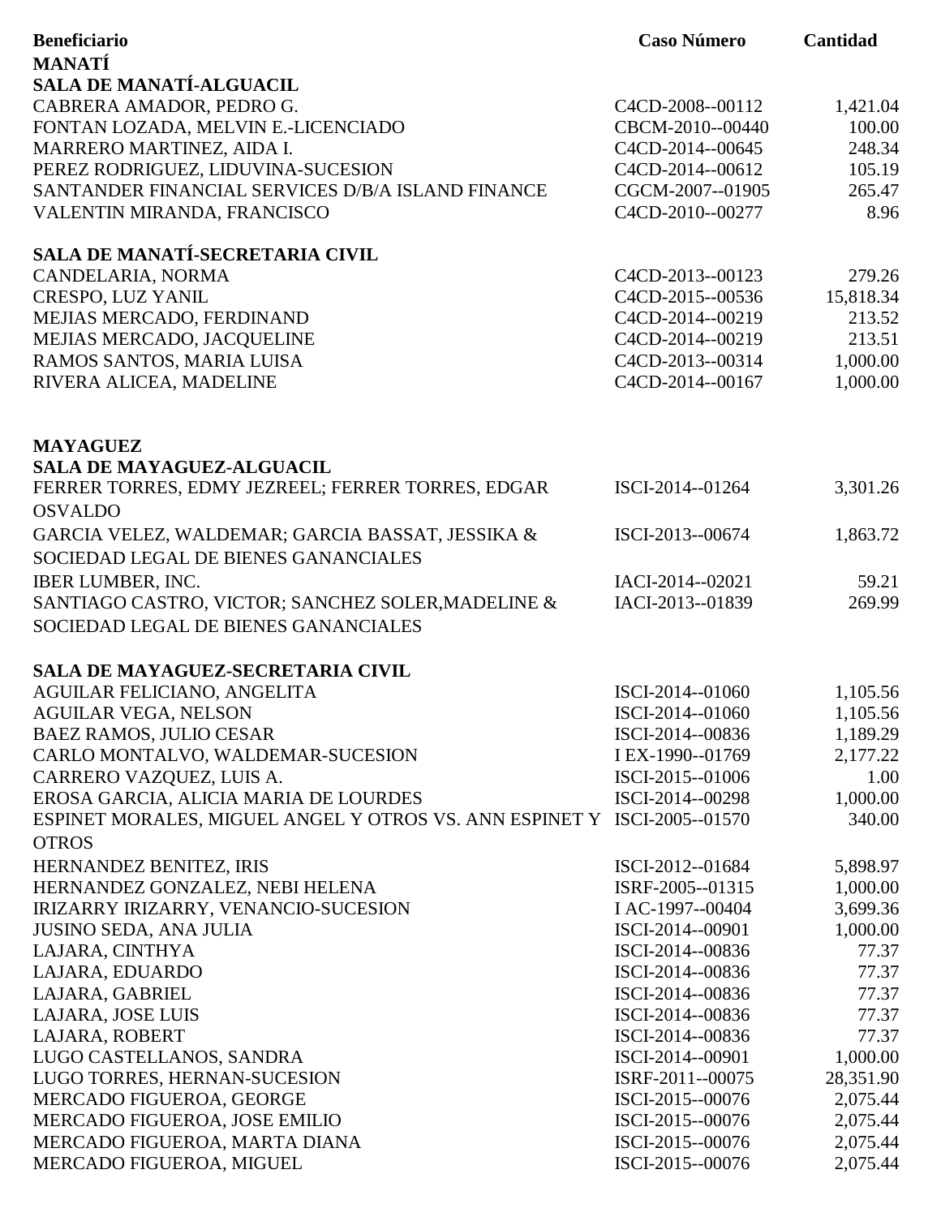| Beneficiario | Caso Número | Cantidad |
|---|---|---|
| **MANATÍ** | | |
| **SALA DE MANATÍ-ALGUACIL** | | |
| CABRERA AMADOR, PEDRO G. | C4CD-2008--00112 | 1,421.04 |
| FONTAN LOZADA, MELVIN E.-LICENCIADO | CBCM-2010--00440 | 100.00 |
| MARRERO MARTINEZ, AIDA I. | C4CD-2014--00645 | 248.34 |
| PEREZ RODRIGUEZ, LIDUVINA-SUCESION | C4CD-2014--00612 | 105.19 |
| SANTANDER FINANCIAL SERVICES D/B/A ISLAND FINANCE | CGCM-2007--01905 | 265.47 |
| VALENTIN MIRANDA, FRANCISCO | C4CD-2010--00277 | 8.96 |
| **SALA DE MANATÍ-SECRETARIA CIVIL** | | |
| CANDELARIA, NORMA | C4CD-2013--00123 | 279.26 |
| CRESPO, LUZ YANIL | C4CD-2015--00536 | 15,818.34 |
| MEJIAS MERCADO, FERDINAND | C4CD-2014--00219 | 213.52 |
| MEJIAS MERCADO, JACQUELINE | C4CD-2014--00219 | 213.51 |
| RAMOS SANTOS, MARIA LUISA | C4CD-2013--00314 | 1,000.00 |
| RIVERA ALICEA, MADELINE | C4CD-2014--00167 | 1,000.00 |
| **MAYAGUEZ** | | |
| **SALA DE MAYAGUEZ-ALGUACIL** | | |
| FERRER TORRES, EDMY JEZREEL; FERRER TORRES, EDGAR OSVALDO | ISCI-2014--01264 | 3,301.26 |
| GARCIA VELEZ, WALDEMAR; GARCIA BASSAT, JESSIKA & SOCIEDAD LEGAL DE BIENES GANANCIALES | ISCI-2013--00674 | 1,863.72 |
| IBER LUMBER, INC. | IACI-2014--02021 | 59.21 |
| SANTIAGO CASTRO, VICTOR; SANCHEZ SOLER,MADELINE & SOCIEDAD LEGAL DE BIENES GANANCIALES | IACI-2013--01839 | 269.99 |
| **SALA DE MAYAGUEZ-SECRETARIA CIVIL** | | |
| AGUILAR FELICIANO, ANGELITA | ISCI-2014--01060 | 1,105.56 |
| AGUILAR VEGA, NELSON | ISCI-2014--01060 | 1,105.56 |
| BAEZ RAMOS, JULIO CESAR | ISCI-2014--00836 | 1,189.29 |
| CARLO MONTALVO, WALDEMAR-SUCESION | I EX-1990--01769 | 2,177.22 |
| CARRERO VAZQUEZ, LUIS A. | ISCI-2015--01006 | 1.00 |
| EROSA GARCIA, ALICIA MARIA DE LOURDES | ISCI-2014--00298 | 1,000.00 |
| ESPINET MORALES, MIGUEL ANGEL Y OTROS VS. ANN ESPINET Y OTROS | ISCI-2005--01570 | 340.00 |
| HERNANDEZ BENITEZ, IRIS | ISCI-2012--01684 | 5,898.97 |
| HERNANDEZ GONZALEZ, NEBI HELENA | ISRF-2005--01315 | 1,000.00 |
| IRIZARRY IRIZARRY, VENANCIO-SUCESION | I AC-1997--00404 | 3,699.36 |
| JUSINO SEDA, ANA JULIA | ISCI-2014--00901 | 1,000.00 |
| LAJARA, CINTHYA | ISCI-2014--00836 | 77.37 |
| LAJARA, EDUARDO | ISCI-2014--00836 | 77.37 |
| LAJARA, GABRIEL | ISCI-2014--00836 | 77.37 |
| LAJARA, JOSE LUIS | ISCI-2014--00836 | 77.37 |
| LAJARA, ROBERT | ISCI-2014--00836 | 77.37 |
| LUGO CASTELLANOS, SANDRA | ISCI-2014--00901 | 1,000.00 |
| LUGO TORRES, HERNAN-SUCESION | ISRF-2011--00075 | 28,351.90 |
| MERCADO FIGUEROA, GEORGE | ISCI-2015--00076 | 2,075.44 |
| MERCADO FIGUEROA, JOSE EMILIO | ISCI-2015--00076 | 2,075.44 |
| MERCADO FIGUEROA, MARTA DIANA | ISCI-2015--00076 | 2,075.44 |
| MERCADO FIGUEROA, MIGUEL | ISCI-2015--00076 | 2,075.44 |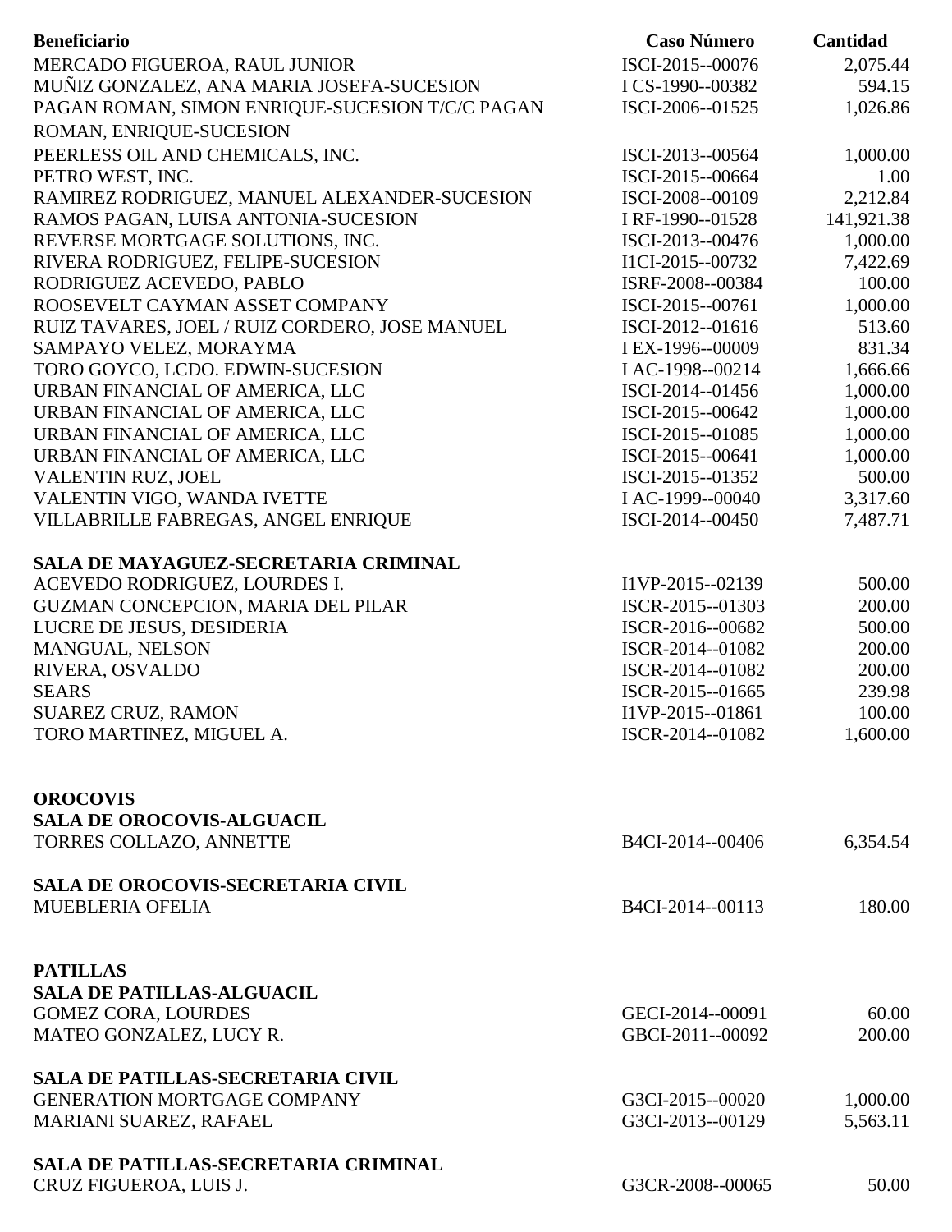| Beneficiario | Caso Número | Cantidad |
|---|---|---|
| MERCADO FIGUEROA, RAUL JUNIOR | ISCI-2015--00076 | 2,075.44 |
| MUÑIZ GONZALEZ, ANA MARIA JOSEFA-SUCESION | I CS-1990--00382 | 594.15 |
| PAGAN ROMAN, SIMON ENRIQUE-SUCESION T/C/C PAGAN ROMAN, ENRIQUE-SUCESION | ISCI-2006--01525 | 1,026.86 |
| PEERLESS OIL AND CHEMICALS, INC. | ISCI-2013--00564 | 1,000.00 |
| PETRO WEST, INC. | ISCI-2015--00664 | 1.00 |
| RAMIREZ RODRIGUEZ, MANUEL ALEXANDER-SUCESION | ISCI-2008--00109 | 2,212.84 |
| RAMOS PAGAN, LUISA ANTONIA-SUCESION | I RF-1990--01528 | 141,921.38 |
| REVERSE MORTGAGE SOLUTIONS, INC. | ISCI-2013--00476 | 1,000.00 |
| RIVERA RODRIGUEZ, FELIPE-SUCESION | I1CI-2015--00732 | 7,422.69 |
| RODRIGUEZ ACEVEDO, PABLO | ISRF-2008--00384 | 100.00 |
| ROOSEVELT CAYMAN ASSET COMPANY | ISCI-2015--00761 | 1,000.00 |
| RUIZ TAVARES, JOEL / RUIZ CORDERO, JOSE MANUEL | ISCI-2012--01616 | 513.60 |
| SAMPAYO VELEZ, MORAYMA | I EX-1996--00009 | 831.34 |
| TORO GOYCO, LCDO. EDWIN-SUCESION | I AC-1998--00214 | 1,666.66 |
| URBAN FINANCIAL OF AMERICA, LLC | ISCI-2014--01456 | 1,000.00 |
| URBAN FINANCIAL OF AMERICA, LLC | ISCI-2015--00642 | 1,000.00 |
| URBAN FINANCIAL OF AMERICA, LLC | ISCI-2015--01085 | 1,000.00 |
| URBAN FINANCIAL OF AMERICA, LLC | ISCI-2015--00641 | 1,000.00 |
| VALENTIN RUZ, JOEL | ISCI-2015--01352 | 500.00 |
| VALENTIN VIGO, WANDA IVETTE | I AC-1999--00040 | 3,317.60 |
| VILLABRILLE FABREGAS, ANGEL ENRIQUE | ISCI-2014--00450 | 7,487.71 |
| **SALA DE MAYAGUEZ-SECRETARIA CRIMINAL** | | |
| ACEVEDO RODRIGUEZ, LOURDES I. | I1VP-2015--02139 | 500.00 |
| GUZMAN CONCEPCION, MARIA DEL PILAR | ISCR-2015--01303 | 200.00 |
| LUCRE DE JESUS, DESIDERIA | ISCR-2016--00682 | 500.00 |
| MANGUAL, NELSON | ISCR-2014--01082 | 200.00 |
| RIVERA, OSVALDO | ISCR-2014--01082 | 200.00 |
| SEARS | ISCR-2015--01665 | 239.98 |
| SUAREZ CRUZ, RAMON | I1VP-2015--01861 | 100.00 |
| TORO MARTINEZ, MIGUEL A. | ISCR-2014--01082 | 1,600.00 |
| **OROCOVIS** | | |
| **SALA DE OROCOVIS-ALGUACIL** | | |
| TORRES COLLAZO, ANNETTE | B4CI-2014--00406 | 6,354.54 |
| **SALA DE OROCOVIS-SECRETARIA CIVIL** | | |
| MUEBLERIA OFELIA | B4CI-2014--00113 | 180.00 |
| **PATILLAS** | | |
| **SALA DE PATILLAS-ALGUACIL** | | |
| GOMEZ CORA, LOURDES | GECI-2014--00091 | 60.00 |
| MATEO GONZALEZ, LUCY R. | GBCI-2011--00092 | 200.00 |
| **SALA DE PATILLAS-SECRETARIA CIVIL** | | |
| GENERATION MORTGAGE COMPANY | G3CI-2015--00020 | 1,000.00 |
| MARIANI SUAREZ, RAFAEL | G3CI-2013--00129 | 5,563.11 |
| **SALA DE PATILLAS-SECRETARIA CRIMINAL** | | |
| CRUZ FIGUEROA, LUIS J. | G3CR-2008--00065 | 50.00 |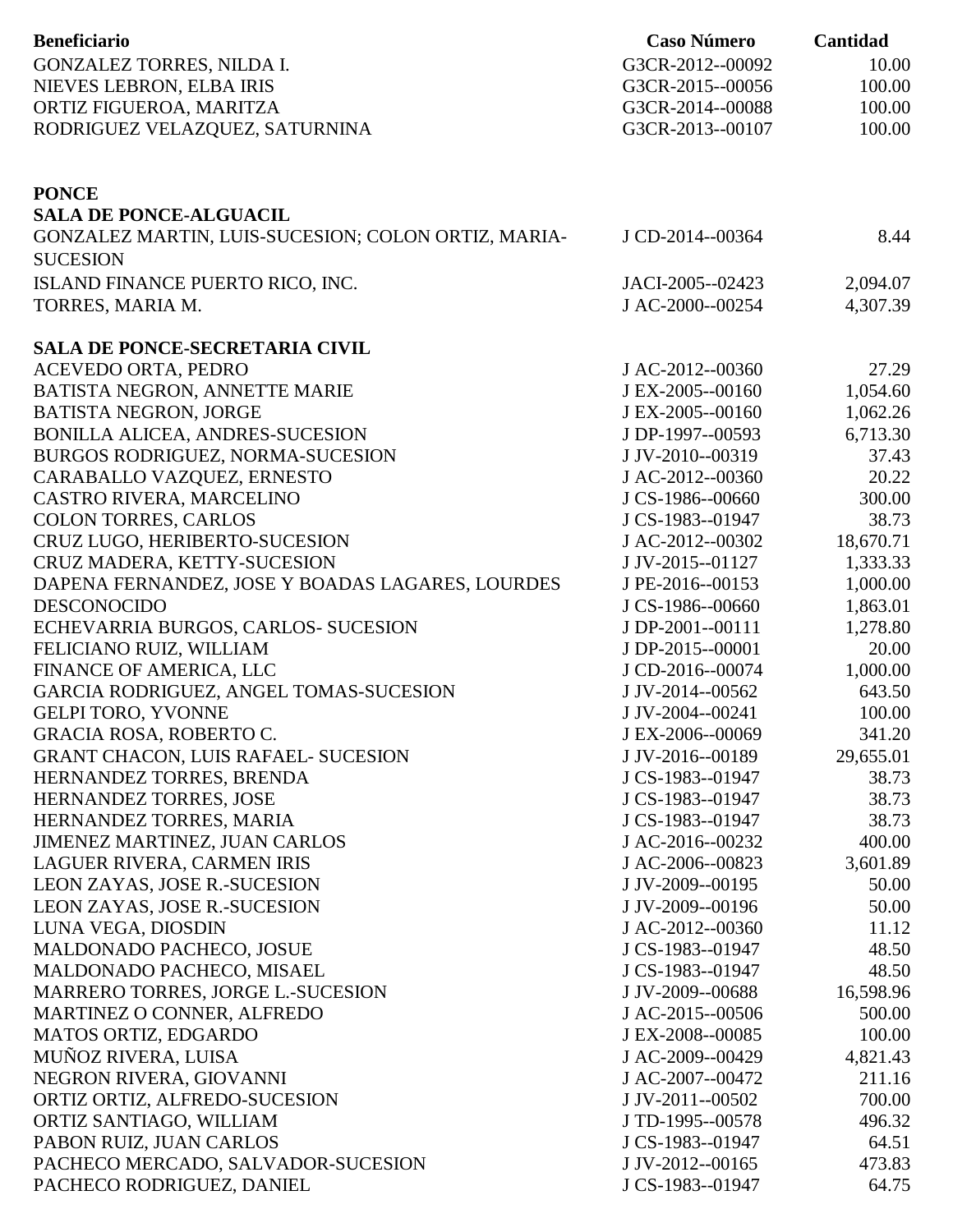| Beneficiario | Caso Número | Cantidad |
|---|---|---|
| GONZALEZ TORRES, NILDA I. | G3CR-2012--00092 | 10.00 |
| NIEVES LEBRON, ELBA IRIS | G3CR-2015--00056 | 100.00 |
| ORTIZ FIGUEROA, MARITZA | G3CR-2014--00088 | 100.00 |
| RODRIGUEZ VELAZQUEZ, SATURNINA | G3CR-2013--00107 | 100.00 |

**PONCE**

**SALA DE PONCE-ALGUACIL**

| Beneficiario | Caso Número | Cantidad |
|---|---|---|
| GONZALEZ MARTIN, LUIS-SUCESION; COLON ORTIZ, MARIA-SUCESION | J CD-2014--00364 | 8.44 |
| ISLAND FINANCE PUERTO RICO, INC. | JACI-2005--02423 | 2,094.07 |
| TORRES, MARIA M. | J AC-2000--00254 | 4,307.39 |

**SALA DE PONCE-SECRETARIA CIVIL**

| Beneficiario | Caso Número | Cantidad |
|---|---|---|
| ACEVEDO ORTA, PEDRO | J AC-2012--00360 | 27.29 |
| BATISTA NEGRON, ANNETTE MARIE | J EX-2005--00160 | 1,054.60 |
| BATISTA NEGRON, JORGE | J EX-2005--00160 | 1,062.26 |
| BONILLA ALICEA, ANDRES-SUCESION | J DP-1997--00593 | 6,713.30 |
| BURGOS RODRIGUEZ, NORMA-SUCESION | J JV-2010--00319 | 37.43 |
| CARABALLO VAZQUEZ, ERNESTO | J AC-2012--00360 | 20.22 |
| CASTRO RIVERA, MARCELINO | J CS-1986--00660 | 300.00 |
| COLON TORRES, CARLOS | J CS-1983--01947 | 38.73 |
| CRUZ LUGO, HERIBERTO-SUCESION | J AC-2012--00302 | 18,670.71 |
| CRUZ MADERA, KETTY-SUCESION | J JV-2015--01127 | 1,333.33 |
| DAPENA FERNANDEZ, JOSE Y BOADAS LAGARES, LOURDES | J PE-2016--00153 | 1,000.00 |
| DESCONOCIDO | J CS-1986--00660 | 1,863.01 |
| ECHEVARRIA BURGOS, CARLOS- SUCESION | J DP-2001--00111 | 1,278.80 |
| FELICIANO RUIZ, WILLIAM | J DP-2015--00001 | 20.00 |
| FINANCE OF AMERICA, LLC | J CD-2016--00074 | 1,000.00 |
| GARCIA RODRIGUEZ, ANGEL TOMAS-SUCESION | J JV-2014--00562 | 643.50 |
| GELPI TORO, YVONNE | J JV-2004--00241 | 100.00 |
| GRACIA ROSA, ROBERTO C. | J EX-2006--00069 | 341.20 |
| GRANT CHACON, LUIS RAFAEL- SUCESION | J JV-2016--00189 | 29,655.01 |
| HERNANDEZ TORRES, BRENDA | J CS-1983--01947 | 38.73 |
| HERNANDEZ TORRES, JOSE | J CS-1983--01947 | 38.73 |
| HERNANDEZ TORRES, MARIA | J CS-1983--01947 | 38.73 |
| JIMENEZ MARTINEZ, JUAN CARLOS | J AC-2016--00232 | 400.00 |
| LAGUER RIVERA, CARMEN IRIS | J AC-2006--00823 | 3,601.89 |
| LEON ZAYAS, JOSE R.-SUCESION | J JV-2009--00195 | 50.00 |
| LEON ZAYAS, JOSE R.-SUCESION | J JV-2009--00196 | 50.00 |
| LUNA VEGA, DIOSDIN | J AC-2012--00360 | 11.12 |
| MALDONADO PACHECO, JOSUE | J CS-1983--01947 | 48.50 |
| MALDONADO PACHECO, MISAEL | J CS-1983--01947 | 48.50 |
| MARRERO TORRES, JORGE L.-SUCESION | J JV-2009--00688 | 16,598.96 |
| MARTINEZ O CONNER, ALFREDO | J AC-2015--00506 | 500.00 |
| MATOS ORTIZ, EDGARDO | J EX-2008--00085 | 100.00 |
| MUÑOZ RIVERA, LUISA | J AC-2009--00429 | 4,821.43 |
| NEGRON RIVERA, GIOVANNI | J AC-2007--00472 | 211.16 |
| ORTIZ ORTIZ, ALFREDO-SUCESION | J JV-2011--00502 | 700.00 |
| ORTIZ SANTIAGO, WILLIAM | J TD-1995--00578 | 496.32 |
| PABON RUIZ, JUAN CARLOS | J CS-1983--01947 | 64.51 |
| PACHECO MERCADO, SALVADOR-SUCESION | J JV-2012--00165 | 473.83 |
| PACHECO RODRIGUEZ, DANIEL | J CS-1983--01947 | 64.75 |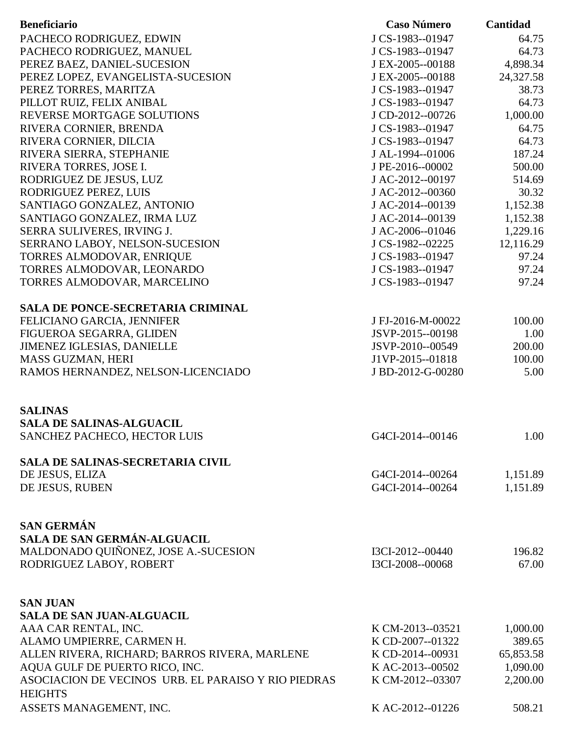| Beneficiario | Caso Número | Cantidad |
|---|---|---|
| PACHECO RODRIGUEZ, EDWIN | J CS-1983--01947 | 64.75 |
| PACHECO RODRIGUEZ, MANUEL | J CS-1983--01947 | 64.73 |
| PEREZ BAEZ, DANIEL-SUCESION | J EX-2005--00188 | 4,898.34 |
| PEREZ LOPEZ, EVANGELISTA-SUCESION | J EX-2005--00188 | 24,327.58 |
| PEREZ TORRES, MARITZA | J CS-1983--01947 | 38.73 |
| PILLOT RUIZ, FELIX ANIBAL | J CS-1983--01947 | 64.73 |
| REVERSE MORTGAGE SOLUTIONS | J CD-2012--00726 | 1,000.00 |
| RIVERA CORNIER, BRENDA | J CS-1983--01947 | 64.75 |
| RIVERA CORNIER, DILCIA | J CS-1983--01947 | 64.73 |
| RIVERA SIERRA, STEPHANIE | J AL-1994--01006 | 187.24 |
| RIVERA TORRES, JOSE I. | J PE-2016--00002 | 500.00 |
| RODRIGUEZ DE JESUS, LUZ | J AC-2012--00197 | 514.69 |
| RODRIGUEZ PEREZ, LUIS | J AC-2012--00360 | 30.32 |
| SANTIAGO GONZALEZ, ANTONIO | J AC-2014--00139 | 1,152.38 |
| SANTIAGO GONZALEZ, IRMA LUZ | J AC-2014--00139 | 1,152.38 |
| SERRA SULIVERES, IRVING J. | J AC-2006--01046 | 1,229.16 |
| SERRANO LABOY, NELSON-SUCESION | J CS-1982--02225 | 12,116.29 |
| TORRES ALMODOVAR, ENRIQUE | J CS-1983--01947 | 97.24 |
| TORRES ALMODOVAR, LEONARDO | J CS-1983--01947 | 97.24 |
| TORRES ALMODOVAR, MARCELINO | J CS-1983--01947 | 97.24 |
| **SALA DE PONCE-SECRETARIA CRIMINAL** | | |
| FELICIANO GARCIA, JENNIFER | J FJ-2016-M-00022 | 100.00 |
| FIGUEROA SEGARRA, GLIDEN | JSVP-2015--00198 | 1.00 |
| JIMENEZ IGLESIAS, DANIELLE | JSVP-2010--00549 | 200.00 |
| MASS GUZMAN, HERI | J1VP-2015--01818 | 100.00 |
| RAMOS HERNANDEZ, NELSON-LICENCIADO | J BD-2012-G-00280 | 5.00 |
| **SALINAS** | | |
| **SALA DE SALINAS-ALGUACIL** | | |
| SANCHEZ PACHECO, HECTOR LUIS | G4CI-2014--00146 | 1.00 |
| **SALA DE SALINAS-SECRETARIA CIVIL** | | |
| DE JESUS, ELIZA | G4CI-2014--00264 | 1,151.89 |
| DE JESUS, RUBEN | G4CI-2014--00264 | 1,151.89 |
| **SAN GERMÁN** | | |
| **SALA DE SAN GERMÁN-ALGUACIL** | | |
| MALDONADO QUIÑONEZ, JOSE A.-SUCESION | I3CI-2012--00440 | 196.82 |
| RODRIGUEZ LABOY, ROBERT | I3CI-2008--00068 | 67.00 |
| **SAN JUAN** | | |
| **SALA DE SAN JUAN-ALGUACIL** | | |
| AAA CAR RENTAL, INC. | K CM-2013--03521 | 1,000.00 |
| ALAMO UMPIERRE, CARMEN H. | K CD-2007--01322 | 389.65 |
| ALLEN RIVERA, RICHARD; BARROS RIVERA, MARLENE | K CD-2014--00931 | 65,853.58 |
| AQUA GULF DE PUERTO RICO, INC. | K AC-2013--00502 | 1,090.00 |
| ASOCIACION DE VECINOS URB. EL PARAISO Y RIO PIEDRAS HEIGHTS | K CM-2012--03307 | 2,200.00 |
| ASSETS MANAGEMENT, INC. | K AC-2012--01226 | 508.21 |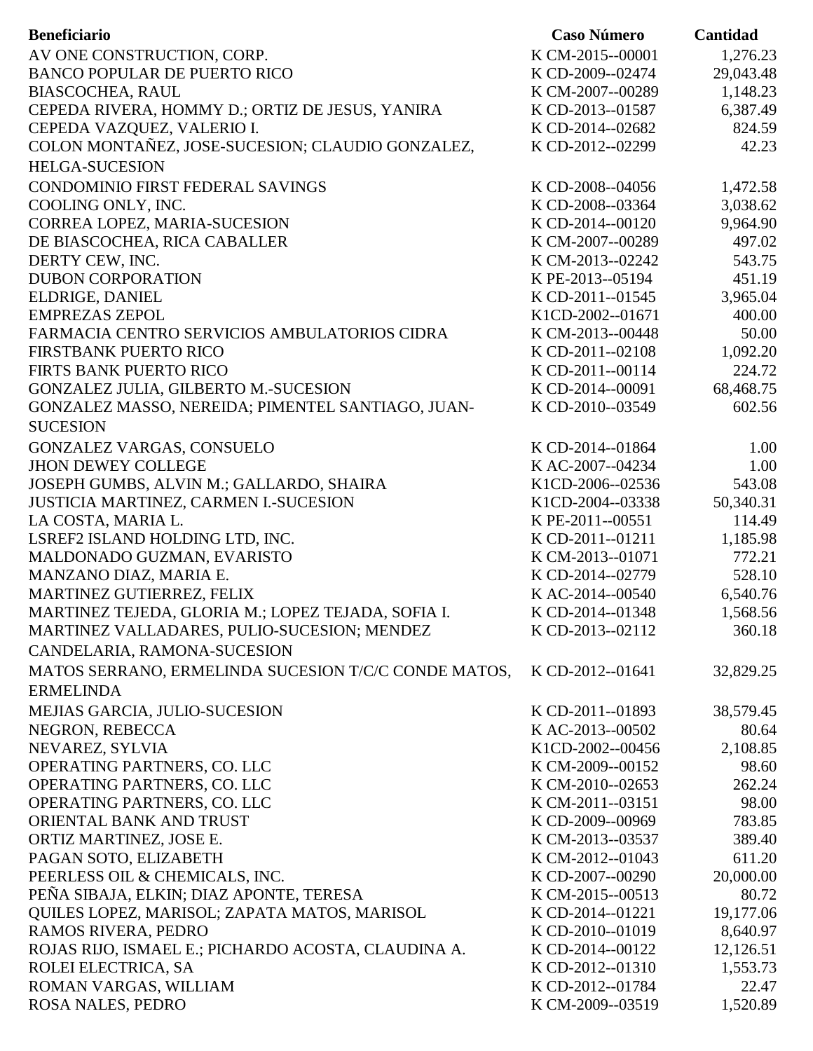| Beneficiario | Caso Número | Cantidad |
|---|---|---|
| AV ONE CONSTRUCTION, CORP. | K CM-2015--00001 | 1,276.23 |
| BANCO POPULAR DE PUERTO RICO | K CD-2009--02474 | 29,043.48 |
| BIASCOCHEA, RAUL | K CM-2007--00289 | 1,148.23 |
| CEPEDA RIVERA, HOMMY D.; ORTIZ DE JESUS, YANIRA | K CD-2013--01587 | 6,387.49 |
| CEPEDA VAZQUEZ, VALERIO I. | K CD-2014--02682 | 824.59 |
| COLON MONTAÑEZ, JOSE-SUCESION; CLAUDIO GONZALEZ, HELGA-SUCESION | K CD-2012--02299 | 42.23 |
| CONDOMINIO FIRST FEDERAL SAVINGS | K CD-2008--04056 | 1,472.58 |
| COOLING ONLY, INC. | K CD-2008--03364 | 3,038.62 |
| CORREA LOPEZ, MARIA-SUCESION | K CD-2014--00120 | 9,964.90 |
| DE BIASCOCHEA, RICA CABALLER | K CM-2007--00289 | 497.02 |
| DERTY CEW, INC. | K CM-2013--02242 | 543.75 |
| DUBON CORPORATION | K PE-2013--05194 | 451.19 |
| ELDRIGE, DANIEL | K CD-2011--01545 | 3,965.04 |
| EMPREZAS ZEPOL | K1CD-2002--01671 | 400.00 |
| FARMACIA CENTRO SERVICIOS AMBULATORIOS CIDRA | K CM-2013--00448 | 50.00 |
| FIRSTBANK PUERTO RICO | K CD-2011--02108 | 1,092.20 |
| FIRTS BANK PUERTO RICO | K CD-2011--00114 | 224.72 |
| GONZALEZ JULIA, GILBERTO M.-SUCESION | K CD-2014--00091 | 68,468.75 |
| GONZALEZ MASSO, NEREIDA; PIMENTEL SANTIAGO, JUAN-SUCESION | K CD-2010--03549 | 602.56 |
| GONZALEZ VARGAS, CONSUELO | K CD-2014--01864 | 1.00 |
| JHON DEWEY COLLEGE | K AC-2007--04234 | 1.00 |
| JOSEPH GUMBS, ALVIN M.; GALLARDO, SHAIRA | K1CD-2006--02536 | 543.08 |
| JUSTICIA MARTINEZ, CARMEN I.-SUCESION | K1CD-2004--03338 | 50,340.31 |
| LA COSTA, MARIA L. | K PE-2011--00551 | 114.49 |
| LSREF2 ISLAND HOLDING LTD, INC. | K CD-2011--01211 | 1,185.98 |
| MALDONADO GUZMAN, EVARISTO | K CM-2013--01071 | 772.21 |
| MANZANO DIAZ, MARIA E. | K CD-2014--02779 | 528.10 |
| MARTINEZ GUTIERREZ, FELIX | K AC-2014--00540 | 6,540.76 |
| MARTINEZ TEJEDA, GLORIA M.; LOPEZ TEJADA, SOFIA I. | K CD-2014--01348 | 1,568.56 |
| MARTINEZ VALLADARES, PULIO-SUCESION; MENDEZ CANDELARIA, RAMONA-SUCESION | K CD-2013--02112 | 360.18 |
| MATOS SERRANO, ERMELINDA SUCESION T/C/C CONDE MATOS, ERMELINDA | K CD-2012--01641 | 32,829.25 |
| MEJIAS GARCIA, JULIO-SUCESION | K CD-2011--01893 | 38,579.45 |
| NEGRON, REBECCA | K AC-2013--00502 | 80.64 |
| NEVAREZ, SYLVIA | K1CD-2002--00456 | 2,108.85 |
| OPERATING PARTNERS, CO. LLC | K CM-2009--00152 | 98.60 |
| OPERATING PARTNERS, CO. LLC | K CM-2010--02653 | 262.24 |
| OPERATING PARTNERS, CO. LLC | K CM-2011--03151 | 98.00 |
| ORIENTAL BANK AND TRUST | K CD-2009--00969 | 783.85 |
| ORTIZ MARTINEZ, JOSE E. | K CM-2013--03537 | 389.40 |
| PAGAN SOTO, ELIZABETH | K CM-2012--01043 | 611.20 |
| PEERLESS OIL & CHEMICALS, INC. | K CD-2007--00290 | 20,000.00 |
| PEÑA SIBAJA, ELKIN; DIAZ APONTE, TERESA | K CM-2015--00513 | 80.72 |
| QUILES LOPEZ, MARISOL; ZAPATA MATOS, MARISOL | K CD-2014--01221 | 19,177.06 |
| RAMOS RIVERA, PEDRO | K CD-2010--01019 | 8,640.97 |
| ROJAS RIJO, ISMAEL E.; PICHARDO ACOSTA, CLAUDINA A. | K CD-2014--00122 | 12,126.51 |
| ROLEI ELECTRICA, SA | K CD-2012--01310 | 1,553.73 |
| ROMAN VARGAS, WILLIAM | K CD-2012--01784 | 22.47 |
| ROSA NALES, PEDRO | K CM-2009--03519 | 1,520.89 |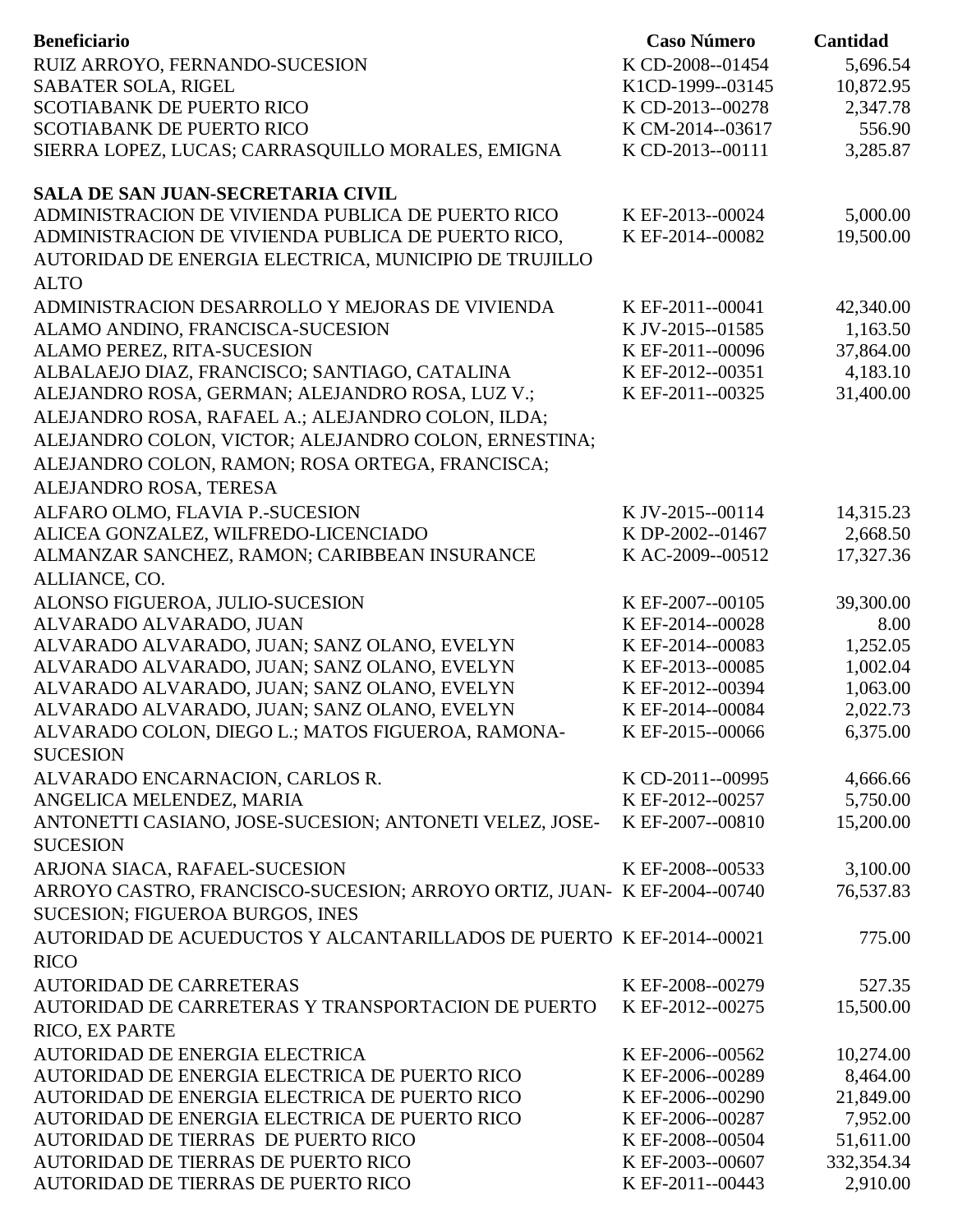| Beneficiario | Caso Número | Cantidad |
|---|---|---|
| RUIZ ARROYO, FERNANDO-SUCESION | K CD-2008--01454 | 5,696.54 |
| SABATER SOLA, RIGEL | K1CD-1999--03145 | 10,872.95 |
| SCOTIABANK DE PUERTO RICO | K CD-2013--00278 | 2,347.78 |
| SCOTIABANK DE PUERTO RICO | K CM-2014--03617 | 556.90 |
| SIERRA LOPEZ, LUCAS; CARRASQUILLO MORALES, EMIGNA | K CD-2013--00111 | 3,285.87 |
| **SALA DE SAN JUAN-SECRETARIA CIVIL** | | |
| ADMINISTRACION DE VIVIENDA PUBLICA DE PUERTO RICO | K EF-2013--00024 | 5,000.00 |
| ADMINISTRACION DE VIVIENDA PUBLICA DE PUERTO RICO, AUTORIDAD DE ENERGIA ELECTRICA, MUNICIPIO DE TRUJILLO ALTO | K EF-2014--00082 | 19,500.00 |
| ADMINISTRACION DESARROLLO Y MEJORAS DE VIVIENDA | K EF-2011--00041 | 42,340.00 |
| ALAMO ANDINO, FRANCISCA-SUCESION | K JV-2015--01585 | 1,163.50 |
| ALAMO PEREZ, RITA-SUCESION | K EF-2011--00096 | 37,864.00 |
| ALBALAEJO DIAZ, FRANCISCO; SANTIAGO, CATALINA | K EF-2012--00351 | 4,183.10 |
| ALEJANDRO ROSA, GERMAN; ALEJANDRO ROSA, LUZ V.; ALEJANDRO ROSA, RAFAEL A.; ALEJANDRO COLON, ILDA; ALEJANDRO COLON, VICTOR; ALEJANDRO COLON, ERNESTINA; ALEJANDRO COLON, RAMON; ROSA ORTEGA, FRANCISCA; ALEJANDRO ROSA, TERESA | K EF-2011--00325 | 31,400.00 |
| ALFARO OLMO, FLAVIA P.-SUCESION | K JV-2015--00114 | 14,315.23 |
| ALICEA GONZALEZ, WILFREDO-LICENCIADO | K DP-2002--01467 | 2,668.50 |
| ALMANZAR SANCHEZ, RAMON; CARIBBEAN INSURANCE ALLIANCE, CO. | K AC-2009--00512 | 17,327.36 |
| ALONSO FIGUEROA, JULIO-SUCESION | K EF-2007--00105 | 39,300.00 |
| ALVARADO ALVARADO, JUAN | K EF-2014--00028 | 8.00 |
| ALVARADO ALVARADO, JUAN; SANZ OLANO, EVELYN | K EF-2014--00083 | 1,252.05 |
| ALVARADO ALVARADO, JUAN; SANZ OLANO, EVELYN | K EF-2013--00085 | 1,002.04 |
| ALVARADO ALVARADO, JUAN; SANZ OLANO, EVELYN | K EF-2012--00394 | 1,063.00 |
| ALVARADO ALVARADO, JUAN; SANZ OLANO, EVELYN | K EF-2014--00084 | 2,022.73 |
| ALVARADO COLON, DIEGO L.; MATOS FIGUEROA, RAMONA-SUCESION | K EF-2015--00066 | 6,375.00 |
| ALVARADO ENCARNACION, CARLOS R. | K CD-2011--00995 | 4,666.66 |
| ANGELICA MELENDEZ, MARIA | K EF-2012--00257 | 5,750.00 |
| ANTONETTI CASIANO, JOSE-SUCESION; ANTONETI VELEZ, JOSE-SUCESION | K EF-2007--00810 | 15,200.00 |
| ARJONA SIACA, RAFAEL-SUCESION | K EF-2008--00533 | 3,100.00 |
| ARROYO CASTRO, FRANCISCO-SUCESION; ARROYO ORTIZ, JUAN-SUCESION; FIGUEROA BURGOS, INES | K EF-2004--00740 | 76,537.83 |
| AUTORIDAD DE ACUEDUCTOS Y ALCANTARILLADOS DE PUERTO RICO | K EF-2014--00021 | 775.00 |
| AUTORIDAD DE CARRETERAS | K EF-2008--00279 | 527.35 |
| AUTORIDAD DE CARRETERAS Y TRANSPORTACION DE PUERTO RICO, EX PARTE | K EF-2012--00275 | 15,500.00 |
| AUTORIDAD DE ENERGIA ELECTRICA | K EF-2006--00562 | 10,274.00 |
| AUTORIDAD DE ENERGIA ELECTRICA DE PUERTO RICO | K EF-2006--00289 | 8,464.00 |
| AUTORIDAD DE ENERGIA ELECTRICA DE PUERTO RICO | K EF-2006--00290 | 21,849.00 |
| AUTORIDAD DE ENERGIA ELECTRICA DE PUERTO RICO | K EF-2006--00287 | 7,952.00 |
| AUTORIDAD DE TIERRAS DE PUERTO RICO | K EF-2008--00504 | 51,611.00 |
| AUTORIDAD DE TIERRAS DE PUERTO RICO | K EF-2003--00607 | 332,354.34 |
| AUTORIDAD DE TIERRAS DE PUERTO RICO | K EF-2011--00443 | 2,910.00 |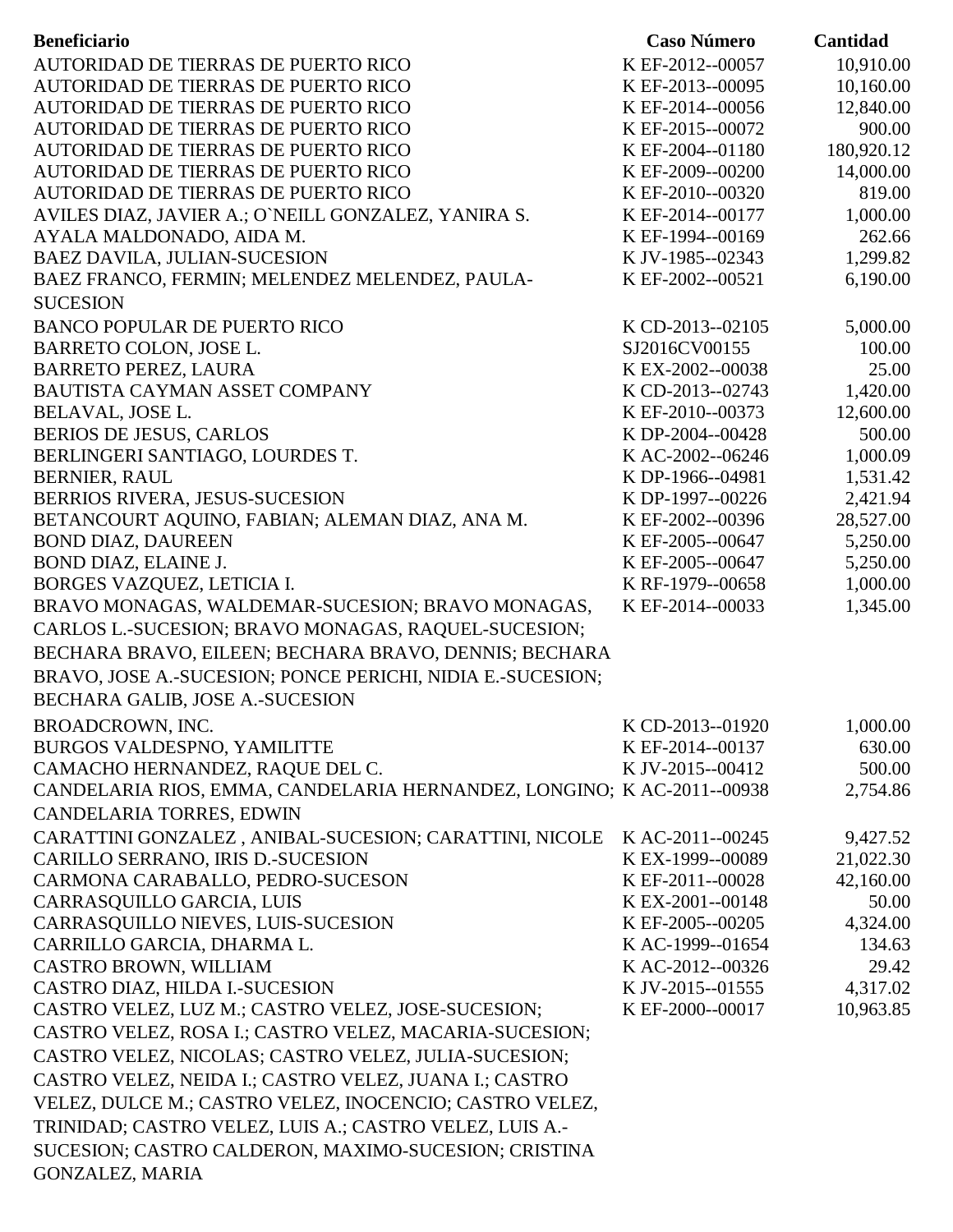| Beneficiario | Caso Número | Cantidad |
|---|---|---|
| AUTORIDAD DE TIERRAS DE PUERTO RICO | K EF-2012--00057 | 10,910.00 |
| AUTORIDAD DE TIERRAS DE PUERTO RICO | K EF-2013--00095 | 10,160.00 |
| AUTORIDAD DE TIERRAS DE PUERTO RICO | K EF-2014--00056 | 12,840.00 |
| AUTORIDAD DE TIERRAS DE PUERTO RICO | K EF-2015--00072 | 900.00 |
| AUTORIDAD DE TIERRAS DE PUERTO RICO | K EF-2004--01180 | 180,920.12 |
| AUTORIDAD DE TIERRAS DE PUERTO RICO | K EF-2009--00200 | 14,000.00 |
| AUTORIDAD DE TIERRAS DE PUERTO RICO | K EF-2010--00320 | 819.00 |
| AVILES DIAZ, JAVIER A.; O`NEILL GONZALEZ, YANIRA S. | K EF-2014--00177 | 1,000.00 |
| AYALA MALDONADO, AIDA M. | K EF-1994--00169 | 262.66 |
| BAEZ DAVILA, JULIAN-SUCESION | K JV-1985--02343 | 1,299.82 |
| BAEZ FRANCO, FERMIN; MELENDEZ MELENDEZ, PAULA-SUCESION | K EF-2002--00521 | 6,190.00 |
| BANCO POPULAR DE PUERTO RICO | K CD-2013--02105 | 5,000.00 |
| BARRETO COLON, JOSE L. | SJ2016CV00155 | 100.00 |
| BARRETO PEREZ, LAURA | K EX-2002--00038 | 25.00 |
| BAUTISTA CAYMAN ASSET COMPANY | K CD-2013--02743 | 1,420.00 |
| BELAVAL, JOSE L. | K EF-2010--00373 | 12,600.00 |
| BERIOS DE JESUS, CARLOS | K DP-2004--00428 | 500.00 |
| BERLINGERI SANTIAGO, LOURDES T. | K AC-2002--06246 | 1,000.09 |
| BERNIER, RAUL | K DP-1966--04981 | 1,531.42 |
| BERRIOS RIVERA, JESUS-SUCESION | K DP-1997--00226 | 2,421.94 |
| BETANCOURT AQUINO, FABIAN; ALEMAN DIAZ, ANA M. | K EF-2002--00396 | 28,527.00 |
| BOND DIAZ, DAUREEN | K EF-2005--00647 | 5,250.00 |
| BOND DIAZ, ELAINE J. | K EF-2005--00647 | 5,250.00 |
| BORGES VAZQUEZ, LETICIA I. | K RF-1979--00658 | 1,000.00 |
| BRAVO MONAGAS, WALDEMAR-SUCESION; BRAVO MONAGAS, CARLOS L.-SUCESION; BRAVO MONAGAS, RAQUEL-SUCESION; BECHARA BRAVO, EILEEN; BECHARA BRAVO, DENNIS; BECHARA BRAVO, JOSE A.-SUCESION; PONCE PERICHI, NIDIA E.-SUCESION; BECHARA GALIB, JOSE A.-SUCESION | K EF-2014--00033 | 1,345.00 |
| BROADCROWN, INC. | K CD-2013--01920 | 1,000.00 |
| BURGOS VALDESPNO, YAMILITTE | K EF-2014--00137 | 630.00 |
| CAMACHO HERNANDEZ, RAQUE DEL C. | K JV-2015--00412 | 500.00 |
| CANDELARIA RIOS, EMMA, CANDELARIA HERNANDEZ, LONGINO; CANDELARIA TORRES, EDWIN | K AC-2011--00938 | 2,754.86 |
| CARATTINI GONZALEZ , ANIBAL-SUCESION; CARATTINI, NICOLE | K AC-2011--00245 | 9,427.52 |
| CARILLO SERRANO, IRIS D.-SUCESION | K EX-1999--00089 | 21,022.30 |
| CARMONA CARABALLO, PEDRO-SUCESON | K EF-2011--00028 | 42,160.00 |
| CARRASQUILLO GARCIA, LUIS | K EX-2001--00148 | 50.00 |
| CARRASQUILLO NIEVES, LUIS-SUCESION | K EF-2005--00205 | 4,324.00 |
| CARRILLO GARCIA, DHARMA L. | K AC-1999--01654 | 134.63 |
| CASTRO BROWN, WILLIAM | K AC-2012--00326 | 29.42 |
| CASTRO DIAZ, HILDA I.-SUCESION | K JV-2015--01555 | 4,317.02 |
| CASTRO VELEZ, LUZ M.; CASTRO VELEZ, JOSE-SUCESION; CASTRO VELEZ, ROSA I.; CASTRO VELEZ, MACARIA-SUCESION; CASTRO VELEZ, NICOLAS; CASTRO VELEZ, JULIA-SUCESION; CASTRO VELEZ, NEIDA I.; CASTRO VELEZ, JUANA I.; CASTRO VELEZ, DULCE M.; CASTRO VELEZ, INOCENCIO; CASTRO VELEZ, TRINIDAD; CASTRO VELEZ, LUIS A.; CASTRO VELEZ, LUIS A.-SUCESION; CASTRO CALDERON, MAXIMO-SUCESION; CRISTINA GONZALEZ, MARIA | K EF-2000--00017 | 10,963.85 |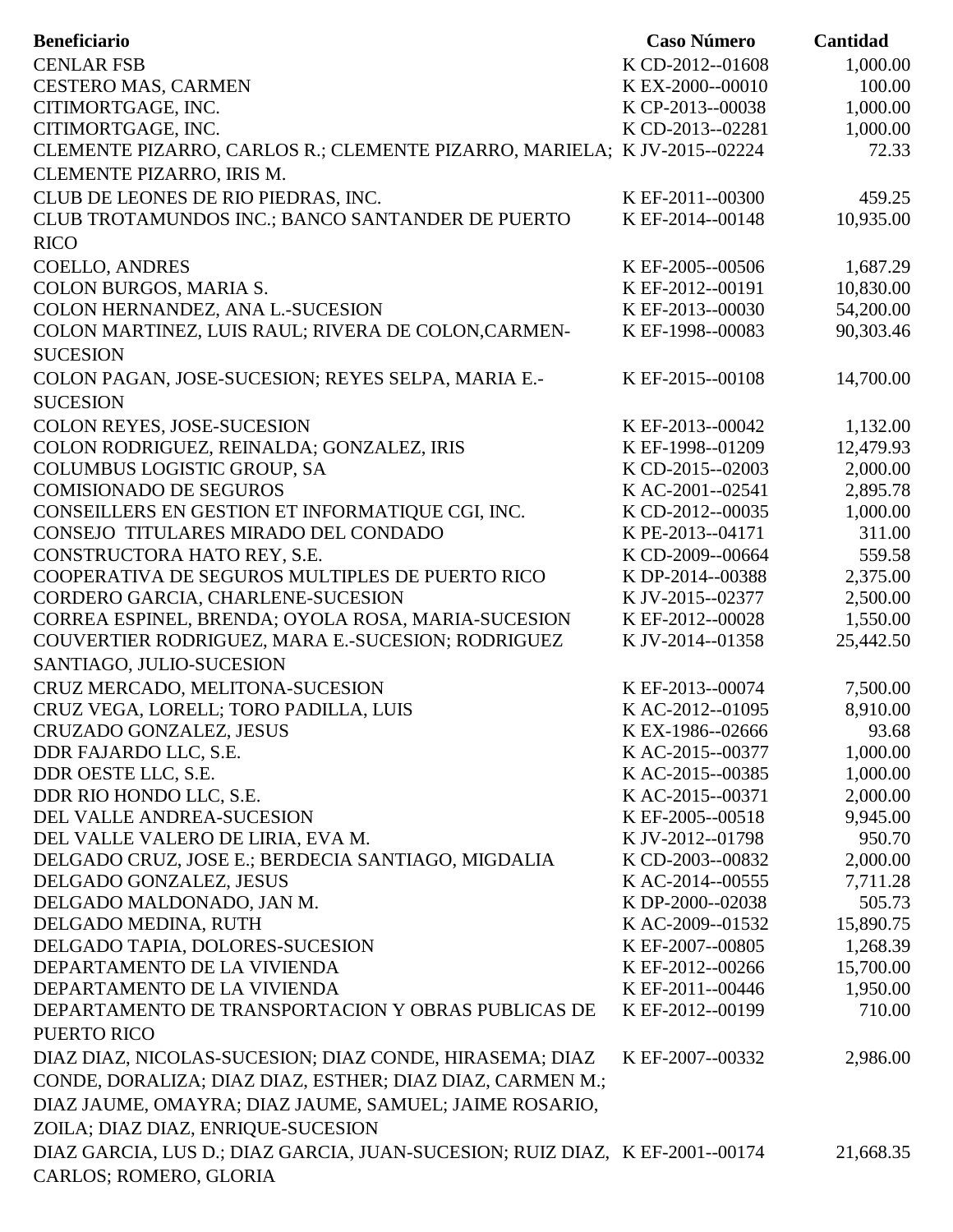| Beneficiario | Caso Número | Cantidad |
|---|---|---|
| CENLAR FSB | K CD-2012--01608 | 1,000.00 |
| CESTERO MAS, CARMEN | K EX-2000--00010 | 100.00 |
| CITIMORTGAGE, INC. | K CP-2013--00038 | 1,000.00 |
| CITIMORTGAGE, INC. | K CD-2013--02281 | 1,000.00 |
| CLEMENTE PIZARRO, CARLOS R.; CLEMENTE PIZARRO, MARIELA; CLEMENTE PIZARRO, IRIS M. | K JV-2015--02224 | 72.33 |
| CLUB DE LEONES DE RIO PIEDRAS, INC. | K EF-2011--00300 | 459.25 |
| CLUB TROTAMUNDOS INC.; BANCO SANTANDER DE PUERTO RICO | K EF-2014--00148 | 10,935.00 |
| COELLO, ANDRES | K EF-2005--00506 | 1,687.29 |
| COLON BURGOS, MARIA S. | K EF-2012--00191 | 10,830.00 |
| COLON HERNANDEZ, ANA L.-SUCESION | K EF-2013--00030 | 54,200.00 |
| COLON MARTINEZ, LUIS RAUL; RIVERA DE COLON,CARMEN-SUCESION | K EF-1998--00083 | 90,303.46 |
| COLON PAGAN, JOSE-SUCESION; REYES SELPA, MARIA E.-SUCESION | K EF-2015--00108 | 14,700.00 |
| COLON REYES, JOSE-SUCESION | K EF-2013--00042 | 1,132.00 |
| COLON RODRIGUEZ, REINALDA; GONZALEZ, IRIS | K EF-1998--01209 | 12,479.93 |
| COLUMBUS LOGISTIC GROUP, SA | K CD-2015--02003 | 2,000.00 |
| COMISIONADO DE SEGUROS | K AC-2001--02541 | 2,895.78 |
| CONSEILLERS EN GESTION ET INFORMATIQUE CGI, INC. | K CD-2012--00035 | 1,000.00 |
| CONSEJO TITULARES MIRADO DEL CONDADO | K PE-2013--04171 | 311.00 |
| CONSTRUCTORA HATO REY, S.E. | K CD-2009--00664 | 559.58 |
| COOPERATIVA DE SEGUROS MULTIPLES DE PUERTO RICO | K DP-2014--00388 | 2,375.00 |
| CORDERO GARCIA, CHARLENE-SUCESION | K JV-2015--02377 | 2,500.00 |
| CORREA ESPINEL, BRENDA; OYOLA ROSA, MARIA-SUCESION | K EF-2012--00028 | 1,550.00 |
| COUVERTIER RODRIGUEZ, MARA E.-SUCESION; RODRIGUEZ SANTIAGO, JULIO-SUCESION | K JV-2014--01358 | 25,442.50 |
| CRUZ MERCADO, MELITONA-SUCESION | K EF-2013--00074 | 7,500.00 |
| CRUZ VEGA, LORELL; TORO PADILLA, LUIS | K AC-2012--01095 | 8,910.00 |
| CRUZADO GONZALEZ, JESUS | K EX-1986--02666 | 93.68 |
| DDR FAJARDO LLC, S.E. | K AC-2015--00377 | 1,000.00 |
| DDR OESTE LLC, S.E. | K AC-2015--00385 | 1,000.00 |
| DDR RIO HONDO LLC, S.E. | K AC-2015--00371 | 2,000.00 |
| DEL VALLE ANDREA-SUCESION | K EF-2005--00518 | 9,945.00 |
| DEL VALLE VALERO DE LIRIA, EVA M. | K JV-2012--01798 | 950.70 |
| DELGADO CRUZ, JOSE E.; BERDECIA SANTIAGO, MIGDALIA | K CD-2003--00832 | 2,000.00 |
| DELGADO GONZALEZ, JESUS | K AC-2014--00555 | 7,711.28 |
| DELGADO MALDONADO, JAN M. | K DP-2000--02038 | 505.73 |
| DELGADO MEDINA, RUTH | K AC-2009--01532 | 15,890.75 |
| DELGADO TAPIA, DOLORES-SUCESION | K EF-2007--00805 | 1,268.39 |
| DEPARTAMENTO DE LA VIVIENDA | K EF-2012--00266 | 15,700.00 |
| DEPARTAMENTO DE LA VIVIENDA | K EF-2011--00446 | 1,950.00 |
| DEPARTAMENTO DE TRANSPORTACION Y OBRAS PUBLICAS DE PUERTO RICO | K EF-2012--00199 | 710.00 |
| DIAZ DIAZ, NICOLAS-SUCESION; DIAZ CONDE, HIRASEMA; DIAZ CONDE, DORALIZA; DIAZ DIAZ, ESTHER; DIAZ DIAZ, CARMEN M.; DIAZ JAUME, OMAYRA; DIAZ JAUME, SAMUEL; JAIME ROSARIO, ZOILA; DIAZ DIAZ, ENRIQUE-SUCESION | K EF-2007--00332 | 2,986.00 |
| DIAZ GARCIA, LUS D.; DIAZ GARCIA, JUAN-SUCESION; RUIZ DIAZ, CARLOS; ROMERO, GLORIA | K EF-2001--00174 | 21,668.35 |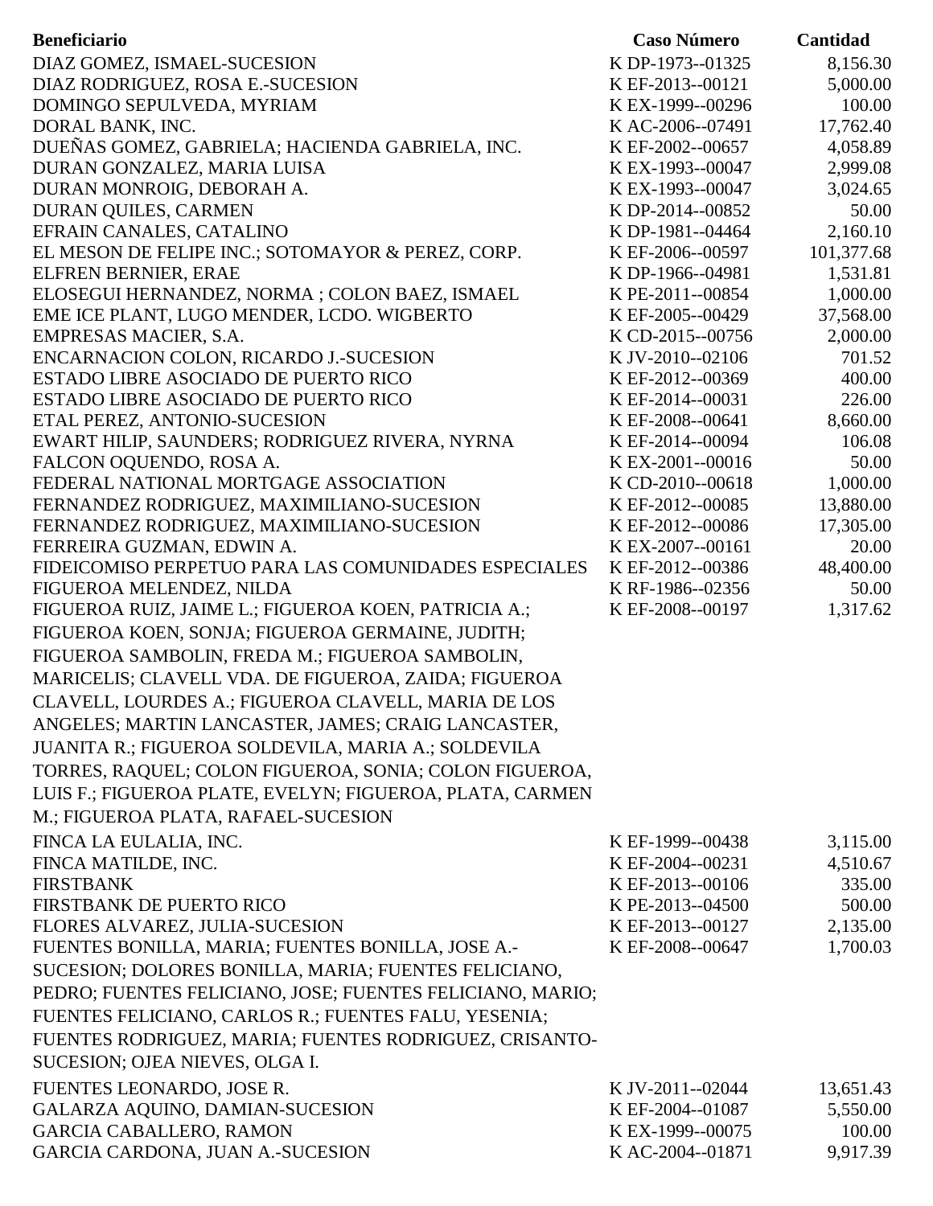| Beneficiario | Caso Número | Cantidad |
|---|---|---|
| DIAZ GOMEZ, ISMAEL-SUCESION | K DP-1973--01325 | 8,156.30 |
| DIAZ RODRIGUEZ, ROSA E.-SUCESION | K EF-2013--00121 | 5,000.00 |
| DOMINGO SEPULVEDA, MYRIAM | K EX-1999--00296 | 100.00 |
| DORAL BANK, INC. | K AC-2006--07491 | 17,762.40 |
| DUEÑAS GOMEZ, GABRIELA; HACIENDA GABRIELA, INC. | K EF-2002--00657 | 4,058.89 |
| DURAN GONZALEZ, MARIA LUISA | K EX-1993--00047 | 2,999.08 |
| DURAN MONROIG, DEBORAH A. | K EX-1993--00047 | 3,024.65 |
| DURAN QUILES, CARMEN | K DP-2014--00852 | 50.00 |
| EFRAIN CANALES, CATALINO | K DP-1981--04464 | 2,160.10 |
| EL MESON DE FELIPE INC.; SOTOMAYOR & PEREZ, CORP. | K EF-2006--00597 | 101,377.68 |
| ELFREN BERNIER, ERAE | K DP-1966--04981 | 1,531.81 |
| ELOSEGUI HERNANDEZ, NORMA ; COLON BAEZ, ISMAEL | K PE-2011--00854 | 1,000.00 |
| EME ICE PLANT, LUGO MENDER, LCDO. WIGBERTO | K EF-2005--00429 | 37,568.00 |
| EMPRESAS MACIER, S.A. | K CD-2015--00756 | 2,000.00 |
| ENCARNACION COLON, RICARDO J.-SUCESION | K JV-2010--02106 | 701.52 |
| ESTADO LIBRE ASOCIADO DE PUERTO RICO | K EF-2012--00369 | 400.00 |
| ESTADO LIBRE ASOCIADO DE PUERTO RICO | K EF-2014--00031 | 226.00 |
| ETAL PEREZ, ANTONIO-SUCESION | K EF-2008--00641 | 8,660.00 |
| EWART HILIP, SAUNDERS; RODRIGUEZ RIVERA, NYRNA | K EF-2014--00094 | 106.08 |
| FALCON OQUENDO, ROSA A. | K EX-2001--00016 | 50.00 |
| FEDERAL NATIONAL MORTGAGE ASSOCIATION | K CD-2010--00618 | 1,000.00 |
| FERNANDEZ RODRIGUEZ, MAXIMILIANO-SUCESION | K EF-2012--00085 | 13,880.00 |
| FERNANDEZ RODRIGUEZ, MAXIMILIANO-SUCESION | K EF-2012--00086 | 17,305.00 |
| FERREIRA GUZMAN, EDWIN A. | K EX-2007--00161 | 20.00 |
| FIDEICOMISO PERPETUO PARA LAS COMUNIDADES ESPECIALES | K EF-2012--00386 | 48,400.00 |
| FIGUEROA MELENDEZ, NILDA | K RF-1986--02356 | 50.00 |
| FIGUEROA RUIZ, JAIME L.; FIGUEROA KOEN, PATRICIA A.; FIGUEROA KOEN, SONJA; FIGUEROA GERMAINE, JUDITH; FIGUEROA SAMBOLIN, FREDA M.; FIGUEROA SAMBOLIN, MARICELIS; CLAVELL VDA. DE FIGUEROA, ZAIDA; FIGUEROA CLAVELL, LOURDES A.; FIGUEROA CLAVELL, MARIA DE LOS ANGELES; MARTIN LANCASTER, JAMES; CRAIG LANCASTER, JUANITA R.; FIGUEROA SOLDEVILA, MARIA A.; SOLDEVILA TORRES, RAQUEL; COLON FIGUEROA, SONIA; COLON FIGUEROA, LUIS F.; FIGUEROA PLATE, EVELYN; FIGUEROA, PLATA, CARMEN M.; FIGUEROA PLATA, RAFAEL-SUCESION | K EF-2008--00197 | 1,317.62 |
| FINCA LA EULALIA, INC. | K EF-1999--00438 | 3,115.00 |
| FINCA MATILDE, INC. | K EF-2004--00231 | 4,510.67 |
| FIRSTBANK | K EF-2013--00106 | 335.00 |
| FIRSTBANK DE PUERTO RICO | K PE-2013--04500 | 500.00 |
| FLORES ALVAREZ, JULIA-SUCESION | K EF-2013--00127 | 2,135.00 |
| FUENTES BONILLA, MARIA; FUENTES BONILLA, JOSE A.-SUCESION; DOLORES BONILLA, MARIA; FUENTES FELICIANO, PEDRO; FUENTES FELICIANO, JOSE; FUENTES FELICIANO, MARIO; FUENTES FELICIANO, CARLOS R.; FUENTES FALU, YESENIA; FUENTES RODRIGUEZ, MARIA; FUENTES RODRIGUEZ, CRISANTO-SUCESION; OJEA NIEVES, OLGA I. | K EF-2008--00647 | 1,700.03 |
| FUENTES LEONARDO, JOSE R. | K JV-2011--02044 | 13,651.43 |
| GALARZA AQUINO, DAMIAN-SUCESION | K EF-2004--01087 | 5,550.00 |
| GARCIA CABALLERO, RAMON | K EX-1999--00075 | 100.00 |
| GARCIA CARDONA, JUAN A.-SUCESION | K AC-2004--01871 | 9,917.39 |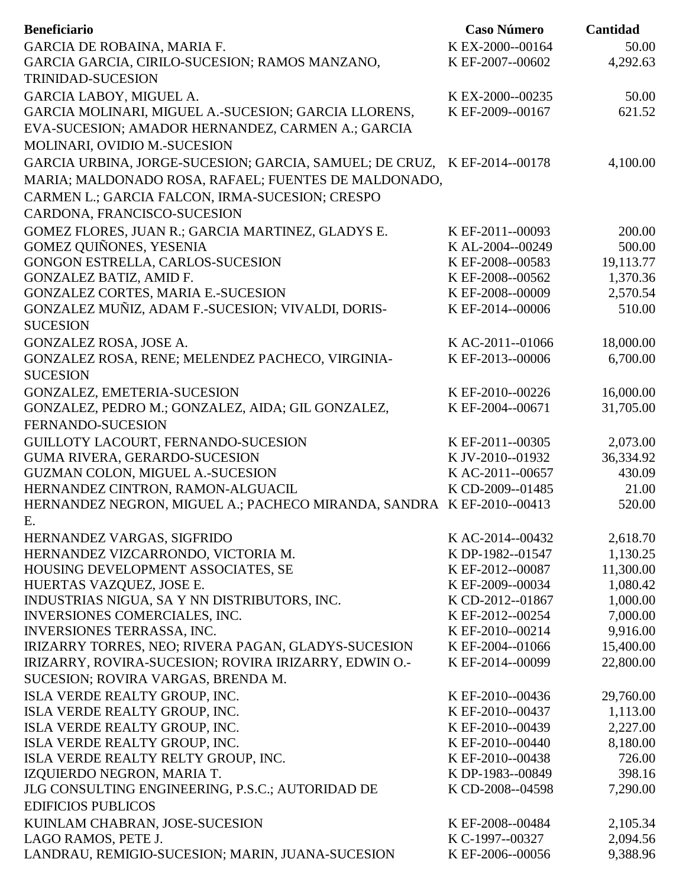| Beneficiario | Caso Número | Cantidad |
|---|---|---|
| GARCIA DE ROBAINA, MARIA F. | K EX-2000--00164 | 50.00 |
| GARCIA GARCIA, CIRILO-SUCESION; RAMOS MANZANO, TRINIDAD-SUCESION | K EF-2007--00602 | 4,292.63 |
| GARCIA LABOY, MIGUEL A. | K EX-2000--00235 | 50.00 |
| GARCIA MOLINARI, MIGUEL A.-SUCESION; GARCIA LLORENS, EVA-SUCESION; AMADOR HERNANDEZ, CARMEN A.; GARCIA MOLINARI, OVIDIO M.-SUCESION | K EF-2009--00167 | 621.52 |
| GARCIA URBINA, JORGE-SUCESION; GARCIA, SAMUEL; DE CRUZ, MARIA; MALDONADO ROSA, RAFAEL; FUENTES DE MALDONADO, CARMEN L.; GARCIA FALCON, IRMA-SUCESION; CRESPO CARDONA, FRANCISCO-SUCESION | K EF-2014--00178 | 4,100.00 |
| GOMEZ FLORES, JUAN R.; GARCIA MARTINEZ, GLADYS E. | K EF-2011--00093 | 200.00 |
| GOMEZ QUIÑONES, YESENIA | K AL-2004--00249 | 500.00 |
| GONGON ESTRELLA, CARLOS-SUCESION | K EF-2008--00583 | 19,113.77 |
| GONZALEZ BATIZ, AMID F. | K EF-2008--00562 | 1,370.36 |
| GONZALEZ CORTES, MARIA E.-SUCESION | K EF-2008--00009 | 2,570.54 |
| GONZALEZ MUÑIZ, ADAM F.-SUCESION; VIVALDI, DORIS-SUCESION | K EF-2014--00006 | 510.00 |
| GONZALEZ ROSA, JOSE A. | K AC-2011--01066 | 18,000.00 |
| GONZALEZ ROSA, RENE; MELENDEZ PACHECO, VIRGINIA-SUCESION | K EF-2013--00006 | 6,700.00 |
| GONZALEZ, EMETERIA-SUCESION | K EF-2010--00226 | 16,000.00 |
| GONZALEZ, PEDRO M.; GONZALEZ, AIDA; GIL GONZALEZ, FERNANDO-SUCESION | K EF-2004--00671 | 31,705.00 |
| GUILLOTY LACOURT, FERNANDO-SUCESION | K EF-2011--00305 | 2,073.00 |
| GUMA RIVERA, GERARDO-SUCESION | K JV-2010--01932 | 36,334.92 |
| GUZMAN COLON, MIGUEL A.-SUCESION | K AC-2011--00657 | 430.09 |
| HERNANDEZ CINTRON, RAMON-ALGUACIL | K CD-2009--01485 | 21.00 |
| HERNANDEZ NEGRON, MIGUEL A.; PACHECO MIRANDA, SANDRA E. | K EF-2010--00413 | 520.00 |
| HERNANDEZ VARGAS, SIGFRIDO | K AC-2014--00432 | 2,618.70 |
| HERNANDEZ VIZCARRONDO, VICTORIA M. | K DP-1982--01547 | 1,130.25 |
| HOUSING DEVELOPMENT ASSOCIATES, SE | K EF-2012--00087 | 11,300.00 |
| HUERTAS VAZQUEZ, JOSE E. | K EF-2009--00034 | 1,080.42 |
| INDUSTRIAS NIGUA, SA Y NN DISTRIBUTORS, INC. | K CD-2012--01867 | 1,000.00 |
| INVERSIONES COMERCIALES, INC. | K EF-2012--00254 | 7,000.00 |
| INVERSIONES TERRASSA, INC. | K EF-2010--00214 | 9,916.00 |
| IRIZARRY TORRES, NEO; RIVERA PAGAN, GLADYS-SUCESION | K EF-2004--01066 | 15,400.00 |
| IRIZARRY, ROVIRA-SUCESION; ROVIRA IRIZARRY, EDWIN O.-SUCESION; ROVIRA VARGAS, BRENDA M. | K EF-2014--00099 | 22,800.00 |
| ISLA VERDE REALTY GROUP, INC. | K EF-2010--00436 | 29,760.00 |
| ISLA VERDE REALTY GROUP, INC. | K EF-2010--00437 | 1,113.00 |
| ISLA VERDE REALTY GROUP, INC. | K EF-2010--00439 | 2,227.00 |
| ISLA VERDE REALTY GROUP, INC. | K EF-2010--00440 | 8,180.00 |
| ISLA VERDE REALTY RELTY GROUP, INC. | K EF-2010--00438 | 726.00 |
| IZQUIERDO NEGRON, MARIA T. | K DP-1983--00849 | 398.16 |
| JLG CONSULTING ENGINEERING, P.S.C.; AUTORIDAD DE EDIFICIOS PUBLICOS | K CD-2008--04598 | 7,290.00 |
| KUINLAM CHABRAN, JOSE-SUCESION | K EF-2008--00484 | 2,105.34 |
| LAGO RAMOS, PETE J. | K C-1997--00327 | 2,094.56 |
| LANDRAU, REMIGIO-SUCESION; MARIN, JUANA-SUCESION | K EF-2006--00056 | 9,388.96 |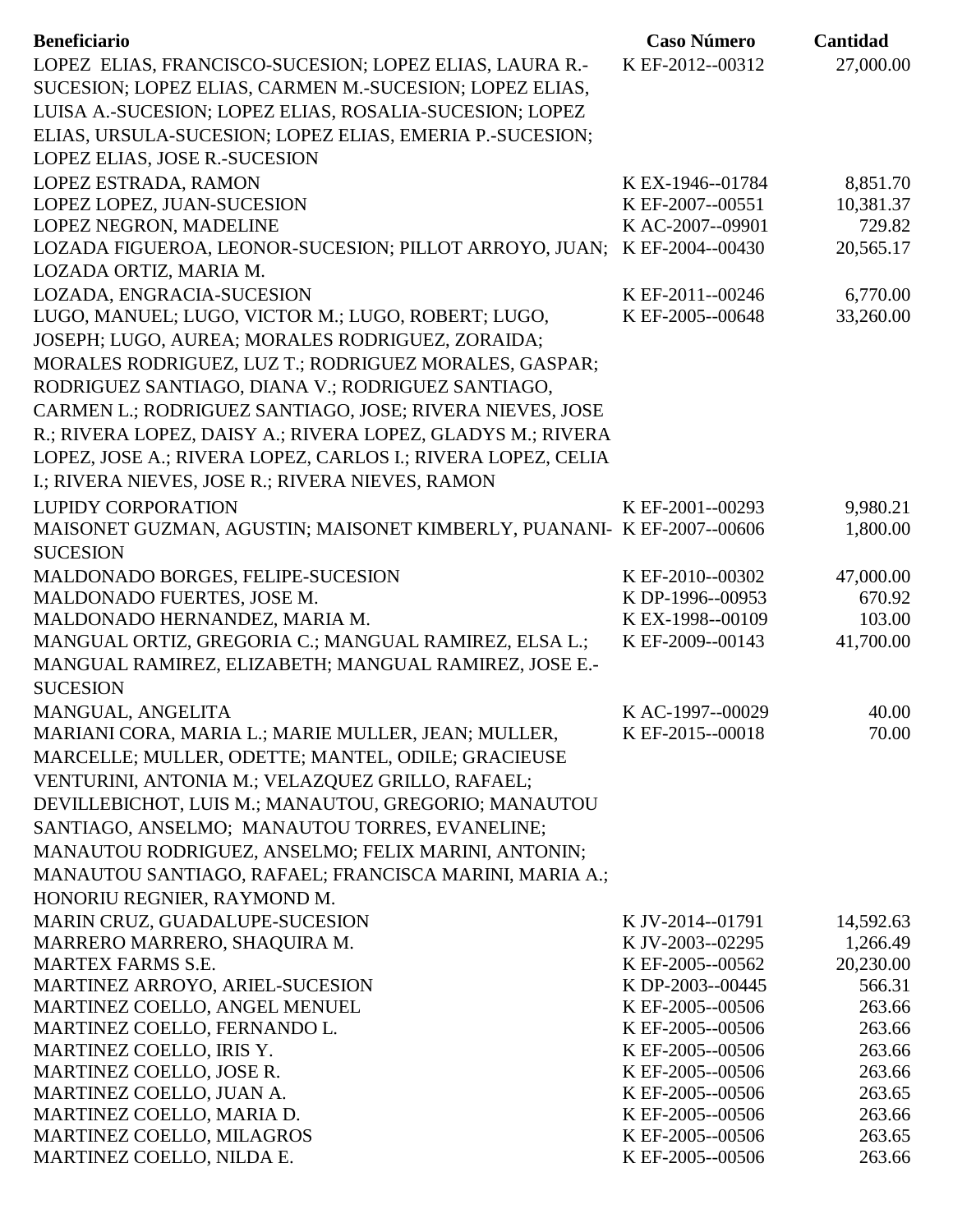| Beneficiario | Caso Número | Cantidad |
|---|---|---|
| LOPEZ ELIAS, FRANCISCO-SUCESION; LOPEZ ELIAS, LAURA R.-SUCESION; LOPEZ ELIAS, CARMEN M.-SUCESION; LOPEZ ELIAS, LUISA A.-SUCESION; LOPEZ ELIAS, ROSALIA-SUCESION; LOPEZ ELIAS, URSULA-SUCESION; LOPEZ ELIAS, EMERIA P.-SUCESION; LOPEZ ELIAS, JOSE R.-SUCESION | K EF-2012--00312 | 27,000.00 |
| LOPEZ ESTRADA, RAMON | K EX-1946--01784 | 8,851.70 |
| LOPEZ LOPEZ, JUAN-SUCESION | K EF-2007--00551 | 10,381.37 |
| LOPEZ NEGRON, MADELINE | K AC-2007--09901 | 729.82 |
| LOZADA FIGUEROA, LEONOR-SUCESION; PILLOT ARROYO, JUAN; LOZADA ORTIZ, MARIA M. | K EF-2004--00430 | 20,565.17 |
| LOZADA, ENGRACIA-SUCESION | K EF-2011--00246 | 6,770.00 |
| LUGO, MANUEL; LUGO, VICTOR M.; LUGO, ROBERT; LUGO, JOSEPH; LUGO, AUREA; MORALES RODRIGUEZ, ZORAIDA; MORALES RODRIGUEZ, LUZ T.; RODRIGUEZ MORALES, GASPAR; RODRIGUEZ SANTIAGO, DIANA V.; RODRIGUEZ SANTIAGO, CARMEN L.; RODRIGUEZ SANTIAGO, JOSE; RIVERA NIEVES, JOSE R.; RIVERA LOPEZ, DAISY A.; RIVERA LOPEZ, GLADYS M.; RIVERA LOPEZ, JOSE A.; RIVERA LOPEZ, CARLOS I.; RIVERA LOPEZ, CELIA I.; RIVERA NIEVES, JOSE R.; RIVERA NIEVES, RAMON | K EF-2005--00648 | 33,260.00 |
| LUPIDY CORPORATION | K EF-2001--00293 | 9,980.21 |
| MAISONET GUZMAN, AGUSTIN; MAISONET KIMBERLY, PUANANI-SUCESION | K EF-2007--00606 | 1,800.00 |
| MALDONADO BORGES, FELIPE-SUCESION | K EF-2010--00302 | 47,000.00 |
| MALDONADO FUERTES, JOSE M. | K DP-1996--00953 | 670.92 |
| MALDONADO HERNANDEZ, MARIA M. | K EX-1998--00109 | 103.00 |
| MANGUAL ORTIZ, GREGORIA C.; MANGUAL RAMIREZ, ELSA L.; MANGUAL RAMIREZ, ELIZABETH; MANGUAL RAMIREZ, JOSE E.-SUCESION | K EF-2009--00143 | 41,700.00 |
| MANGUAL, ANGELITA | K AC-1997--00029 | 40.00 |
| MARIANI CORA, MARIA L.; MARIE MULLER, JEAN; MULLER, MARCELLE; MULLER, ODETTE; MANTEL, ODILE; GRACIEUSE VENTURINI, ANTONIA M.; VELAZQUEZ GRILLO, RAFAEL; DEVILLEBICHOT, LUIS M.; MANAUTOU, GREGORIO; MANAUTOU SANTIAGO, ANSELMO; MANAUTOU TORRES, EVANELINE; MANAUTOU RODRIGUEZ, ANSELMO; FELIX MARINI, ANTONIN; MANAUTOU SANTIAGO, RAFAEL; FRANCISCA MARINI, MARIA A.; HONORIU REGNIER, RAYMOND M. | K EF-2015--00018 | 70.00 |
| MARIN CRUZ, GUADALUPE-SUCESION | K JV-2014--01791 | 14,592.63 |
| MARRERO MARRERO, SHAQUIRA M. | K JV-2003--02295 | 1,266.49 |
| MARTEX FARMS S.E. | K EF-2005--00562 | 20,230.00 |
| MARTINEZ ARROYO, ARIEL-SUCESION | K DP-2003--00445 | 566.31 |
| MARTINEZ COELLO, ANGEL MENUEL | K EF-2005--00506 | 263.66 |
| MARTINEZ COELLO, FERNANDO L. | K EF-2005--00506 | 263.66 |
| MARTINEZ COELLO, IRIS Y. | K EF-2005--00506 | 263.66 |
| MARTINEZ COELLO, JOSE R. | K EF-2005--00506 | 263.66 |
| MARTINEZ COELLO, JUAN A. | K EF-2005--00506 | 263.65 |
| MARTINEZ COELLO, MARIA D. | K EF-2005--00506 | 263.66 |
| MARTINEZ COELLO, MILAGROS | K EF-2005--00506 | 263.65 |
| MARTINEZ COELLO, NILDA E. | K EF-2005--00506 | 263.66 |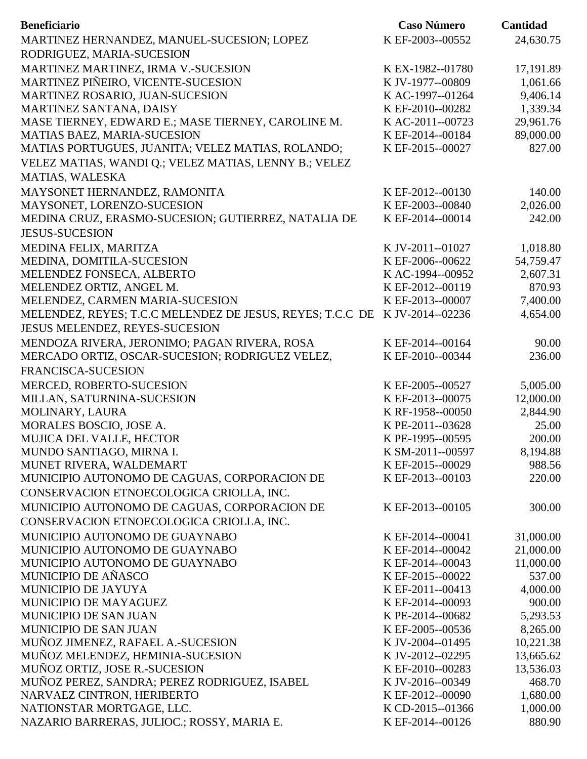| Beneficiario | Caso Número | Cantidad |
|---|---|---|
| MARTINEZ HERNANDEZ, MANUEL-SUCESION; LOPEZ RODRIGUEZ, MARIA-SUCESION | K EF-2003--00552 | 24,630.75 |
| MARTINEZ MARTINEZ, IRMA V.-SUCESION | K EX-1982--01780 | 17,191.89 |
| MARTINEZ PIÑEIRO, VICENTE-SUCESION | K JV-1977--00809 | 1,061.66 |
| MARTINEZ ROSARIO, JUAN-SUCESION | K AC-1997--01264 | 9,406.14 |
| MARTINEZ SANTANA, DAISY | K EF-2010--00282 | 1,339.34 |
| MASE TIERNEY, EDWARD E.; MASE TIERNEY, CAROLINE M. | K AC-2011--00723 | 29,961.76 |
| MATIAS BAEZ, MARIA-SUCESION | K EF-2014--00184 | 89,000.00 |
| MATIAS PORTUGUES, JUANITA; VELEZ MATIAS, ROLANDO; VELEZ MATIAS, WANDI Q.; VELEZ MATIAS, LENNY B.; VELEZ MATIAS, WALESKA | K EF-2015--00027 | 827.00 |
| MAYSONET HERNANDEZ, RAMONITA | K EF-2012--00130 | 140.00 |
| MAYSONET, LORENZO-SUCESION | K EF-2003--00840 | 2,026.00 |
| MEDINA CRUZ, ERASMO-SUCESION; GUTIERREZ, NATALIA DE JESUS-SUCESION | K EF-2014--00014 | 242.00 |
| MEDINA FELIX, MARITZA | K JV-2011--01027 | 1,018.80 |
| MEDINA, DOMITILA-SUCESION | K EF-2006--00622 | 54,759.47 |
| MELENDEZ FONSECA, ALBERTO | K AC-1994--00952 | 2,607.31 |
| MELENDEZ ORTIZ, ANGEL M. | K EF-2012--00119 | 870.93 |
| MELENDEZ, CARMEN MARIA-SUCESION | K EF-2013--00007 | 7,400.00 |
| MELENDEZ, REYES; T.C.C MELENDEZ DE JESUS, REYES; T.C.C DE JESUS MELENDEZ, REYES-SUCESION | K JV-2014--02236 | 4,654.00 |
| MENDOZA RIVERA, JERONIMO; PAGAN RIVERA, ROSA | K EF-2014--00164 | 90.00 |
| MERCADO ORTIZ, OSCAR-SUCESION; RODRIGUEZ VELEZ, FRANCISCA-SUCESION | K EF-2010--00344 | 236.00 |
| MERCED, ROBERTO-SUCESION | K EF-2005--00527 | 5,005.00 |
| MILLAN, SATURNINA-SUCESION | K EF-2013--00075 | 12,000.00 |
| MOLINARY, LAURA | K RF-1958--00050 | 2,844.90 |
| MORALES BOSCIO, JOSE A. | K PE-2011--03628 | 25.00 |
| MUJICA DEL VALLE, HECTOR | K PE-1995--00595 | 200.00 |
| MUNDO SANTIAGO, MIRNA I. | K SM-2011--00597 | 8,194.88 |
| MUNET RIVERA, WALDEMART | K EF-2015--00029 | 988.56 |
| MUNICIPIO AUTONOMO DE CAGUAS, CORPORACION DE CONSERVACION ETNOECOLOGICA CRIOLLA, INC. | K EF-2013--00103 | 220.00 |
| MUNICIPIO AUTONOMO DE CAGUAS, CORPORACION DE CONSERVACION ETNOECOLOGICA CRIOLLA, INC. | K EF-2013--00105 | 300.00 |
| MUNICIPIO AUTONOMO DE GUAYNABO | K EF-2014--00041 | 31,000.00 |
| MUNICIPIO AUTONOMO DE GUAYNABO | K EF-2014--00042 | 21,000.00 |
| MUNICIPIO AUTONOMO DE GUAYNABO | K EF-2014--00043 | 11,000.00 |
| MUNICIPIO DE AÑASCO | K EF-2015--00022 | 537.00 |
| MUNICIPIO DE JAYUYA | K EF-2011--00413 | 4,000.00 |
| MUNICIPIO DE MAYAGUEZ | K EF-2014--00093 | 900.00 |
| MUNICIPIO DE SAN JUAN | K PE-2014--00682 | 5,293.53 |
| MUNICIPIO DE SAN JUAN | K EF-2005--00536 | 8,265.00 |
| MUÑOZ JIMENEZ, RAFAEL A.-SUCESION | K JV-2004--01495 | 10,221.38 |
| MUÑOZ MELENDEZ, HEMINIA-SUCESION | K JV-2012--02295 | 13,665.62 |
| MUÑOZ ORTIZ, JOSE R.-SUCESION | K EF-2010--00283 | 13,536.03 |
| MUÑOZ PEREZ, SANDRA; PEREZ RODRIGUEZ, ISABEL | K JV-2016--00349 | 468.70 |
| NARVAEZ CINTRON, HERIBERTO | K EF-2012--00090 | 1,680.00 |
| NATIONSTAR MORTGAGE, LLC. | K CD-2015--01366 | 1,000.00 |
| NAZARIO BARRERAS, JULIOC.; ROSSY, MARIA E. | K EF-2014--00126 | 880.90 |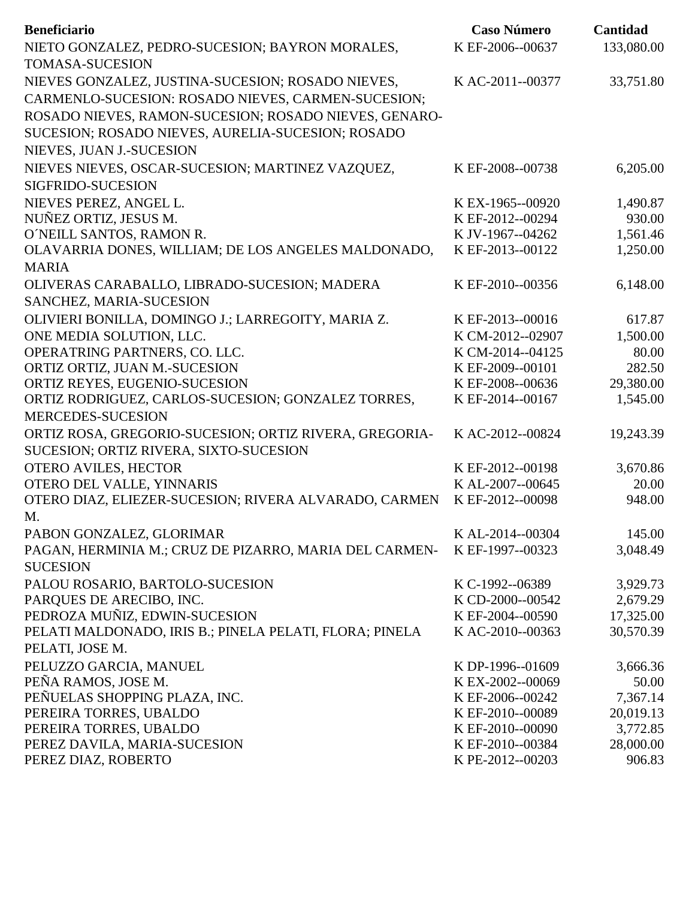| Beneficiario | Caso Número | Cantidad |
|---|---|---|
| NIETO GONZALEZ, PEDRO-SUCESION; BAYRON MORALES, TOMASA-SUCESION | K EF-2006--00637 | 133,080.00 |
| NIEVES GONZALEZ, JUSTINA-SUCESION; ROSADO NIEVES, CARMENLO-SUCESION: ROSADO NIEVES, CARMEN-SUCESION; ROSADO NIEVES, RAMON-SUCESION; ROSADO NIEVES, GENARO-SUCESION; ROSADO NIEVES, AURELIA-SUCESION; ROSADO NIEVES, JUAN J.-SUCESION | K AC-2011--00377 | 33,751.80 |
| NIEVES NIEVES, OSCAR-SUCESION; MARTINEZ VAZQUEZ, SIGFRIDO-SUCESION | K EF-2008--00738 | 6,205.00 |
| NIEVES PEREZ, ANGEL L. | K EX-1965--00920 | 1,490.87 |
| NUÑEZ ORTIZ, JESUS M. | K EF-2012--00294 | 930.00 |
| O´NEILL SANTOS, RAMON R. | K JV-1967--04262 | 1,561.46 |
| OLAVARRIA DONES, WILLIAM; DE LOS ANGELES MALDONADO, MARIA | K EF-2013--00122 | 1,250.00 |
| OLIVERAS CARABALLO, LIBRADO-SUCESION; MADERA SANCHEZ, MARIA-SUCESION | K EF-2010--00356 | 6,148.00 |
| OLIVIERI BONILLA, DOMINGO J.; LARREGOITY, MARIA Z. | K EF-2013--00016 | 617.87 |
| ONE MEDIA SOLUTION, LLC. | K CM-2012--02907 | 1,500.00 |
| OPERATRING PARTNERS, CO. LLC. | K CM-2014--04125 | 80.00 |
| ORTIZ ORTIZ, JUAN M.-SUCESION | K EF-2009--00101 | 282.50 |
| ORTIZ REYES, EUGENIO-SUCESION | K EF-2008--00636 | 29,380.00 |
| ORTIZ RODRIGUEZ, CARLOS-SUCESION; GONZALEZ TORRES, MERCEDES-SUCESION | K EF-2014--00167 | 1,545.00 |
| ORTIZ ROSA, GREGORIO-SUCESION; ORTIZ RIVERA, GREGORIA-SUCESION; ORTIZ RIVERA, SIXTO-SUCESION | K AC-2012--00824 | 19,243.39 |
| OTERO AVILES, HECTOR | K EF-2012--00198 | 3,670.86 |
| OTERO DEL VALLE, YINNARIS | K AL-2007--00645 | 20.00 |
| OTERO DIAZ, ELIEZER-SUCESION; RIVERA ALVARADO, CARMEN M. | K EF-2012--00098 | 948.00 |
| PABON GONZALEZ, GLORIMAR | K AL-2014--00304 | 145.00 |
| PAGAN, HERMINIA M.; CRUZ DE PIZARRO, MARIA DEL CARMEN-SUCESION | K EF-1997--00323 | 3,048.49 |
| PALOU ROSARIO, BARTOLO-SUCESION | K C-1992--06389 | 3,929.73 |
| PARQUES DE ARECIBO, INC. | K CD-2000--00542 | 2,679.29 |
| PEDROZA MUÑIZ, EDWIN-SUCESION | K EF-2004--00590 | 17,325.00 |
| PELATI MALDONADO, IRIS B.; PINELA PELATI, FLORA; PINELA PELATI, JOSE M. | K AC-2010--00363 | 30,570.39 |
| PELUZZO GARCIA, MANUEL | K DP-1996--01609 | 3,666.36 |
| PEÑA RAMOS, JOSE M. | K EX-2002--00069 | 50.00 |
| PEÑUELAS SHOPPING PLAZA, INC. | K EF-2006--00242 | 7,367.14 |
| PEREIRA TORRES, UBALDO | K EF-2010--00089 | 20,019.13 |
| PEREIRA TORRES, UBALDO | K EF-2010--00090 | 3,772.85 |
| PEREZ DAVILA, MARIA-SUCESION | K EF-2010--00384 | 28,000.00 |
| PEREZ DIAZ, ROBERTO | K PE-2012--00203 | 906.83 |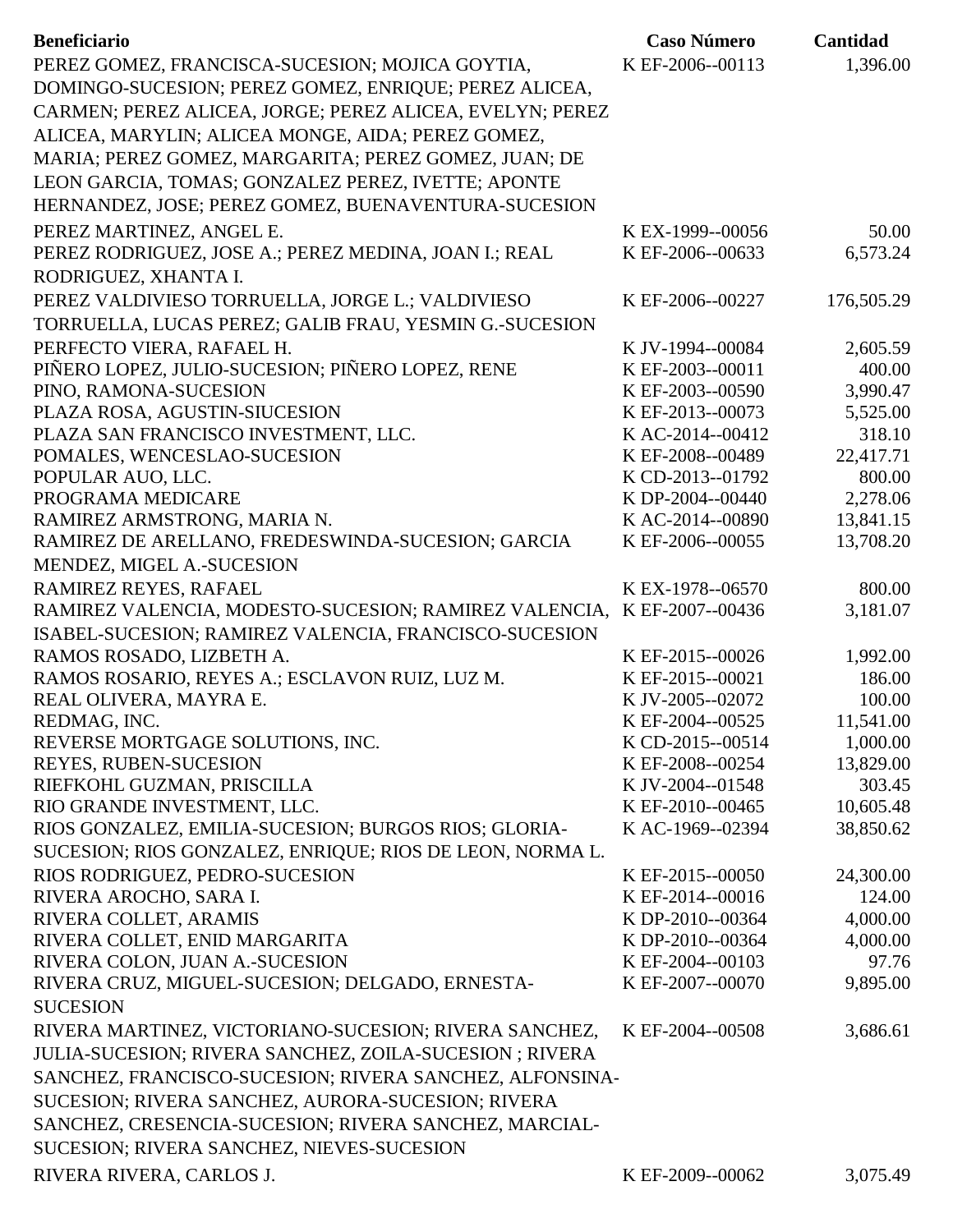| Beneficiario | Caso Número | Cantidad |
|---|---|---|
| PEREZ GOMEZ, FRANCISCA-SUCESION; MOJICA GOYTIA, DOMINGO-SUCESION; PEREZ GOMEZ, ENRIQUE; PEREZ ALICEA, CARMEN; PEREZ ALICEA, JORGE; PEREZ ALICEA, EVELYN; PEREZ ALICEA, MARYLIN; ALICEA MONGE, AIDA; PEREZ GOMEZ, MARIA; PEREZ GOMEZ, MARGARITA; PEREZ GOMEZ, JUAN; DE LEON GARCIA, TOMAS; GONZALEZ PEREZ, IVETTE; APONTE HERNANDEZ, JOSE; PEREZ GOMEZ, BUENAVENTURA-SUCESION | K EF-2006--00113 | 1,396.00 |
| PEREZ MARTINEZ, ANGEL E. | K EX-1999--00056 | 50.00 |
| PEREZ RODRIGUEZ, JOSE A.; PEREZ MEDINA, JOAN I.; REAL RODRIGUEZ, XHANTA I. | K EF-2006--00633 | 6,573.24 |
| PEREZ VALDIVIESO TORRUELLA, JORGE L.; VALDIVIESO TORRUELLA, LUCAS PEREZ; GALIB FRAU, YESMIN G.-SUCESION | K EF-2006--00227 | 176,505.29 |
| PERFECTO VIERA, RAFAEL H. | K JV-1994--00084 | 2,605.59 |
| PIÑERO LOPEZ, JULIO-SUCESION; PIÑERO LOPEZ, RENE | K EF-2003--00011 | 400.00 |
| PINO, RAMONA-SUCESION | K EF-2003--00590 | 3,990.47 |
| PLAZA ROSA, AGUSTIN-SIUCESION | K EF-2013--00073 | 5,525.00 |
| PLAZA SAN FRANCISCO INVESTMENT, LLC. | K AC-2014--00412 | 318.10 |
| POMALES, WENCESLAO-SUCESION | K EF-2008--00489 | 22,417.71 |
| POPULAR AUO, LLC. | K CD-2013--01792 | 800.00 |
| PROGRAMA MEDICARE | K DP-2004--00440 | 2,278.06 |
| RAMIREZ ARMSTRONG, MARIA N. | K AC-2014--00890 | 13,841.15 |
| RAMIREZ DE ARELLANO, FREDESWINDA-SUCESION; GARCIA MENDEZ, MIGEL A.-SUCESION | K EF-2006--00055 | 13,708.20 |
| RAMIREZ REYES, RAFAEL | K EX-1978--06570 | 800.00 |
| RAMIREZ VALENCIA, MODESTO-SUCESION; RAMIREZ VALENCIA, ISABEL-SUCESION; RAMIREZ VALENCIA, FRANCISCO-SUCESION | K EF-2007--00436 | 3,181.07 |
| RAMOS ROSADO, LIZBETH A. | K EF-2015--00026 | 1,992.00 |
| RAMOS ROSARIO, REYES A.; ESCLAVON RUIZ, LUZ M. | K EF-2015--00021 | 186.00 |
| REAL OLIVERA, MAYRA E. | K JV-2005--02072 | 100.00 |
| REDMAG, INC. | K EF-2004--00525 | 11,541.00 |
| REVERSE MORTGAGE SOLUTIONS, INC. | K CD-2015--00514 | 1,000.00 |
| REYES, RUBEN-SUCESION | K EF-2008--00254 | 13,829.00 |
| RIEFKOHL GUZMAN, PRISCILLA | K JV-2004--01548 | 303.45 |
| RIO GRANDE INVESTMENT, LLC. | K EF-2010--00465 | 10,605.48 |
| RIOS GONZALEZ, EMILIA-SUCESION; BURGOS RIOS; GLORIA-SUCESION; RIOS GONZALEZ, ENRIQUE; RIOS DE LEON, NORMA L. | K AC-1969--02394 | 38,850.62 |
| RIOS RODRIGUEZ, PEDRO-SUCESION | K EF-2015--00050 | 24,300.00 |
| RIVERA AROCHO, SARA I. | K EF-2014--00016 | 124.00 |
| RIVERA COLLET, ARAMIS | K DP-2010--00364 | 4,000.00 |
| RIVERA COLLET, ENID MARGARITA | K DP-2010--00364 | 4,000.00 |
| RIVERA COLON, JUAN A.-SUCESION | K EF-2004--00103 | 97.76 |
| RIVERA CRUZ, MIGUEL-SUCESION; DELGADO, ERNESTA-SUCESION | K EF-2007--00070 | 9,895.00 |
| RIVERA MARTINEZ, VICTORIANO-SUCESION; RIVERA SANCHEZ, JULIA-SUCESION; RIVERA SANCHEZ, ZOILA-SUCESION ; RIVERA SANCHEZ, FRANCISCO-SUCESION; RIVERA SANCHEZ, ALFONSINA-SUCESION; RIVERA SANCHEZ, AURORA-SUCESION; RIVERA SANCHEZ, CRESENCIA-SUCESION; RIVERA SANCHEZ, MARCIAL-SUCESION; RIVERA SANCHEZ, NIEVES-SUCESION | K EF-2004--00508 | 3,686.61 |
| RIVERA RIVERA, CARLOS J. | K EF-2009--00062 | 3,075.49 |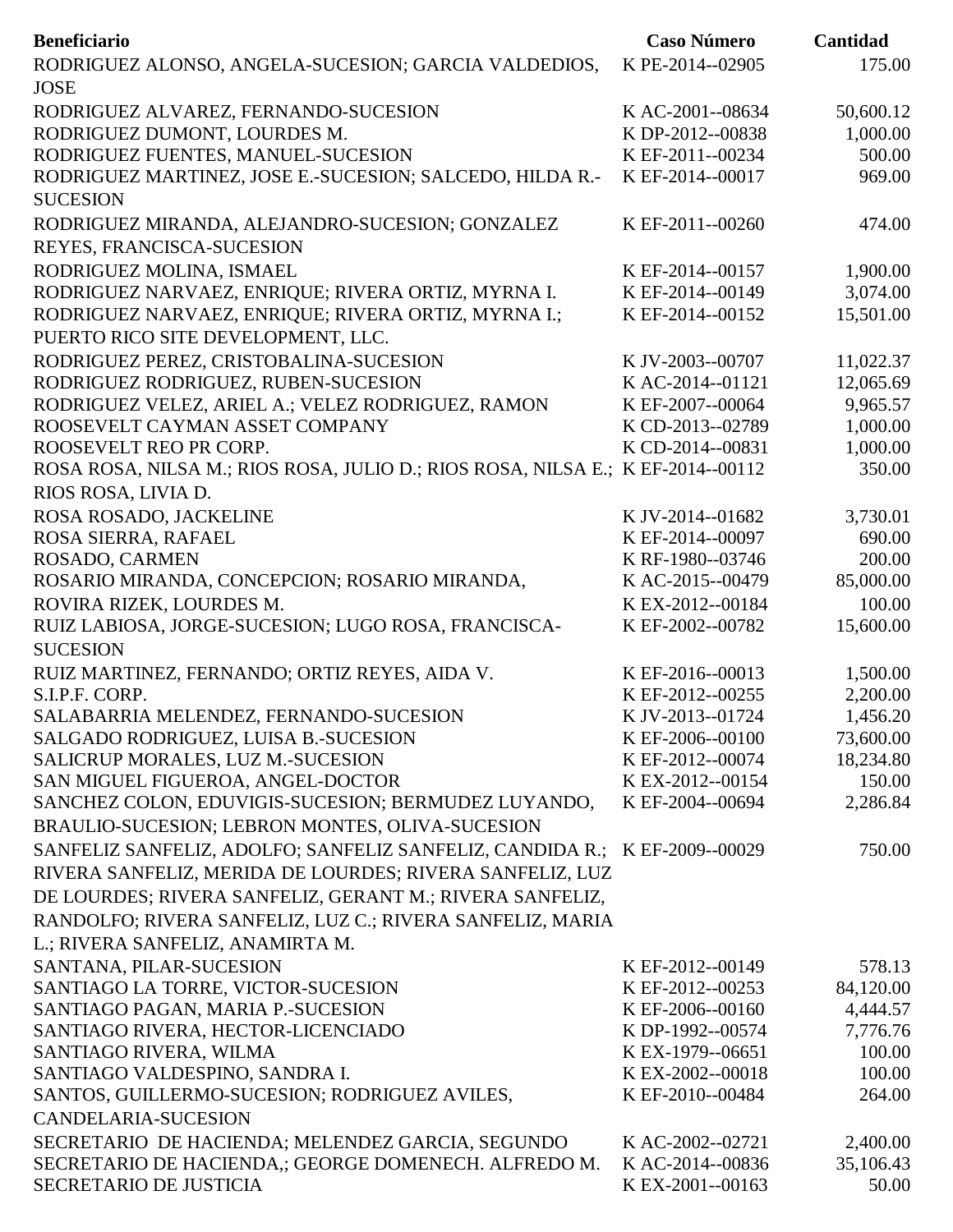| Beneficiario | Caso Número | Cantidad |
|---|---|---|
| RODRIGUEZ ALONSO, ANGELA-SUCESION; GARCIA VALDEDIOS, JOSE | K PE-2014--02905 | 175.00 |
| RODRIGUEZ ALVAREZ, FERNANDO-SUCESION | K AC-2001--08634 | 50,600.12 |
| RODRIGUEZ DUMONT, LOURDES M. | K DP-2012--00838 | 1,000.00 |
| RODRIGUEZ FUENTES, MANUEL-SUCESION | K EF-2011--00234 | 500.00 |
| RODRIGUEZ MARTINEZ, JOSE E.-SUCESION; SALCEDO, HILDA R.-SUCESION | K EF-2014--00017 | 969.00 |
| RODRIGUEZ MIRANDA, ALEJANDRO-SUCESION; GONZALEZ REYES, FRANCISCA-SUCESION | K EF-2011--00260 | 474.00 |
| RODRIGUEZ MOLINA, ISMAEL | K EF-2014--00157 | 1,900.00 |
| RODRIGUEZ NARVAEZ, ENRIQUE; RIVERA ORTIZ, MYRNA I. | K EF-2014--00149 | 3,074.00 |
| RODRIGUEZ NARVAEZ, ENRIQUE; RIVERA ORTIZ, MYRNA I.; PUERTO RICO SITE DEVELOPMENT, LLC. | K EF-2014--00152 | 15,501.00 |
| RODRIGUEZ PEREZ, CRISTOBALINA-SUCESION | K JV-2003--00707 | 11,022.37 |
| RODRIGUEZ RODRIGUEZ, RUBEN-SUCESION | K AC-2014--01121 | 12,065.69 |
| RODRIGUEZ VELEZ, ARIEL A.; VELEZ RODRIGUEZ, RAMON | K EF-2007--00064 | 9,965.57 |
| ROOSEVELT CAYMAN ASSET COMPANY | K CD-2013--02789 | 1,000.00 |
| ROOSEVELT REO PR CORP. | K CD-2014--00831 | 1,000.00 |
| ROSA ROSA, NILSA M.; RIOS ROSA, JULIO D.; RIOS ROSA, NILSA E.; RIOS ROSA, LIVIA D. | K EF-2014--00112 | 350.00 |
| ROSA ROSADO, JACKELINE | K JV-2014--01682 | 3,730.01 |
| ROSA SIERRA, RAFAEL | K EF-2014--00097 | 690.00 |
| ROSADO, CARMEN | K RF-1980--03746 | 200.00 |
| ROSARIO MIRANDA, CONCEPCION; ROSARIO MIRANDA, | K AC-2015--00479 | 85,000.00 |
| ROVIRA RIZEK, LOURDES M. | K EX-2012--00184 | 100.00 |
| RUIZ LABIOSA, JORGE-SUCESION; LUGO ROSA, FRANCISCA-SUCESION | K EF-2002--00782 | 15,600.00 |
| RUIZ MARTINEZ, FERNANDO; ORTIZ REYES, AIDA V. | K EF-2016--00013 | 1,500.00 |
| S.I.P.F. CORP. | K EF-2012--00255 | 2,200.00 |
| SALABARRIA MELENDEZ, FERNANDO-SUCESION | K JV-2013--01724 | 1,456.20 |
| SALGADO RODRIGUEZ, LUISA B.-SUCESION | K EF-2006--00100 | 73,600.00 |
| SALICRUP MORALES, LUZ M.-SUCESION | K EF-2012--00074 | 18,234.80 |
| SAN MIGUEL FIGUEROA, ANGEL-DOCTOR | K EX-2012--00154 | 150.00 |
| SANCHEZ COLON, EDUVIGIS-SUCESION; BERMUDEZ LUYANDO, BRAULIO-SUCESION; LEBRON MONTES, OLIVA-SUCESION | K EF-2004--00694 | 2,286.84 |
| SANFELIZ SANFELIZ, ADOLFO; SANFELIZ SANFELIZ, CANDIDA R.; RIVERA SANFELIZ, MERIDA DE LOURDES; RIVERA SANFELIZ, LUZ DE LOURDES; RIVERA SANFELIZ, GERANT M.; RIVERA SANFELIZ, RANDOLFO; RIVERA SANFELIZ, LUZ C.; RIVERA SANFELIZ, MARIA L.; RIVERA SANFELIZ, ANAMIRTA M. | K EF-2009--00029 | 750.00 |
| SANTANA, PILAR-SUCESION | K EF-2012--00149 | 578.13 |
| SANTIAGO LA TORRE, VICTOR-SUCESION | K EF-2012--00253 | 84,120.00 |
| SANTIAGO PAGAN, MARIA P.-SUCESION | K EF-2006--00160 | 4,444.57 |
| SANTIAGO RIVERA, HECTOR-LICENCIADO | K DP-1992--00574 | 7,776.76 |
| SANTIAGO RIVERA, WILMA | K EX-1979--06651 | 100.00 |
| SANTIAGO VALDESPINO, SANDRA I. | K EX-2002--00018 | 100.00 |
| SANTOS, GUILLERMO-SUCESION; RODRIGUEZ AVILES, CANDELARIA-SUCESION | K EF-2010--00484 | 264.00 |
| SECRETARIO  DE HACIENDA; MELENDEZ GARCIA, SEGUNDO | K AC-2002--02721 | 2,400.00 |
| SECRETARIO DE HACIENDA,; GEORGE DOMENECH. ALFREDO M. | K AC-2014--00836 | 35,106.43 |
| SECRETARIO DE JUSTICIA | K EX-2001--00163 | 50.00 |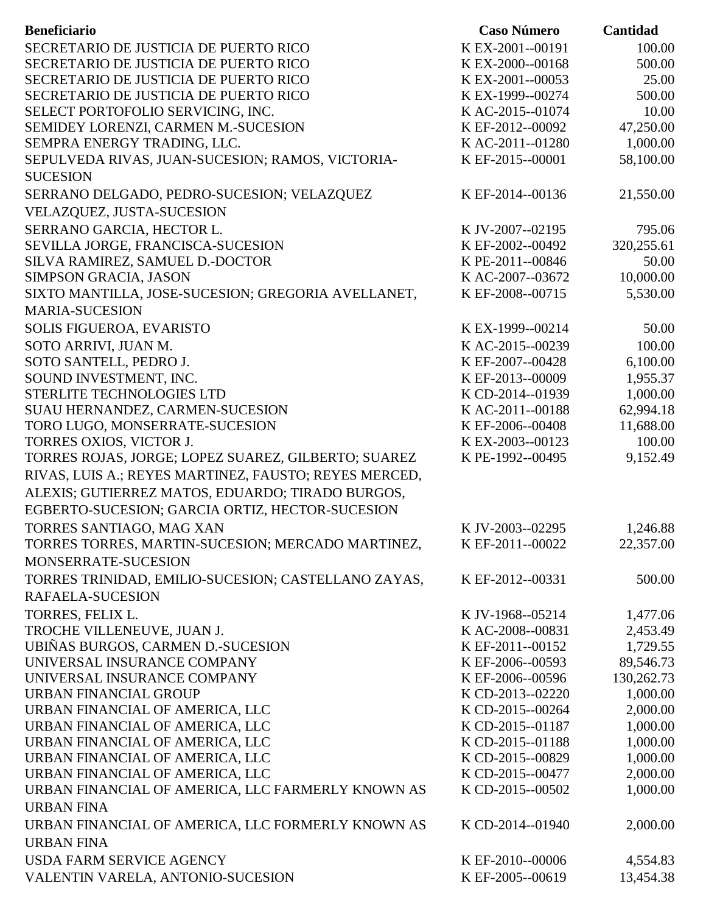| Beneficiario | Caso Número | Cantidad |
| --- | --- | --- |
| SECRETARIO DE JUSTICIA DE PUERTO RICO | K EX-2001--00191 | 100.00 |
| SECRETARIO DE JUSTICIA DE PUERTO RICO | K EX-2000--00168 | 500.00 |
| SECRETARIO DE JUSTICIA DE PUERTO RICO | K EX-2001--00053 | 25.00 |
| SECRETARIO DE JUSTICIA DE PUERTO RICO | K EX-1999--00274 | 500.00 |
| SELECT PORTOFOLIO SERVICING, INC. | K AC-2015--01074 | 10.00 |
| SEMIDEY LORENZI, CARMEN M.-SUCESION | K EF-2012--00092 | 47,250.00 |
| SEMPRA ENERGY TRADING, LLC. | K AC-2011--01280 | 1,000.00 |
| SEPULVEDA RIVAS, JUAN-SUCESION; RAMOS, VICTORIA-SUCESION | K EF-2015--00001 | 58,100.00 |
| SERRANO DELGADO, PEDRO-SUCESION; VELAZQUEZ VELAZQUEZ, JUSTA-SUCESION | K EF-2014--00136 | 21,550.00 |
| SERRANO GARCIA, HECTOR L. | K JV-2007--02195 | 795.06 |
| SEVILLA JORGE, FRANCISCA-SUCESION | K EF-2002--00492 | 320,255.61 |
| SILVA RAMIREZ, SAMUEL D.-DOCTOR | K PE-2011--00846 | 50.00 |
| SIMPSON GRACIA, JASON | K AC-2007--03672 | 10,000.00 |
| SIXTO MANTILLA, JOSE-SUCESION; GREGORIA AVELLANET, MARIA-SUCESION | K EF-2008--00715 | 5,530.00 |
| SOLIS FIGUEROA, EVARISTO | K EX-1999--00214 | 50.00 |
| SOTO ARRIVI, JUAN M. | K AC-2015--00239 | 100.00 |
| SOTO SANTELL, PEDRO J. | K EF-2007--00428 | 6,100.00 |
| SOUND INVESTMENT, INC. | K EF-2013--00009 | 1,955.37 |
| STERLITE TECHNOLOGIES LTD | K CD-2014--01939 | 1,000.00 |
| SUAU HERNANDEZ, CARMEN-SUCESION | K AC-2011--00188 | 62,994.18 |
| TORO LUGO, MONSERRATE-SUCESION | K EF-2006--00408 | 11,688.00 |
| TORRES OXIOS, VICTOR J. | K EX-2003--00123 | 100.00 |
| TORRES ROJAS, JORGE; LOPEZ SUAREZ, GILBERTO; SUAREZ RIVAS, LUIS A.; REYES MARTINEZ, FAUSTO; REYES MERCED, ALEXIS; GUTIERREZ MATOS, EDUARDO; TIRADO BURGOS, EGBERTO-SUCESION; GARCIA ORTIZ, HECTOR-SUCESION | K PE-1992--00495 | 9,152.49 |
| TORRES SANTIAGO, MAG XAN | K JV-2003--02295 | 1,246.88 |
| TORRES TORRES, MARTIN-SUCESION; MERCADO MARTINEZ, MONSERRATE-SUCESION | K EF-2011--00022 | 22,357.00 |
| TORRES TRINIDAD, EMILIO-SUCESION; CASTELLANO ZAYAS, RAFAELA-SUCESION | K EF-2012--00331 | 500.00 |
| TORRES, FELIX L. | K JV-1968--05214 | 1,477.06 |
| TROCHE VILLENEUVE, JUAN J. | K AC-2008--00831 | 2,453.49 |
| UBIÑAS BURGOS, CARMEN D.-SUCESION | K EF-2011--00152 | 1,729.55 |
| UNIVERSAL INSURANCE COMPANY | K EF-2006--00593 | 89,546.73 |
| UNIVERSAL INSURANCE COMPANY | K EF-2006--00596 | 130,262.73 |
| URBAN FINANCIAL GROUP | K CD-2013--02220 | 1,000.00 |
| URBAN FINANCIAL OF AMERICA, LLC | K CD-2015--00264 | 2,000.00 |
| URBAN FINANCIAL OF AMERICA, LLC | K CD-2015--01187 | 1,000.00 |
| URBAN FINANCIAL OF AMERICA, LLC | K CD-2015--01188 | 1,000.00 |
| URBAN FINANCIAL OF AMERICA, LLC | K CD-2015--00829 | 1,000.00 |
| URBAN FINANCIAL OF AMERICA, LLC | K CD-2015--00477 | 2,000.00 |
| URBAN FINANCIAL OF AMERICA, LLC FARMERLY KNOWN AS URBAN FINA | K CD-2015--00502 | 1,000.00 |
| URBAN FINANCIAL OF AMERICA, LLC FORMERLY KNOWN AS URBAN FINA | K CD-2014--01940 | 2,000.00 |
| USDA FARM SERVICE AGENCY | K EF-2010--00006 | 4,554.83 |
| VALENTIN VARELA, ANTONIO-SUCESION | K EF-2005--00619 | 13,454.38 |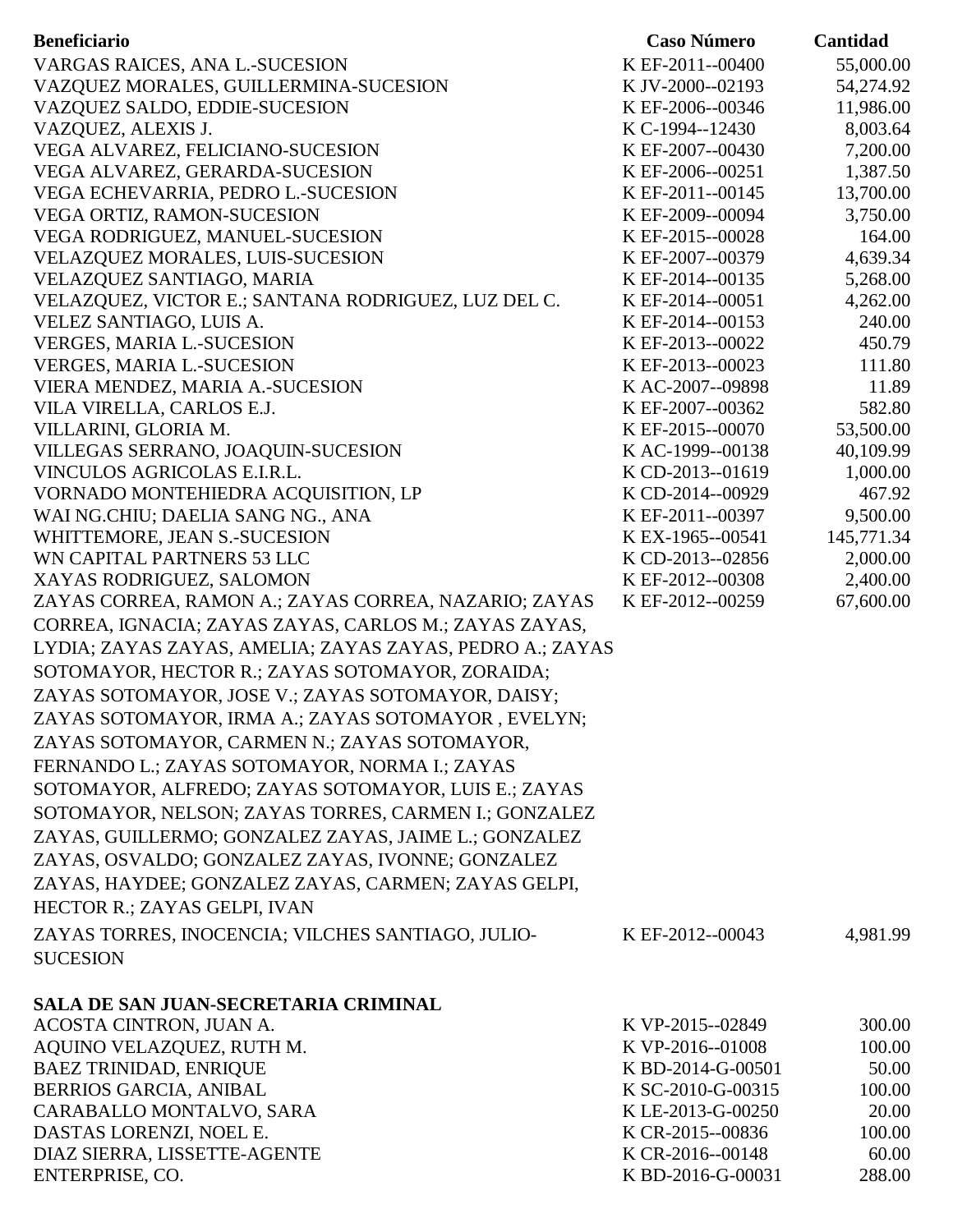| Beneficiario | Caso Número | Cantidad |
| --- | --- | --- |
| VARGAS RAICES, ANA L.-SUCESION | K EF-2011--00400 | 55,000.00 |
| VAZQUEZ MORALES, GUILLERMINA-SUCESION | K JV-2000--02193 | 54,274.92 |
| VAZQUEZ SALDO, EDDIE-SUCESION | K EF-2006--00346 | 11,986.00 |
| VAZQUEZ, ALEXIS J. | K C-1994--12430 | 8,003.64 |
| VEGA ALVAREZ, FELICIANO-SUCESION | K EF-2007--00430 | 7,200.00 |
| VEGA ALVAREZ, GERARDA-SUCESION | K EF-2006--00251 | 1,387.50 |
| VEGA ECHEVARRIA, PEDRO L.-SUCESION | K EF-2011--00145 | 13,700.00 |
| VEGA ORTIZ, RAMON-SUCESION | K EF-2009--00094 | 3,750.00 |
| VEGA RODRIGUEZ, MANUEL-SUCESION | K EF-2015--00028 | 164.00 |
| VELAZQUEZ MORALES, LUIS-SUCESION | K EF-2007--00379 | 4,639.34 |
| VELAZQUEZ SANTIAGO, MARIA | K EF-2014--00135 | 5,268.00 |
| VELAZQUEZ, VICTOR E.; SANTANA RODRIGUEZ, LUZ DEL C. | K EF-2014--00051 | 4,262.00 |
| VELEZ SANTIAGO, LUIS A. | K EF-2014--00153 | 240.00 |
| VERGES, MARIA L.-SUCESION | K EF-2013--00022 | 450.79 |
| VERGES, MARIA L.-SUCESION | K EF-2013--00023 | 111.80 |
| VIERA MENDEZ, MARIA A.-SUCESION | K AC-2007--09898 | 11.89 |
| VILA VIRELLA, CARLOS E.J. | K EF-2007--00362 | 582.80 |
| VILLARINI, GLORIA M. | K EF-2015--00070 | 53,500.00 |
| VILLEGAS SERRANO, JOAQUIN-SUCESION | K AC-1999--00138 | 40,109.99 |
| VINCULOS AGRICOLAS E.I.R.L. | K CD-2013--01619 | 1,000.00 |
| VORNADO MONTEHIEDRA ACQUISITION, LP | K CD-2014--00929 | 467.92 |
| WAI NG.CHIU; DAELIA SANG NG., ANA | K EF-2011--00397 | 9,500.00 |
| WHITTEMORE, JEAN S.-SUCESION | K EX-1965--00541 | 145,771.34 |
| WN CAPITAL PARTNERS 53 LLC | K CD-2013--02856 | 2,000.00 |
| XAYAS RODRIGUEZ, SALOMON | K EF-2012--00308 | 2,400.00 |
| ZAYAS CORREA, RAMON A.; ZAYAS CORREA, NAZARIO; ZAYAS CORREA, IGNACIA; ZAYAS ZAYAS, CARLOS M.; ZAYAS ZAYAS, LYDIA; ZAYAS ZAYAS, AMELIA; ZAYAS ZAYAS, PEDRO A.; ZAYAS SOTOMAYOR, HECTOR R.; ZAYAS SOTOMAYOR, ZORAIDA; ZAYAS SOTOMAYOR, JOSE V.; ZAYAS SOTOMAYOR, DAISY; ZAYAS SOTOMAYOR, IRMA A.; ZAYAS SOTOMAYOR , EVELYN; ZAYAS SOTOMAYOR, CARMEN N.; ZAYAS SOTOMAYOR, FERNANDO L.; ZAYAS SOTOMAYOR, NORMA I.; ZAYAS SOTOMAYOR, ALFREDO; ZAYAS SOTOMAYOR, LUIS E.; ZAYAS SOTOMAYOR, NELSON; ZAYAS TORRES, CARMEN I.; GONZALEZ ZAYAS, GUILLERMO; GONZALEZ ZAYAS, JAIME L.; GONZALEZ ZAYAS, OSVALDO; GONZALEZ ZAYAS, IVONNE; GONZALEZ ZAYAS, HAYDEE; GONZALEZ ZAYAS, CARMEN; ZAYAS GELPI, HECTOR R.; ZAYAS GELPI, IVAN | K EF-2012--00259 | 67,600.00 |
| ZAYAS TORRES, INOCENCIA; VILCHES SANTIAGO, JULIO-SUCESION | K EF-2012--00043 | 4,981.99 |

**SALA DE SAN JUAN-SECRETARIA CRIMINAL**

| Beneficiario | Caso Número | Cantidad |
| --- | --- | --- |
| ACOSTA CINTRON, JUAN A. | K VP-2015--02849 | 300.00 |
| AQUINO VELAZQUEZ, RUTH M. | K VP-2016--01008 | 100.00 |
| BAEZ TRINIDAD, ENRIQUE | K BD-2014-G-00501 | 50.00 |
| BERRIOS GARCIA, ANIBAL | K SC-2010-G-00315 | 100.00 |
| CARABALLO MONTALVO, SARA | K LE-2013-G-00250 | 20.00 |
| DASTAS LORENZI, NOEL E. | K CR-2015--00836 | 100.00 |
| DIAZ SIERRA, LISSETTE-AGENTE | K CR-2016--00148 | 60.00 |
| ENTERPRISE, CO. | K BD-2016-G-00031 | 288.00 |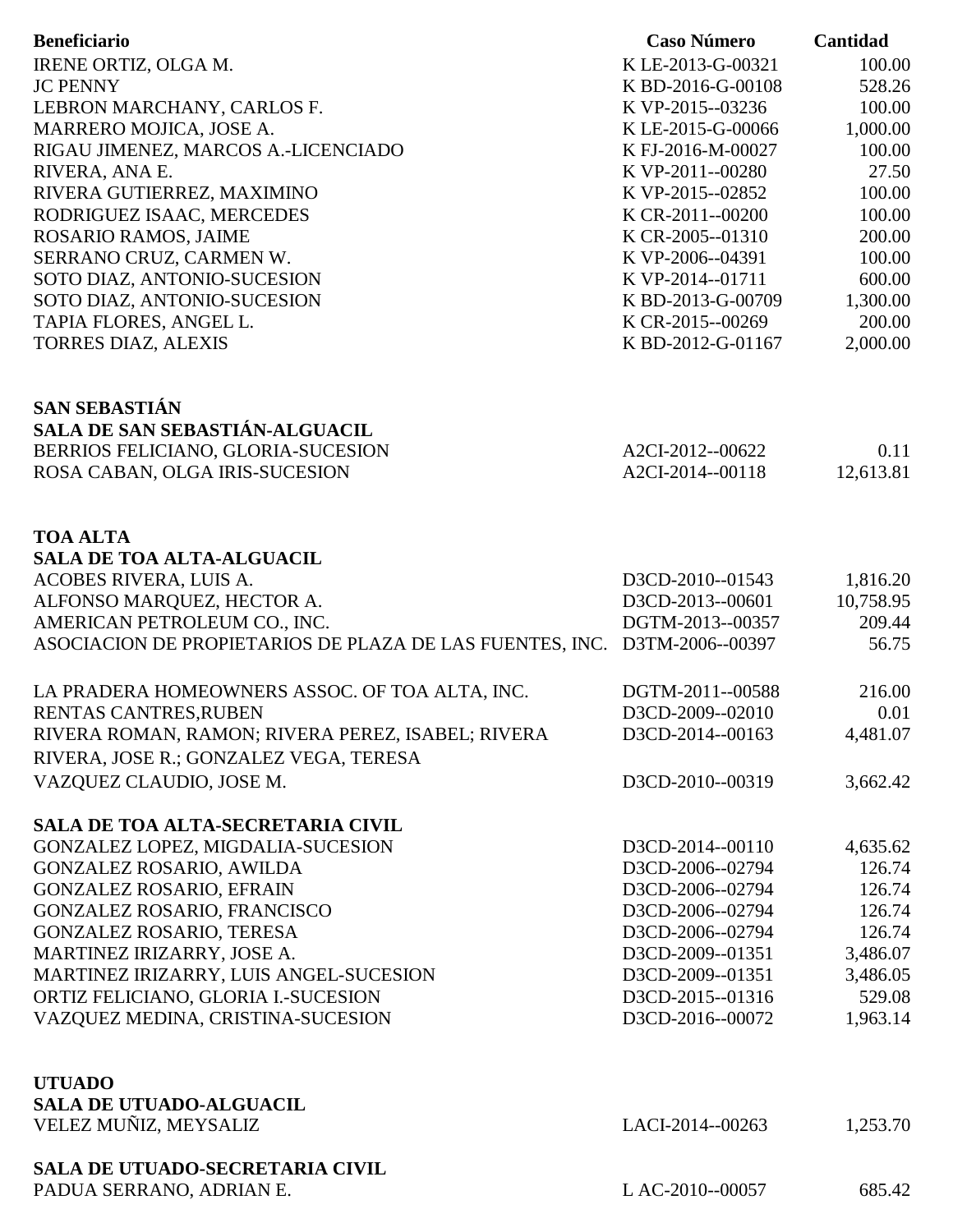| Beneficiario | Caso Número | Cantidad |
|---|---|---|
| IRENE ORTIZ, OLGA M. | K LE-2013-G-00321 | 100.00 |
| JC PENNY | K BD-2016-G-00108 | 528.26 |
| LEBRON MARCHANY, CARLOS F. | K VP-2015--03236 | 100.00 |
| MARRERO MOJICA, JOSE A. | K LE-2015-G-00066 | 1,000.00 |
| RIGAU JIMENEZ, MARCOS A.-LICENCIADO | K FJ-2016-M-00027 | 100.00 |
| RIVERA, ANA E. | K VP-2011--00280 | 27.50 |
| RIVERA GUTIERREZ, MAXIMINO | K VP-2015--02852 | 100.00 |
| RODRIGUEZ ISAAC, MERCEDES | K CR-2011--00200 | 100.00 |
| ROSARIO RAMOS, JAIME | K CR-2005--01310 | 200.00 |
| SERRANO CRUZ, CARMEN W. | K VP-2006--04391 | 100.00 |
| SOTO DIAZ, ANTONIO-SUCESION | K VP-2014--01711 | 600.00 |
| SOTO DIAZ, ANTONIO-SUCESION | K BD-2013-G-00709 | 1,300.00 |
| TAPIA FLORES, ANGEL L. | K CR-2015--00269 | 200.00 |
| TORRES DIAZ, ALEXIS | K BD-2012-G-01167 | 2,000.00 |

**SAN SEBASTIÁN**

**SALA DE SAN SEBASTIÁN-ALGUACIL**

| Beneficiario | Caso Número | Cantidad |
|---|---|---|
| BERRIOS FELICIANO, GLORIA-SUCESION | A2CI-2012--00622 | 0.11 |
| ROSA CABAN, OLGA IRIS-SUCESION | A2CI-2014--00118 | 12,613.81 |

**TOA ALTA**

**SALA DE TOA ALTA-ALGUACIL**

| Beneficiario | Caso Número | Cantidad |
|---|---|---|
| ACOBES RIVERA, LUIS A. | D3CD-2010--01543 | 1,816.20 |
| ALFONSO MARQUEZ, HECTOR A. | D3CD-2013--00601 | 10,758.95 |
| AMERICAN PETROLEUM CO., INC. | DGTM-2013--00357 | 209.44 |
| ASOCIACION DE PROPIETARIOS DE PLAZA DE LAS FUENTES, INC. | D3TM-2006--00397 | 56.75 |
| LA PRADERA HOMEOWNERS ASSOC. OF TOA ALTA, INC. | DGTM-2011--00588 | 216.00 |
| RENTAS CANTRES,RUBEN | D3CD-2009--02010 | 0.01 |
| RIVERA ROMAN, RAMON; RIVERA PEREZ, ISABEL; RIVERA RIVERA, JOSE R.; GONZALEZ VEGA, TERESA | D3CD-2014--00163 | 4,481.07 |
| VAZQUEZ CLAUDIO, JOSE M. | D3CD-2010--00319 | 3,662.42 |

**SALA DE TOA ALTA-SECRETARIA CIVIL**

| Beneficiario | Caso Número | Cantidad |
|---|---|---|
| GONZALEZ LOPEZ, MIGDALIA-SUCESION | D3CD-2014--00110 | 4,635.62 |
| GONZALEZ ROSARIO, AWILDA | D3CD-2006--02794 | 126.74 |
| GONZALEZ ROSARIO, EFRAIN | D3CD-2006--02794 | 126.74 |
| GONZALEZ ROSARIO, FRANCISCO | D3CD-2006--02794 | 126.74 |
| GONZALEZ ROSARIO, TERESA | D3CD-2006--02794 | 126.74 |
| MARTINEZ IRIZARRY, JOSE A. | D3CD-2009--01351 | 3,486.07 |
| MARTINEZ IRIZARRY, LUIS ANGEL-SUCESION | D3CD-2009--01351 | 3,486.05 |
| ORTIZ FELICIANO, GLORIA I.-SUCESION | D3CD-2015--01316 | 529.08 |
| VAZQUEZ MEDINA, CRISTINA-SUCESION | D3CD-2016--00072 | 1,963.14 |

**UTUADO**

**SALA DE UTUADO-ALGUACIL**

| Beneficiario | Caso Número | Cantidad |
|---|---|---|
| VELEZ MUÑIZ, MEYSALIZ | LACI-2014--00263 | 1,253.70 |

**SALA DE UTUADO-SECRETARIA CIVIL**

| Beneficiario | Caso Número | Cantidad |
|---|---|---|
| PADUA SERRANO, ADRIAN E. | L AC-2010--00057 | 685.42 |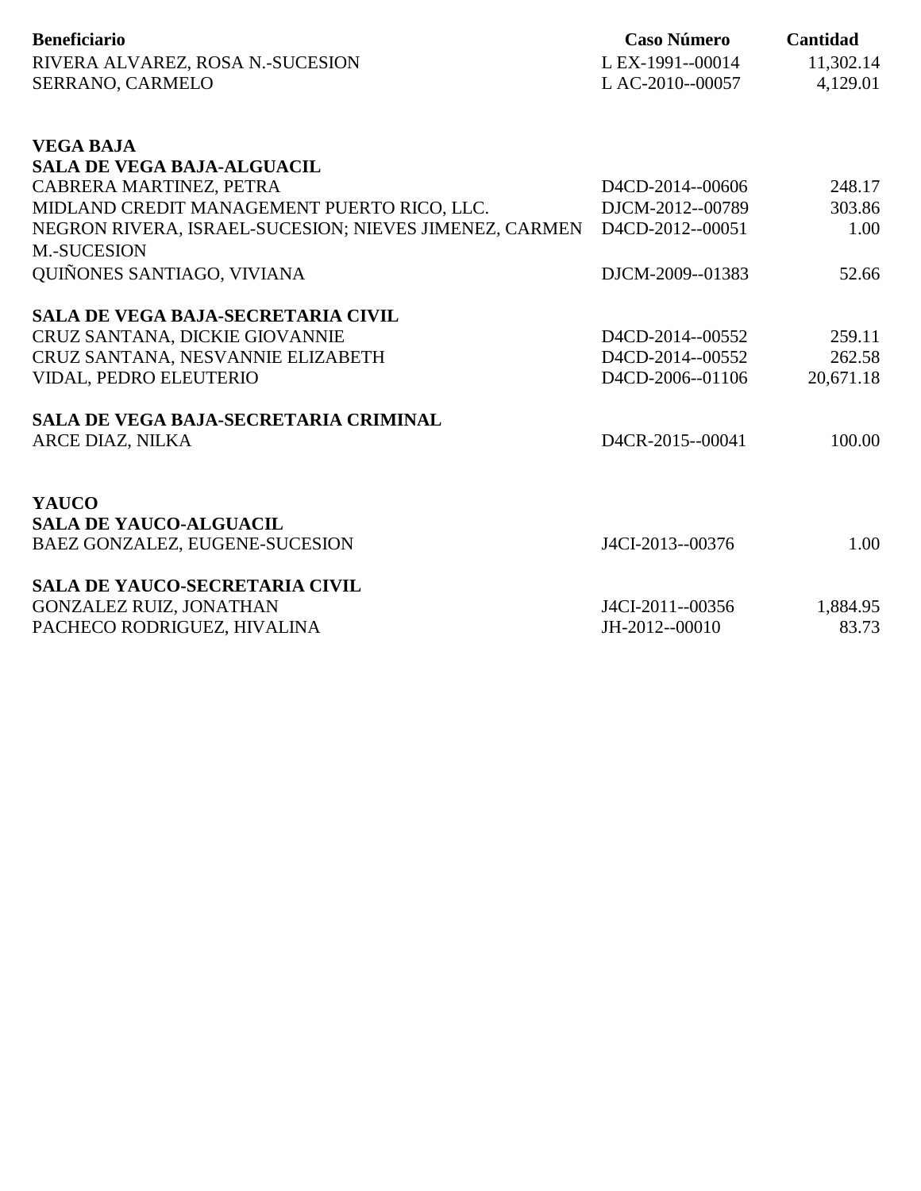| Beneficiario | Caso Número | Cantidad |
| --- | --- | --- |
| RIVERA ALVAREZ, ROSA N.-SUCESION | L EX-1991--00014 | 11,302.14 |
| SERRANO, CARMELO | L AC-2010--00057 | 4,129.01 |

**VEGA BAJA**

**SALA DE VEGA BAJA-ALGUACIL**

| | | |
| --- | --- | --- |
| CABRERA MARTINEZ, PETRA | D4CD-2014--00606 | 248.17 |
| MIDLAND CREDIT MANAGEMENT PUERTO RICO, LLC. | DJCM-2012--00789 | 303.86 |
| NEGRON RIVERA, ISRAEL-SUCESION; NIEVES JIMENEZ, CARMEN M.-SUCESION | D4CD-2012--00051 | 1.00 |
| QUIÑONES SANTIAGO, VIVIANA | DJCM-2009--01383 | 52.66 |

**SALA DE VEGA BAJA-SECRETARIA CIVIL**

| | | |
| --- | --- | --- |
| CRUZ SANTANA, DICKIE GIOVANNIE | D4CD-2014--00552 | 259.11 |
| CRUZ SANTANA, NESVANNIE ELIZABETH | D4CD-2014--00552 | 262.58 |
| VIDAL, PEDRO ELEUTERIO | D4CD-2006--01106 | 20,671.18 |

**SALA DE VEGA BAJA-SECRETARIA CRIMINAL**

| | | |
| --- | --- | --- |
| ARCE DIAZ, NILKA | D4CR-2015--00041 | 100.00 |

**YAUCO**

**SALA DE YAUCO-ALGUACIL**

| | | |
| --- | --- | --- |
| BAEZ GONZALEZ, EUGENE-SUCESION | J4CI-2013--00376 | 1.00 |

**SALA DE YAUCO-SECRETARIA CIVIL**

| | | |
| --- | --- | --- |
| GONZALEZ RUIZ, JONATHAN | J4CI-2011--00356 | 1,884.95 |
| PACHECO RODRIGUEZ, HIVALINA | JH-2012--00010 | 83.73 |